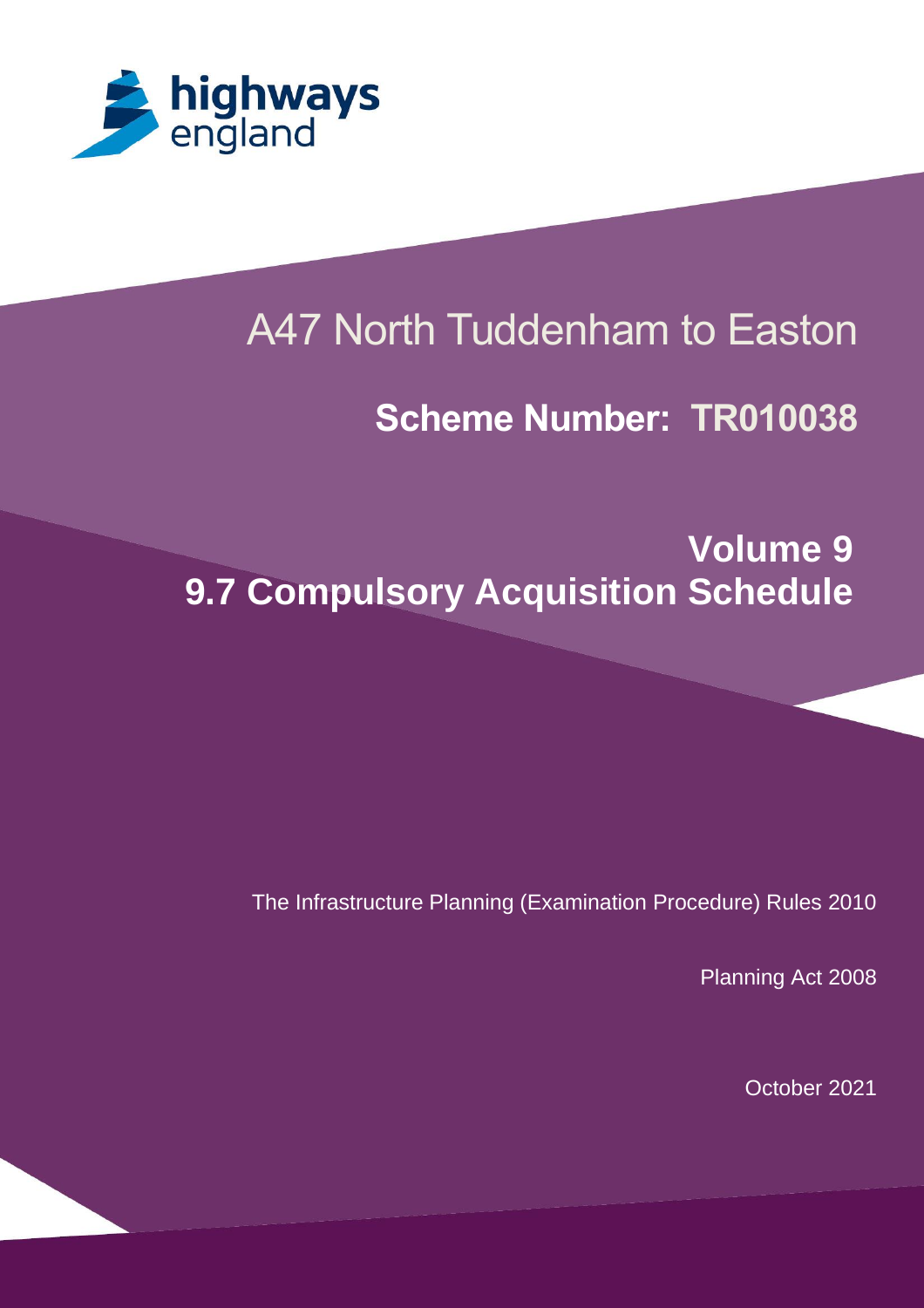highways england

# A47 North Tuddenham to Easton

## Scheme Number: TR010038

## Volume 9
## 9.7 Compulsory Acquisition Schedule

The Infrastructure Planning (Examination Procedure) Rules 2010

Planning Act 2008

October 2021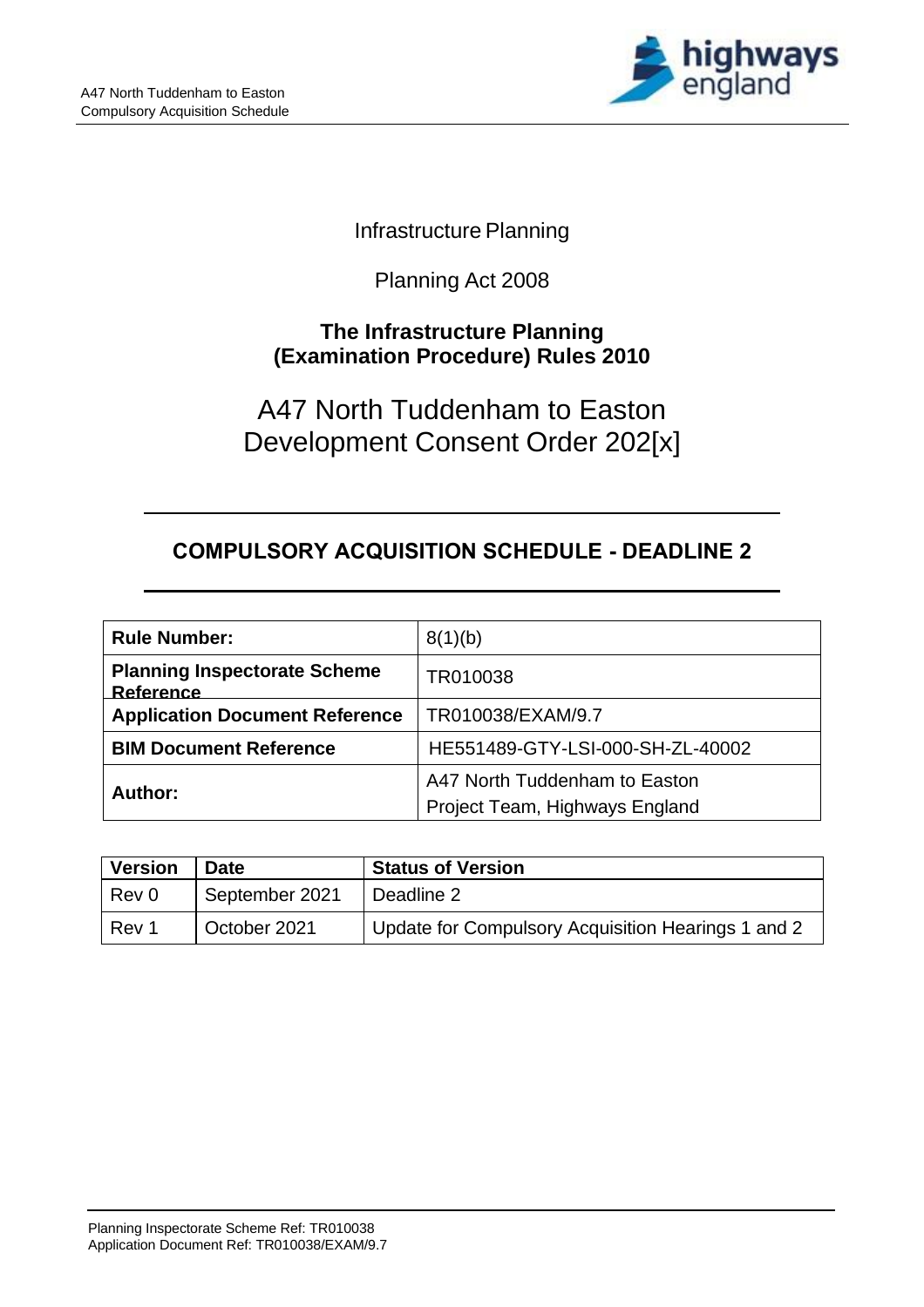Infrastructure Planning

Planning Act 2008

**The Infrastructure Planning (Examination Procedure) Rules 2010**

# A47 North Tuddenham to Easton Development Consent Order 202[x]

## COMPULSORY ACQUISITION SCHEDULE - DEADLINE 2

| **Rule Number:** | 8(1)(b) |
| --- | --- |
| **Planning Inspectorate Scheme Reference** | TR010038 |
| **Application Document Reference** | TR010038/EXAM/9.7 |
| **BIM Document Reference** | HE551489-GTY-LSI-000-SH-ZL-40002 |
| **Author:** | A47 North Tuddenham to Easton Project Team, Highways England |

| Version | Date | Status of Version |
| --- | --- | --- |
| Rev 0 | September 2021 | Deadline 2 |
| Rev 1 | October 2021 | Update for Compulsory Acquisition Hearings 1 and 2 |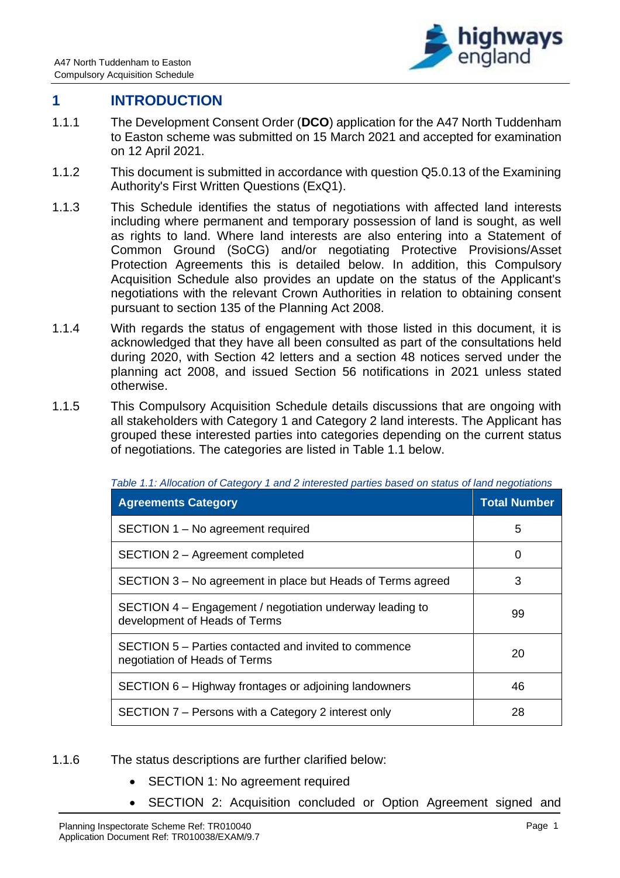# 1 INTRODUCTION

1.1.1 The Development Consent Order (**DCO**) application for the A47 North Tuddenham to Easton scheme was submitted on 15 March 2021 and accepted for examination on 12 April 2021.

1.1.2 This document is submitted in accordance with question Q5.0.13 of the Examining Authority's First Written Questions (ExQ1).

1.1.3 This Schedule identifies the status of negotiations with affected land interests including where permanent and temporary possession of land is sought, as well as rights to land. Where land interests are also entering into a Statement of Common Ground (SoCG) and/or negotiating Protective Provisions/Asset Protection Agreements this is detailed below. In addition, this Compulsory Acquisition Schedule also provides an update on the status of the Applicant's negotiations with the relevant Crown Authorities in relation to obtaining consent pursuant to section 135 of the Planning Act 2008.

1.1.4 With regards the status of engagement with those listed in this document, it is acknowledged that they have all been consulted as part of the consultations held during 2020, with Section 42 letters and a section 48 notices served under the planning act 2008, and issued Section 56 notifications in 2021 unless stated otherwise.

1.1.5 This Compulsory Acquisition Schedule details discussions that are ongoing with all stakeholders with Category 1 and Category 2 land interests. The Applicant has grouped these interested parties into categories depending on the current status of negotiations. The categories are listed in Table 1.1 below.

*Table 1.1: Allocation of Category 1 and 2 interested parties based on status of land negotiations*

| Agreements Category | Total Number |
|---|---|
| SECTION 1 – No agreement required | 5 |
| SECTION 2 – Agreement completed | 0 |
| SECTION 3 – No agreement in place but Heads of Terms agreed | 3 |
| SECTION 4 – Engagement / negotiation underway leading to development of Heads of Terms | 99 |
| SECTION 5 – Parties contacted and invited to commence negotiation of Heads of Terms | 20 |
| SECTION 6 – Highway frontages or adjoining landowners | 46 |
| SECTION 7 – Persons with a Category 2 interest only | 28 |

1.1.6 The status descriptions are further clarified below:

- SECTION 1: No agreement required
- SECTION 2: Acquisition concluded or Option Agreement signed and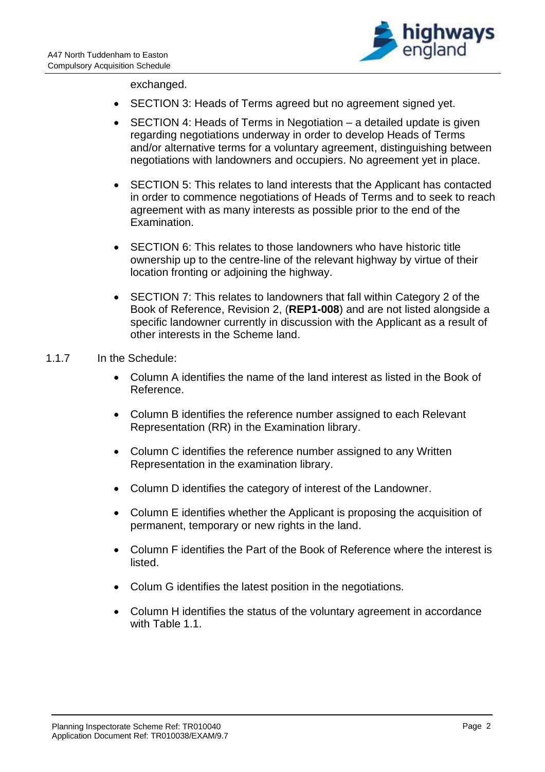exchanged.

- SECTION 3: Heads of Terms agreed but no agreement signed yet.
- SECTION 4: Heads of Terms in Negotiation – a detailed update is given regarding negotiations underway in order to develop Heads of Terms and/or alternative terms for a voluntary agreement, distinguishing between negotiations with landowners and occupiers. No agreement yet in place.
- SECTION 5: This relates to land interests that the Applicant has contacted in order to commence negotiations of Heads of Terms and to seek to reach agreement with as many interests as possible prior to the end of the Examination.
- SECTION 6: This relates to those landowners who have historic title ownership up to the centre-line of the relevant highway by virtue of their location fronting or adjoining the highway.
- SECTION 7: This relates to landowners that fall within Category 2 of the Book of Reference, Revision 2, (**REP1-008**) and are not listed alongside a specific landowner currently in discussion with the Applicant as a result of other interests in the Scheme land.

1.1.7 In the Schedule:

- Column A identifies the name of the land interest as listed in the Book of Reference.
- Column B identifies the reference number assigned to each Relevant Representation (RR) in the Examination library.
- Column C identifies the reference number assigned to any Written Representation in the examination library.
- Column D identifies the category of interest of the Landowner.
- Column E identifies whether the Applicant is proposing the acquisition of permanent, temporary or new rights in the land.
- Column F identifies the Part of the Book of Reference where the interest is listed.
- Colum G identifies the latest position in the negotiations.
- Column H identifies the status of the voluntary agreement in accordance with Table 1.1.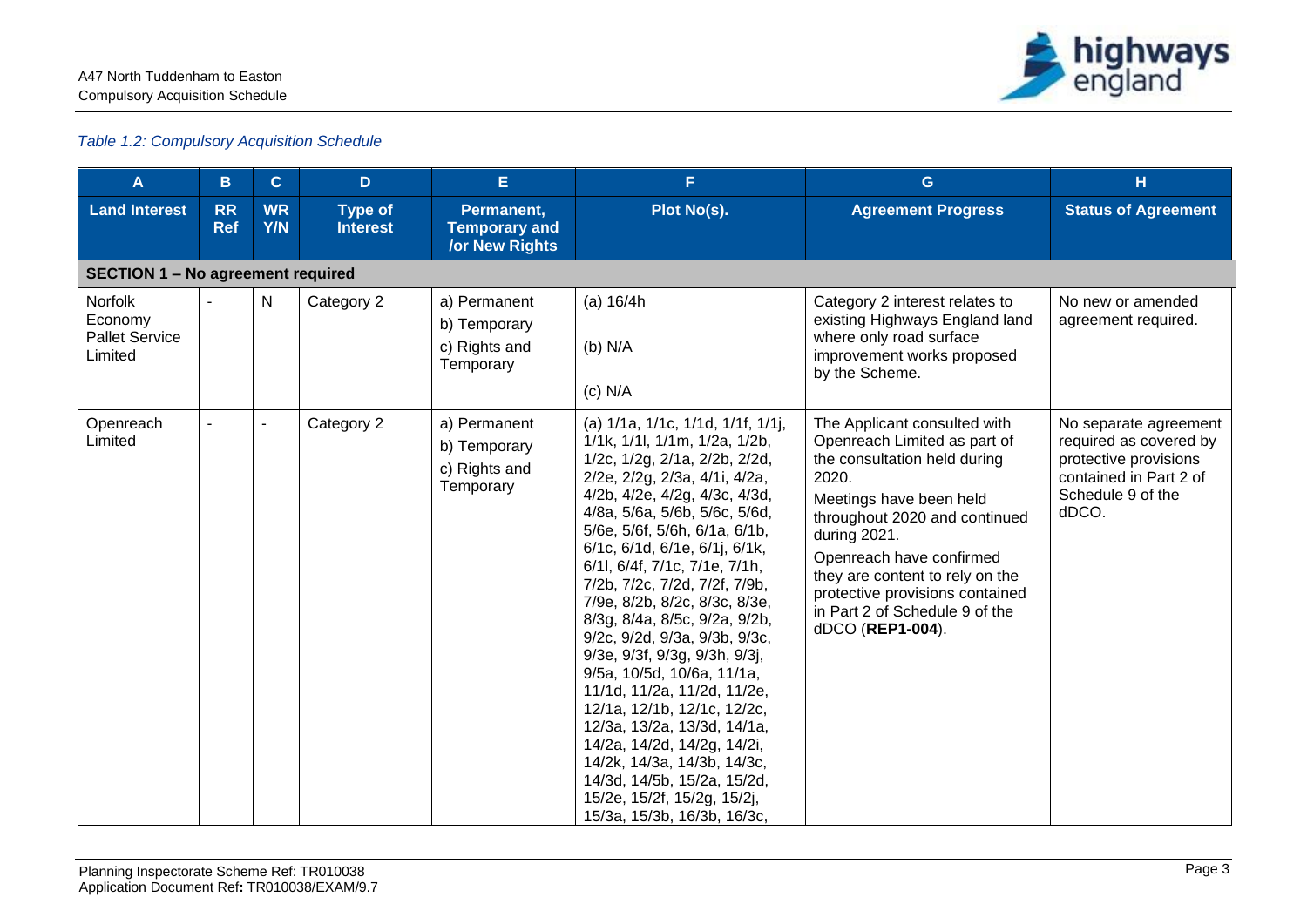*Table 1.2: Compulsory Acquisition Schedule*

| A | B | C | D | E | F | G | H |
|---|---|---|---|---|---|---|---|
| **Land Interest** | **RR Ref** | **WR Y/N** | **Type of Interest** | **Permanent, Temporary and /or New Rights** | **Plot No(s).** | **Agreement Progress** | **Status of Agreement** |
| **SECTION 1 – No agreement required** | | | | | | | |
| Norfolk Economy Pallet Service Limited | - | N | Category 2 | a) Permanent<br>b) Temporary<br>c) Rights and Temporary | (a) 16/4h<br><br>(b) N/A<br><br>(c) N/A | Category 2 interest relates to existing Highways England land where only road surface improvement works proposed by the Scheme. | No new or amended agreement required. |
| Openreach Limited | - | - | Category 2 | a) Permanent<br>b) Temporary<br>c) Rights and Temporary | (a) 1/1a, 1/1c, 1/1d, 1/1f, 1/1j, 1/1k, 1/1l, 1/1m, 1/2a, 1/2b, 1/2c, 1/2g, 2/1a, 2/2b, 2/2d, 2/2e, 2/2g, 2/3a, 4/1i, 4/2a, 4/2b, 4/2e, 4/2g, 4/3c, 4/3d, 4/8a, 5/6a, 5/6b, 5/6c, 5/6d, 5/6e, 5/6f, 5/6h, 6/1a, 6/1b, 6/1c, 6/1d, 6/1e, 6/1j, 6/1k, 6/1l, 6/4f, 7/1c, 7/1e, 7/1h, 7/2b, 7/2c, 7/2d, 7/2f, 7/9b, 7/9e, 8/2b, 8/2c, 8/3c, 8/3e, 8/3g, 8/4a, 8/5c, 9/2a, 9/2b, 9/2c, 9/2d, 9/3a, 9/3b, 9/3c, 9/3e, 9/3f, 9/3g, 9/3h, 9/3j, 9/5a, 10/5d, 10/6a, 11/1a, 11/1d, 11/2a, 11/2d, 11/2e, 12/1a, 12/1b, 12/1c, 12/2c, 12/3a, 13/2a, 13/3d, 14/1a, 14/2a, 14/2d, 14/2g, 14/2i, 14/2k, 14/3a, 14/3b, 14/3c, 14/3d, 14/5b, 15/2a, 15/2d, 15/2e, 15/2f, 15/2g, 15/2j, 15/3a, 15/3b, 16/3b, 16/3c, | The Applicant consulted with Openreach Limited as part of the consultation held during 2020.<br><br>Meetings have been held throughout 2020 and continued during 2021.<br><br>Openreach have confirmed they are content to rely on the protective provisions contained in Part 2 of Schedule 9 of the dDCO (**REP1-004**). | No separate agreement required as covered by protective provisions contained in Part 2 of Schedule 9 of the dDCO. |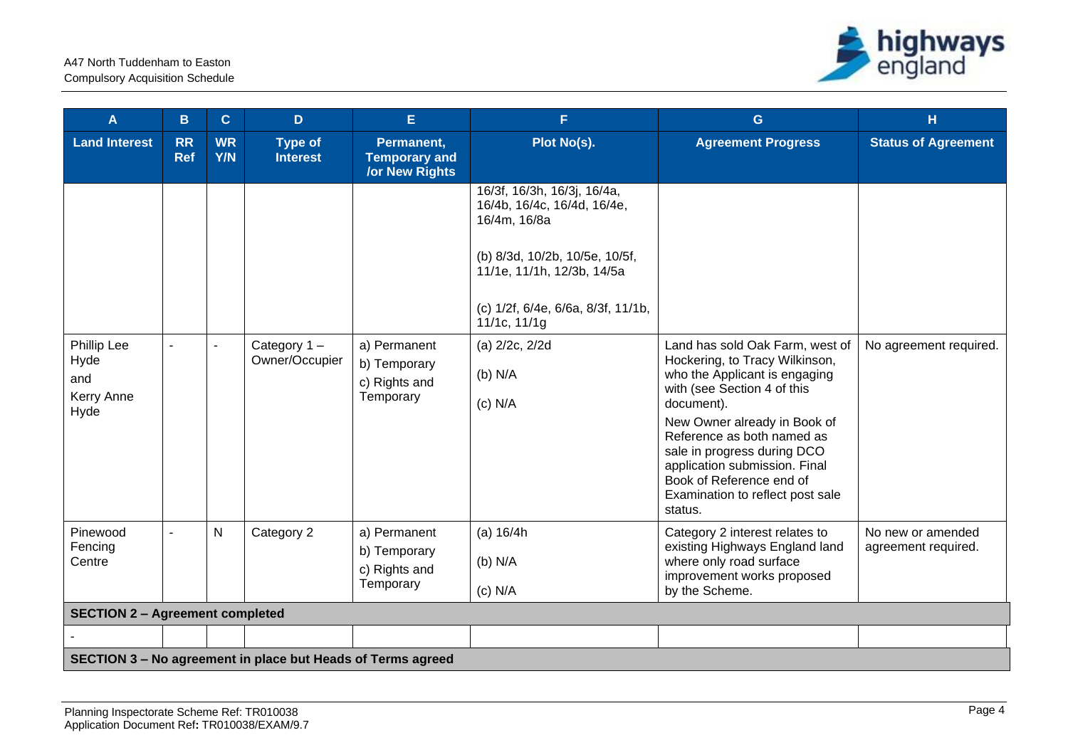| A | B | C | D | E | F | G | H |
|---|---|---|---|---|---|---|---|
| **Land Interest** | **RR Ref** | **WR Y/N** | **Type of Interest** | **Permanent, Temporary and /or New Rights** | **Plot No(s).** | **Agreement Progress** | **Status of Agreement** |
| | | | | | 16/3f, 16/3h, 16/3j, 16/4a, 16/4b, 16/4c, 16/4d, 16/4e, 16/4m, 16/8a<br><br>(b) 8/3d, 10/2b, 10/5e, 10/5f, 11/1e, 11/1h, 12/3b, 14/5a<br><br>(c) 1/2f, 6/4e, 6/6a, 8/3f, 11/1b, 11/1c, 11/1g | | |
| Phillip Lee Hyde and Kerry Anne Hyde | - | - | Category 1 – Owner/Occupier | a) Permanent<br>b) Temporary<br>c) Rights and Temporary | (a) 2/2c, 2/2d<br><br>(b) N/A<br><br>(c) N/A | Land has sold Oak Farm, west of Hockering, to Tracy Wilkinson, who the Applicant is engaging with (see Section 4 of this document).<br><br>New Owner already in Book of Reference as both named as sale in progress during DCO application submission. Final Book of Reference end of Examination to reflect post sale status. | No agreement required. |
| Pinewood Fencing Centre | - | N | Category 2 | a) Permanent<br>b) Temporary<br>c) Rights and Temporary | (a) 16/4h<br><br>(b) N/A<br><br>(c) N/A | Category 2 interest relates to existing Highways England land where only road surface improvement works proposed by the Scheme. | No new or amended agreement required. |
| **SECTION 2 – Agreement completed** | | | | | | | |
| - | | | | | | | |
| **SECTION 3 – No agreement in place but Heads of Terms agreed** | | | | | | | |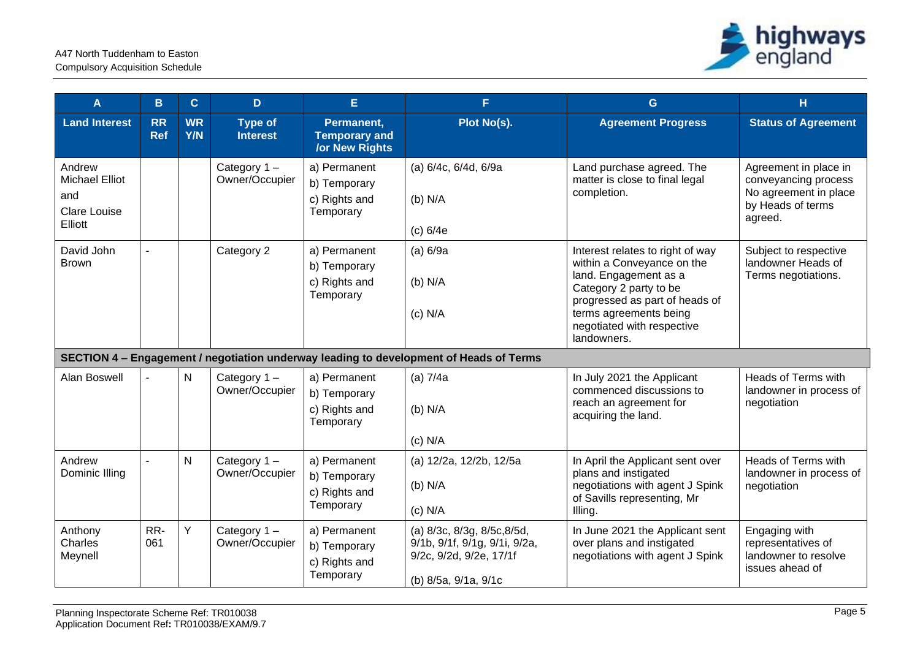| A | B | C | D | E | F | G | H |
|---|---|---|---|---|---|---|---|
| **Land Interest** | **RR Ref** | **WR Y/N** | **Type of Interest** | **Permanent, Temporary and /or New Rights** | **Plot No(s).** | **Agreement Progress** | **Status of Agreement** |
| Andrew Michael Elliot and Clare Louise Elliott | | | Category 1 – Owner/Occupier | a) Permanent b) Temporary c) Rights and Temporary | (a) 6/4c, 6/4d, 6/9a (b) N/A (c) 6/4e | Land purchase agreed. The matter is close to final legal completion. | Agreement in place in conveyancing process No agreement in place by Heads of terms agreed. |
| David John Brown | - | | Category 2 | a) Permanent b) Temporary c) Rights and Temporary | (a) 6/9a (b) N/A (c) N/A | Interest relates to right of way within a Conveyance on the land. Engagement as a Category 2 party to be progressed as part of heads of terms agreements being negotiated with respective landowners. | Subject to respective landowner Heads of Terms negotiations. |
| **SECTION 4 – Engagement / negotiation underway leading to development of Heads of Terms** | | | | | | | |
| Alan Boswell | - | N | Category 1 – Owner/Occupier | a) Permanent b) Temporary c) Rights and Temporary | (a) 7/4a (b) N/A (c) N/A | In July 2021 the Applicant commenced discussions to reach an agreement for acquiring the land. | Heads of Terms with landowner in process of negotiation |
| Andrew Dominic Illing | - | N | Category 1 – Owner/Occupier | a) Permanent b) Temporary c) Rights and Temporary | (a) 12/2a, 12/2b, 12/5a (b) N/A (c) N/A | In April the Applicant sent over plans and instigated negotiations with agent J Spink of Savills representing, Mr Illing. | Heads of Terms with landowner in process of negotiation |
| Anthony Charles Meynell | RR-061 | Y | Category 1 – Owner/Occupier | a) Permanent b) Temporary c) Rights and Temporary | (a) 8/3c, 8/3g, 8/5c,8/5d, 9/1b, 9/1f, 9/1g, 9/1i, 9/2a, 9/2c, 9/2d, 9/2e, 17/1f (b) 8/5a, 9/1a, 9/1c | In June 2021 the Applicant sent over plans and instigated negotiations with agent J Spink | Engaging with representatives of landowner to resolve issues ahead of |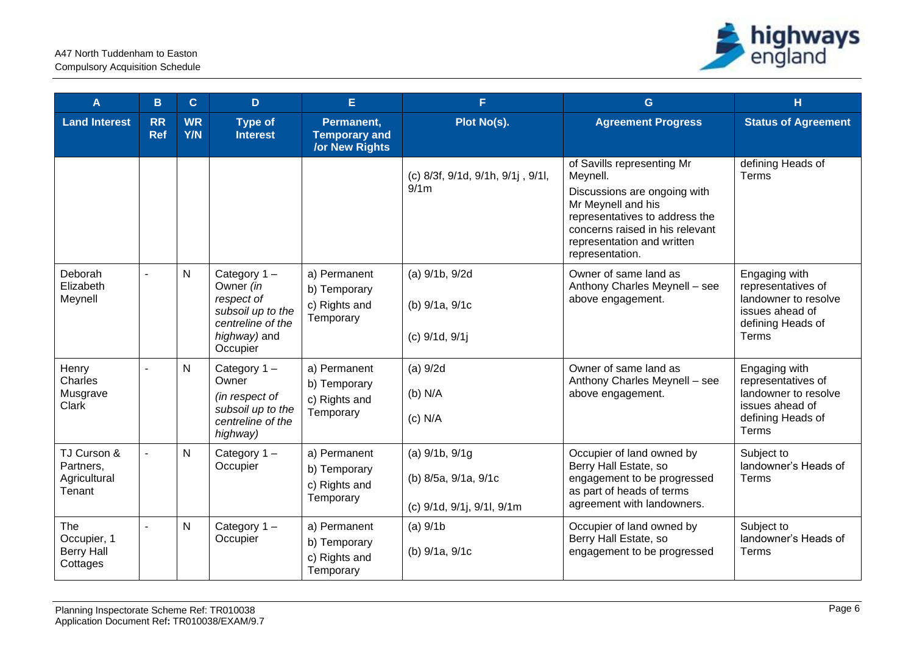| A | B | C | D | E | F | G | H |
|---|---|---|---|---|---|---|---|
| **Land Interest** | **RR Ref** | **WR Y/N** | **Type of Interest** | **Permanent, Temporary and /or New Rights** | **Plot No(s).** | **Agreement Progress** | **Status of Agreement** |
| | | | | | (c) 8/3f, 9/1d, 9/1h, 9/1j , 9/1l, 9/1m | of Savills representing Mr Meynell.<br>Discussions are ongoing with Mr Meynell and his representatives to address the concerns raised in his relevant representation and written representation. | defining Heads of Terms |
| Deborah Elizabeth Meynell | - | N | Category 1 – Owner *(in respect of subsoil up to the centreline of the highway)* and Occupier | a) Permanent<br>b) Temporary<br>c) Rights and Temporary | (a) 9/1b, 9/2d<br>(b) 9/1a, 9/1c<br>(c) 9/1d, 9/1j | Owner of same land as Anthony Charles Meynell – see above engagement. | Engaging with representatives of landowner to resolve issues ahead of defining Heads of Terms |
| Henry Charles Musgrave Clark | - | N | Category 1 – Owner<br>*(in respect of subsoil up to the centreline of the highway)* | a) Permanent<br>b) Temporary<br>c) Rights and Temporary | (a) 9/2d<br>(b) N/A<br>(c) N/A | Owner of same land as Anthony Charles Meynell – see above engagement. | Engaging with representatives of landowner to resolve issues ahead of defining Heads of Terms |
| TJ Curson & Partners, Agricultural Tenant | - | N | Category 1 – Occupier | a) Permanent<br>b) Temporary<br>c) Rights and Temporary | (a) 9/1b, 9/1g<br>(b) 8/5a, 9/1a, 9/1c<br>(c) 9/1d, 9/1j, 9/1l, 9/1m | Occupier of land owned by Berry Hall Estate, so engagement to be progressed as part of heads of terms agreement with landowners. | Subject to landowner's Heads of Terms |
| The Occupier, 1 Berry Hall Cottages | - | N | Category 1 – Occupier | a) Permanent<br>b) Temporary<br>c) Rights and Temporary | (a) 9/1b<br>(b) 9/1a, 9/1c | Occupier of land owned by Berry Hall Estate, so engagement to be progressed | Subject to landowner's Heads of Terms |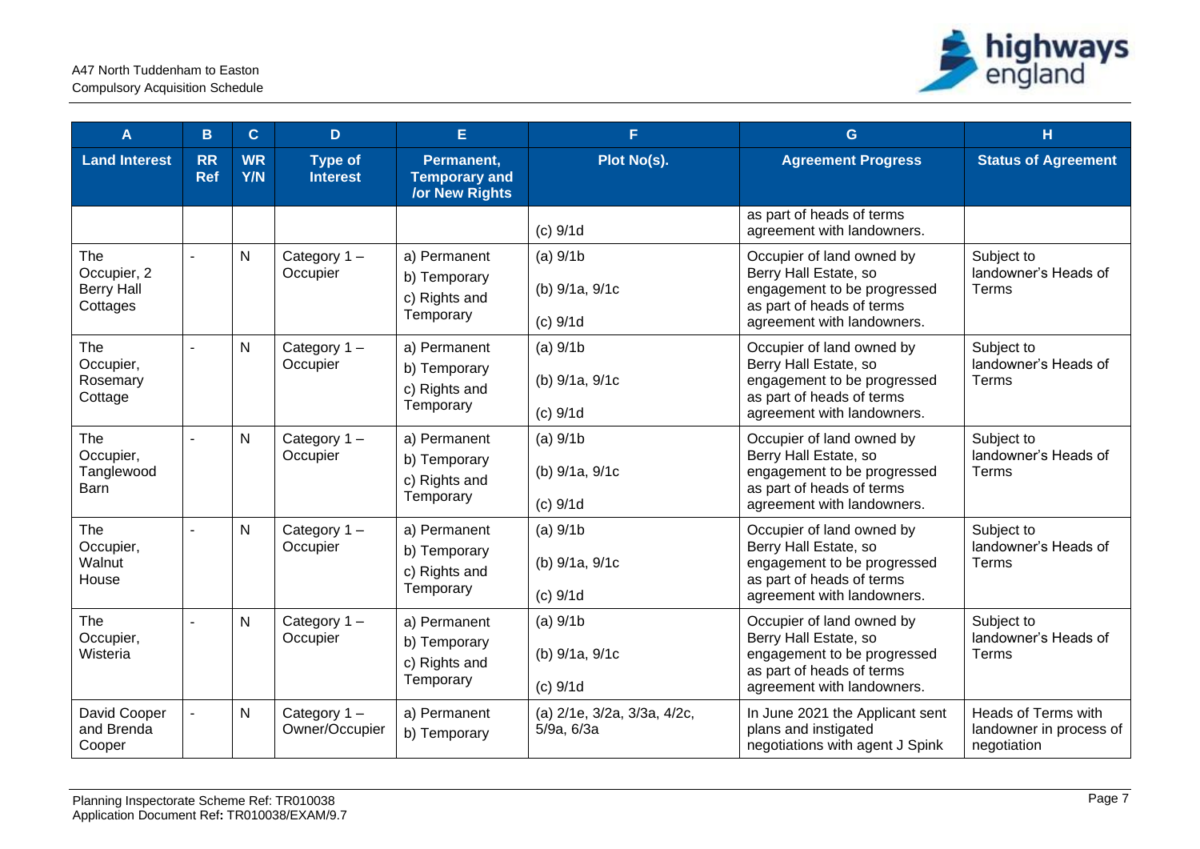| A | B | C | D | E | F | G | H |
|---|---|---|---|---|---|---|---|
| **Land Interest** | **RR Ref** | **WR Y/N** | **Type of Interest** | **Permanent, Temporary and /or New Rights** | **Plot No(s).** | **Agreement Progress** | **Status of Agreement** |
| | | | | | (c) 9/1d | as part of heads of terms agreement with landowners. | |
| The Occupier, 2 Berry Hall Cottages | - | N | Category 1 – Occupier | a) Permanent<br>b) Temporary<br>c) Rights and Temporary | (a) 9/1b<br>(b) 9/1a, 9/1c<br>(c) 9/1d | Occupier of land owned by Berry Hall Estate, so engagement to be progressed as part of heads of terms agreement with landowners. | Subject to landowner's Heads of Terms |
| The Occupier, Rosemary Cottage | - | N | Category 1 – Occupier | a) Permanent<br>b) Temporary<br>c) Rights and Temporary | (a) 9/1b<br>(b) 9/1a, 9/1c<br>(c) 9/1d | Occupier of land owned by Berry Hall Estate, so engagement to be progressed as part of heads of terms agreement with landowners. | Subject to landowner's Heads of Terms |
| The Occupier, Tanglewood Barn | - | N | Category 1 – Occupier | a) Permanent<br>b) Temporary<br>c) Rights and Temporary | (a) 9/1b<br>(b) 9/1a, 9/1c<br>(c) 9/1d | Occupier of land owned by Berry Hall Estate, so engagement to be progressed as part of heads of terms agreement with landowners. | Subject to landowner's Heads of Terms |
| The Occupier, Walnut House | - | N | Category 1 – Occupier | a) Permanent<br>b) Temporary<br>c) Rights and Temporary | (a) 9/1b<br>(b) 9/1a, 9/1c<br>(c) 9/1d | Occupier of land owned by Berry Hall Estate, so engagement to be progressed as part of heads of terms agreement with landowners. | Subject to landowner's Heads of Terms |
| The Occupier, Wisteria | - | N | Category 1 – Occupier | a) Permanent<br>b) Temporary<br>c) Rights and Temporary | (a) 9/1b<br>(b) 9/1a, 9/1c<br>(c) 9/1d | Occupier of land owned by Berry Hall Estate, so engagement to be progressed as part of heads of terms agreement with landowners. | Subject to landowner's Heads of Terms |
| David Cooper and Brenda Cooper | - | N | Category 1 – Owner/Occupier | a) Permanent<br>b) Temporary | (a) 2/1e, 3/2a, 3/3a, 4/2c, 5/9a, 6/3a | In June 2021 the Applicant sent plans and instigated negotiations with agent J Spink | Heads of Terms with landowner in process of negotiation |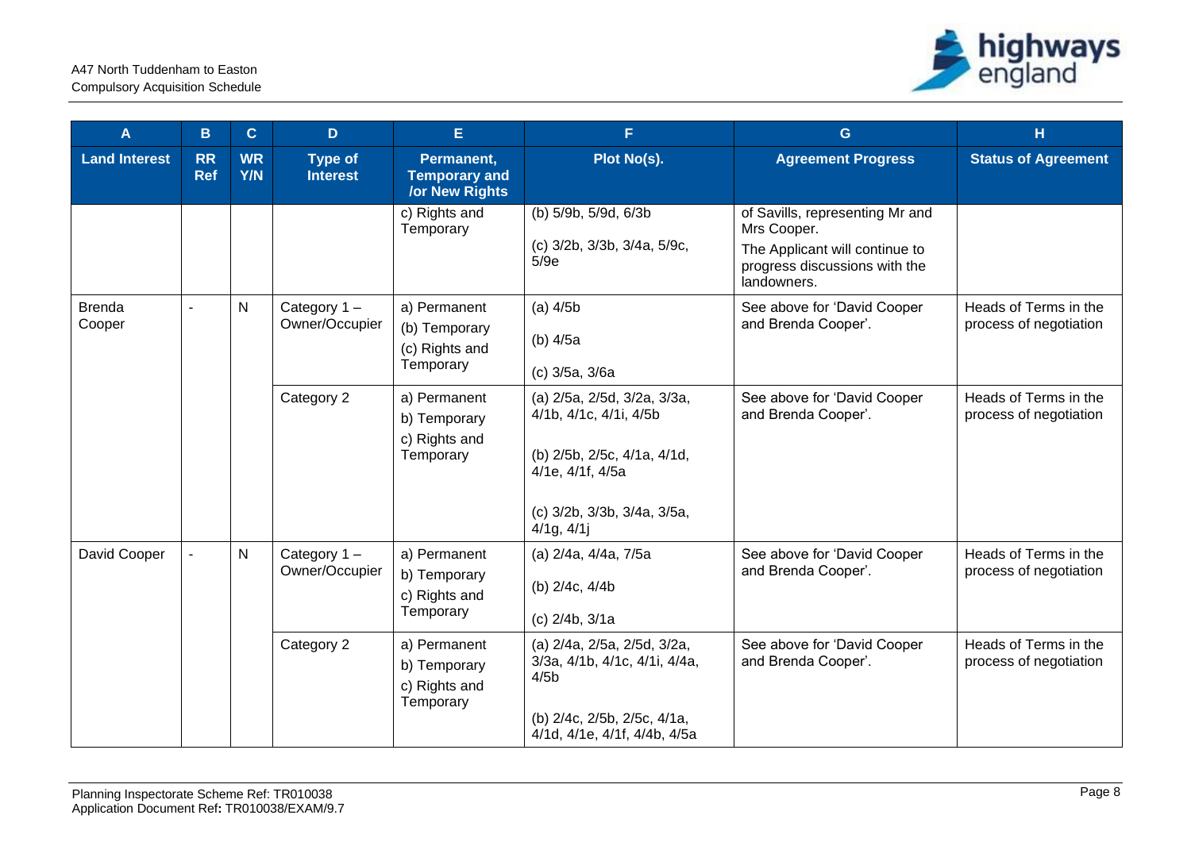| A | B | C | D | E | F | G | H |
|---|---|---|---|---|---|---|---|
| **Land Interest** | **RR Ref** | **WR Y/N** | **Type of Interest** | **Permanent, Temporary and /or New Rights** | **Plot No(s).** | **Agreement Progress** | **Status of Agreement** |
| | | | | c) Rights and Temporary | (b) 5/9b, 5/9d, 6/3b<br><br>(c) 3/2b, 3/3b, 3/4a, 5/9c, 5/9e | of Savills, representing Mr and Mrs Cooper.<br>The Applicant will continue to progress discussions with the landowners. | |
| Brenda Cooper | - | N | Category 1 – Owner/Occupier | a) Permanent<br>(b) Temporary<br>(c) Rights and Temporary | (a) 4/5b<br><br>(b) 4/5a<br><br>(c) 3/5a, 3/6a | See above for 'David Cooper and Brenda Cooper'. | Heads of Terms in the process of negotiation |
| | | | Category 2 | a) Permanent<br>b) Temporary<br>c) Rights and Temporary | (a) 2/5a, 2/5d, 3/2a, 3/3a, 4/1b, 4/1c, 4/1i, 4/5b<br><br>(b) 2/5b, 2/5c, 4/1a, 4/1d, 4/1e, 4/1f, 4/5a<br><br>(c) 3/2b, 3/3b, 3/4a, 3/5a, 4/1g, 4/1j | See above for 'David Cooper and Brenda Cooper'. | Heads of Terms in the process of negotiation |
| David Cooper | - | N | Category 1 – Owner/Occupier | a) Permanent<br>b) Temporary<br>c) Rights and Temporary | (a) 2/4a, 4/4a, 7/5a<br><br>(b) 2/4c, 4/4b<br><br>(c) 2/4b, 3/1a | See above for 'David Cooper and Brenda Cooper'. | Heads of Terms in the process of negotiation |
| | | | Category 2 | a) Permanent<br>b) Temporary<br>c) Rights and Temporary | (a) 2/4a, 2/5a, 2/5d, 3/2a, 3/3a, 4/1b, 4/1c, 4/1i, 4/4a, 4/5b<br><br>(b) 2/4c, 2/5b, 2/5c, 4/1a, 4/1d, 4/1e, 4/1f, 4/4b, 4/5a | See above for 'David Cooper and Brenda Cooper'. | Heads of Terms in the process of negotiation |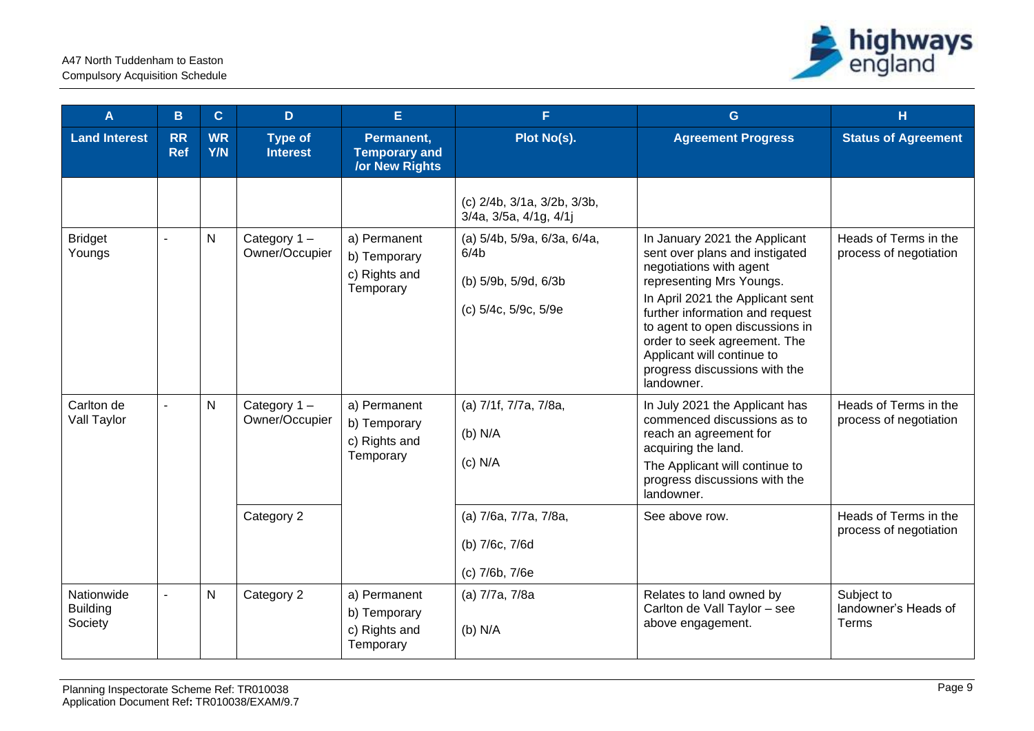| A | B | C | D | E | F | G | H |
|---|---|---|---|---|---|---|---|
| **Land Interest** | **RR Ref** | **WR Y/N** | **Type of Interest** | **Permanent, Temporary and /or New Rights** | **Plot No(s).** | **Agreement Progress** | **Status of Agreement** |
| | | | | | (c) 2/4b, 3/1a, 3/2b, 3/3b, 3/4a, 3/5a, 4/1g, 4/1j | | |
| Bridget Youngs | - | N | Category 1 – Owner/Occupier | a) Permanent<br>b) Temporary<br>c) Rights and Temporary | (a) 5/4b, 5/9a, 6/3a, 6/4a, 6/4b<br>(b) 5/9b, 5/9d, 6/3b<br>(c) 5/4c, 5/9c, 5/9e | In January 2021 the Applicant sent over plans and instigated negotiations with agent representing Mrs Youngs.<br>In April 2021 the Applicant sent further information and request to agent to open discussions in order to seek agreement. The Applicant will continue to progress discussions with the landowner. | Heads of Terms in the process of negotiation |
| Carlton de Vall Taylor | - | N | Category 1 – Owner/Occupier | a) Permanent<br>b) Temporary<br>c) Rights and Temporary | (a) 7/1f, 7/7a, 7/8a,<br>(b) N/A<br>(c) N/A | In July 2021 the Applicant has commenced discussions as to reach an agreement for acquiring the land.<br>The Applicant will continue to progress discussions with the landowner. | Heads of Terms in the process of negotiation |
| | | | Category 2 | | (a) 7/6a, 7/7a, 7/8a,<br>(b) 7/6c, 7/6d<br>(c) 7/6b, 7/6e | See above row. | Heads of Terms in the process of negotiation |
| Nationwide Building Society | - | N | Category 2 | a) Permanent<br>b) Temporary<br>c) Rights and Temporary | (a) 7/7a, 7/8a<br>(b) N/A | Relates to land owned by Carlton de Vall Taylor – see above engagement. | Subject to landowner's Heads of Terms |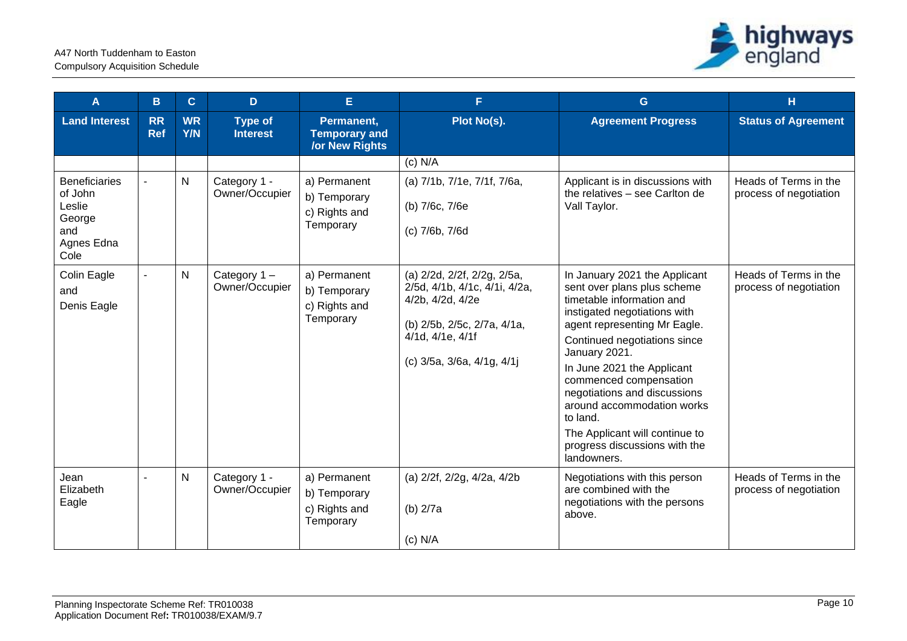| A | B | C | D | E | F | G | H |
|---|---|---|---|---|---|---|---|
| **Land Interest** | **RR Ref** | **WR Y/N** | **Type of Interest** | **Permanent, Temporary and /or New Rights** | **Plot No(s).** | **Agreement Progress** | **Status of Agreement** |
| | | | | | (c) N/A | | |
| Beneficiaries of John Leslie George and Agnes Edna Cole | - | N | Category 1 - Owner/Occupier | a) Permanent<br>b) Temporary<br>c) Rights and Temporary | (a) 7/1b, 7/1e, 7/1f, 7/6a,<br>(b) 7/6c, 7/6e<br>(c) 7/6b, 7/6d | Applicant is in discussions with the relatives – see Carlton de Vall Taylor. | Heads of Terms in the process of negotiation |
| Colin Eagle and Denis Eagle | - | N | Category 1 – Owner/Occupier | a) Permanent<br>b) Temporary<br>c) Rights and Temporary | (a) 2/2d, 2/2f, 2/2g, 2/5a, 2/5d, 4/1b, 4/1c, 4/1i, 4/2a, 4/2b, 4/2d, 4/2e<br>(b) 2/5b, 2/5c, 2/7a, 4/1a, 4/1d, 4/1e, 4/1f<br>(c) 3/5a, 3/6a, 4/1g, 4/1j | In January 2021 the Applicant sent over plans plus scheme timetable information and instigated negotiations with agent representing Mr Eagle.<br>Continued negotiations since January 2021.<br>In June 2021 the Applicant commenced compensation negotiations and discussions around accommodation works to land.<br>The Applicant will continue to progress discussions with the landowners. | Heads of Terms in the process of negotiation |
| Jean Elizabeth Eagle | - | N | Category 1 - Owner/Occupier | a) Permanent<br>b) Temporary<br>c) Rights and Temporary | (a) 2/2f, 2/2g, 4/2a, 4/2b<br>(b) 2/7a<br>(c) N/A | Negotiations with this person are combined with the negotiations with the persons above. | Heads of Terms in the process of negotiation |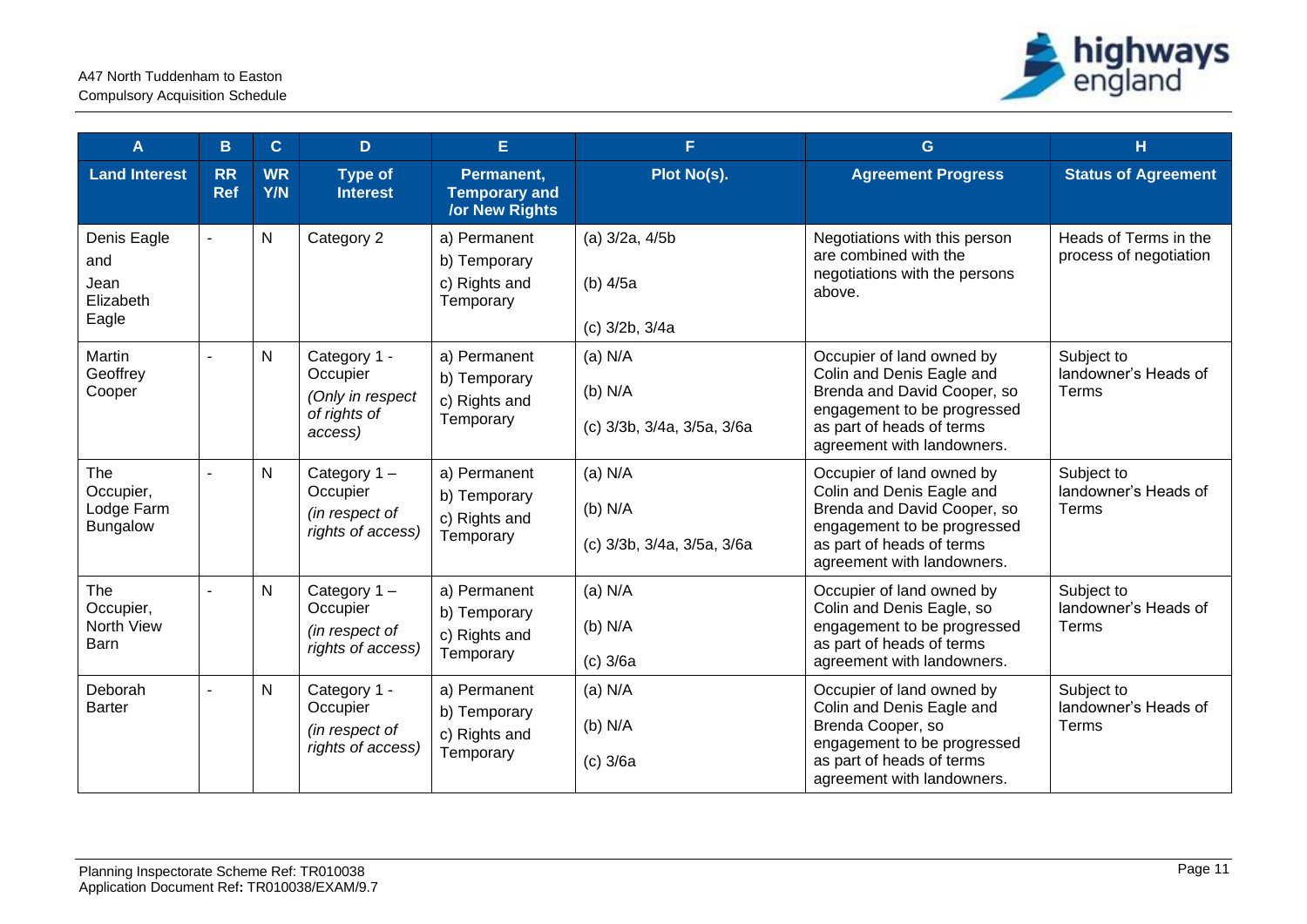| A | B | C | D | E | F | G | H |
|---|---|---|---|---|---|---|---|
| **Land Interest** | **RR Ref** | **WR Y/N** | **Type of Interest** | **Permanent, Temporary and /or New Rights** | **Plot No(s).** | **Agreement Progress** | **Status of Agreement** |
| Denis Eagle and Jean Elizabeth Eagle | - | N | Category 2 | a) Permanent<br>b) Temporary<br>c) Rights and Temporary | (a) 3/2a, 4/5b<br>(b) 4/5a<br>(c) 3/2b, 3/4a | Negotiations with this person are combined with the negotiations with the persons above. | Heads of Terms in the process of negotiation |
| Martin Geoffrey Cooper | - | N | Category 1 - Occupier<br>*(Only in respect of rights of access)* | a) Permanent<br>b) Temporary<br>c) Rights and Temporary | (a) N/A<br>(b) N/A<br>(c) 3/3b, 3/4a, 3/5a, 3/6a | Occupier of land owned by Colin and Denis Eagle and Brenda and David Cooper, so engagement to be progressed as part of heads of terms agreement with landowners. | Subject to landowner's Heads of Terms |
| The Occupier, Lodge Farm Bungalow | - | N | Category 1 – Occupier<br>*(in respect of rights of access)* | a) Permanent<br>b) Temporary<br>c) Rights and Temporary | (a) N/A<br>(b) N/A<br>(c) 3/3b, 3/4a, 3/5a, 3/6a | Occupier of land owned by Colin and Denis Eagle and Brenda and David Cooper, so engagement to be progressed as part of heads of terms agreement with landowners. | Subject to landowner's Heads of Terms |
| The Occupier, North View Barn | - | N | Category 1 – Occupier<br>*(in respect of rights of access)* | a) Permanent<br>b) Temporary<br>c) Rights and Temporary | (a) N/A<br>(b) N/A<br>(c) 3/6a | Occupier of land owned by Colin and Denis Eagle, so engagement to be progressed as part of heads of terms agreement with landowners. | Subject to landowner's Heads of Terms |
| Deborah Barter | - | N | Category 1 - Occupier<br>*(in respect of rights of access)* | a) Permanent<br>b) Temporary<br>c) Rights and Temporary | (a) N/A<br>(b) N/A<br>(c) 3/6a | Occupier of land owned by Colin and Denis Eagle and Brenda Cooper, so engagement to be progressed as part of heads of terms agreement with landowners. | Subject to landowner's Heads of Terms |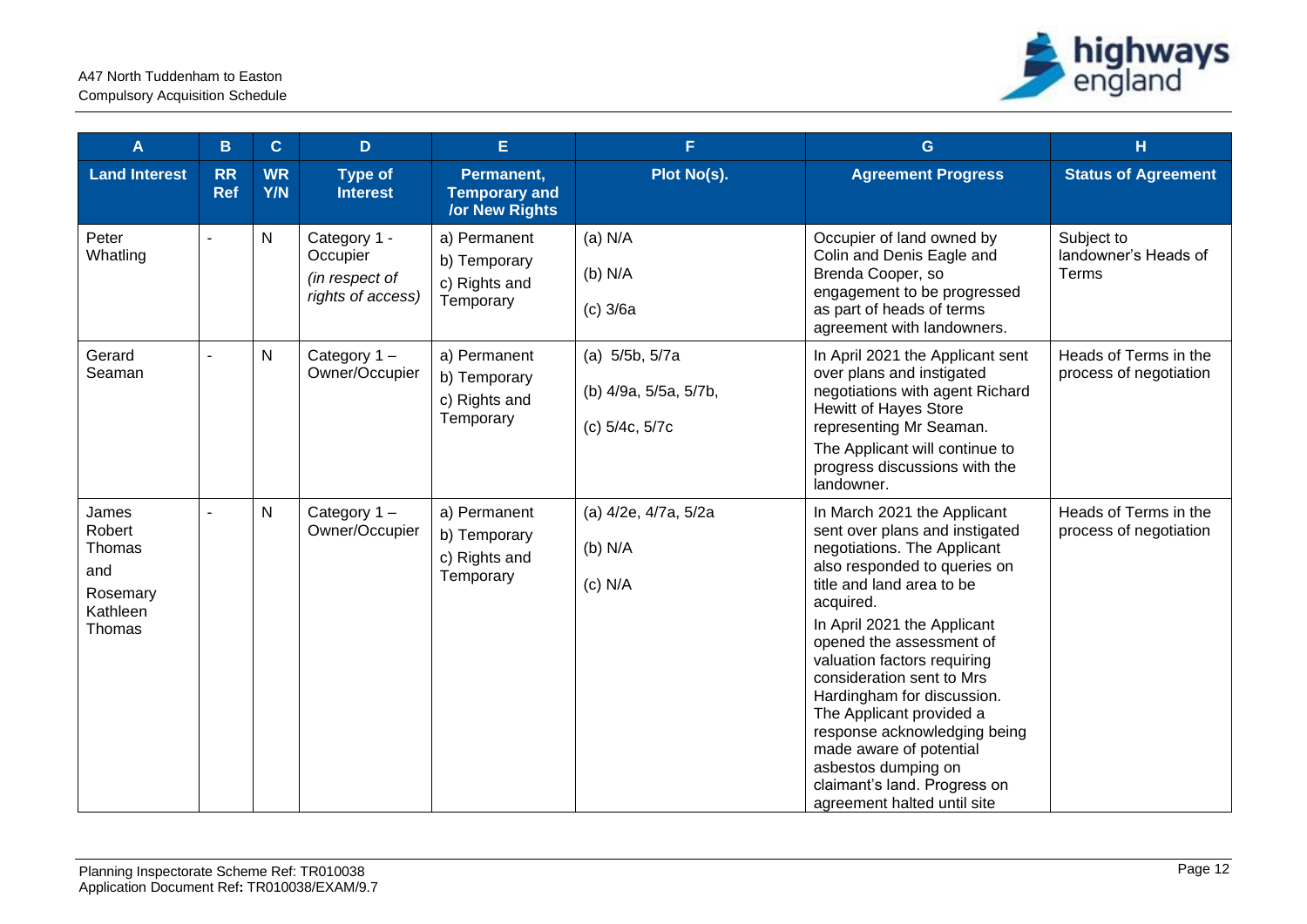| A | B | C | D | E | F | G | H |
|---|---|---|---|---|---|---|---|
| **Land Interest** | **RR Ref** | **WR Y/N** | **Type of Interest** | **Permanent, Temporary and /or New Rights** | **Plot No(s).** | **Agreement Progress** | **Status of Agreement** |
| Peter Whatling | - | N | Category 1 - Occupier *(in respect of rights of access)* | a) Permanent<br>b) Temporary<br>c) Rights and Temporary | (a) N/A<br>(b) N/A<br>(c) 3/6a | Occupier of land owned by Colin and Denis Eagle and Brenda Cooper, so engagement to be progressed as part of heads of terms agreement with landowners. | Subject to landowner's Heads of Terms |
| Gerard Seaman | - | N | Category 1 – Owner/Occupier | a) Permanent<br>b) Temporary<br>c) Rights and Temporary | (a) 5/5b, 5/7a<br>(b) 4/9a, 5/5a, 5/7b,<br>(c) 5/4c, 5/7c | In April 2021 the Applicant sent over plans and instigated negotiations with agent Richard Hewitt of Hayes Store representing Mr Seaman.<br>The Applicant will continue to progress discussions with the landowner. | Heads of Terms in the process of negotiation |
| James Robert Thomas and Rosemary Kathleen Thomas | - | N | Category 1 – Owner/Occupier | a) Permanent<br>b) Temporary<br>c) Rights and Temporary | (a) 4/2e, 4/7a, 5/2a<br>(b) N/A<br>(c) N/A | In March 2021 the Applicant sent over plans and instigated negotiations. The Applicant also responded to queries on title and land area to be acquired.<br>In April 2021 the Applicant opened the assessment of valuation factors requiring consideration sent to Mrs Hardingham for discussion. The Applicant provided a response acknowledging being made aware of potential asbestos dumping on claimant's land. Progress on agreement halted until site | Heads of Terms in the process of negotiation |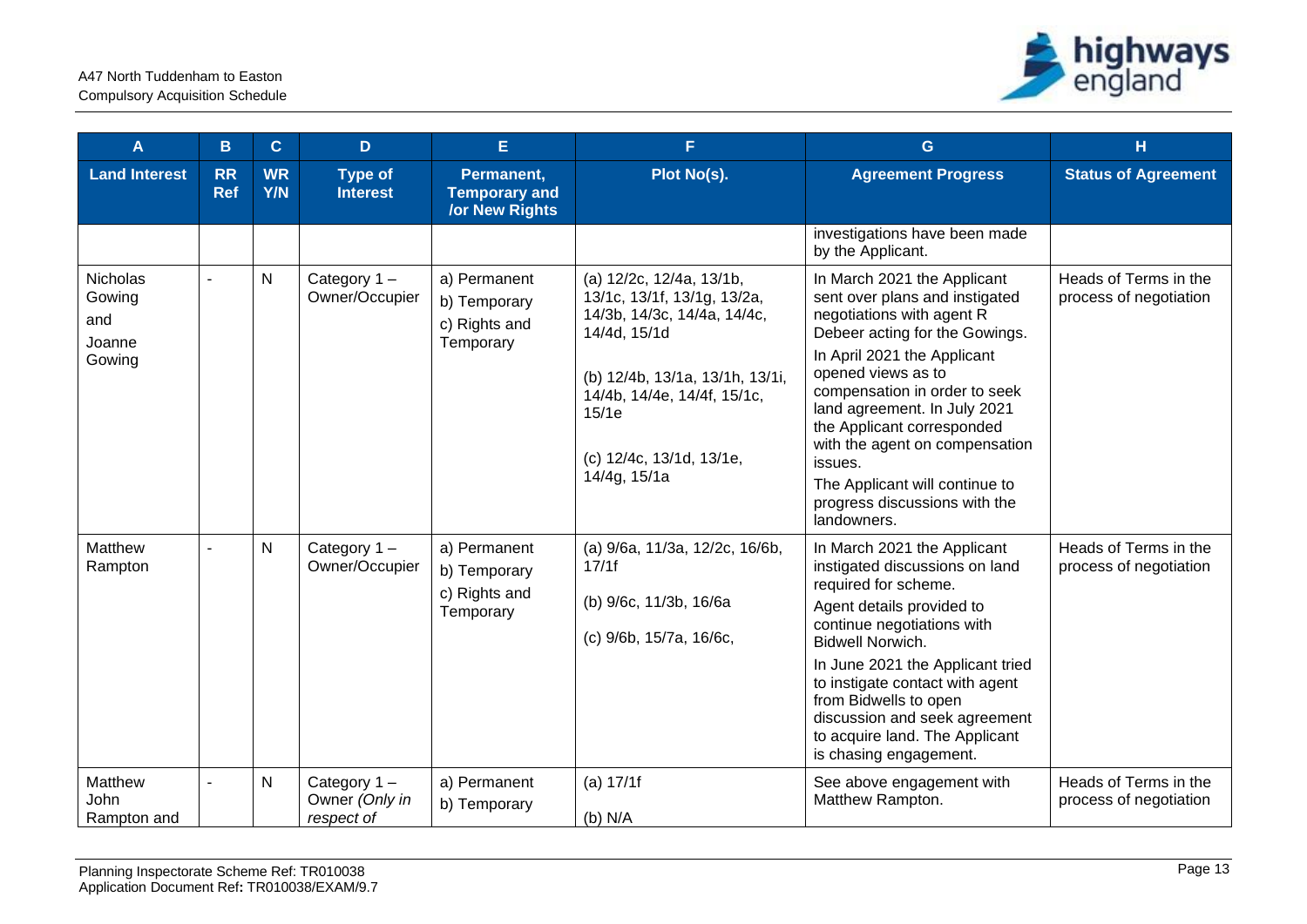| A | B | C | D | E | F | G | H |
|---|---|---|---|---|---|---|---|
| **Land Interest** | **RR Ref** | **WR Y/N** | **Type of Interest** | **Permanent, Temporary and /or New Rights** | **Plot No(s).** | **Agreement Progress** | **Status of Agreement** |
| | | | | | | investigations have been made by the Applicant. | |
| Nicholas Gowing and Joanne Gowing | - | N | Category 1 – Owner/Occupier | a) Permanent<br>b) Temporary<br>c) Rights and Temporary | (a) 12/2c, 12/4a, 13/1b, 13/1c, 13/1f, 13/1g, 13/2a, 14/3b, 14/3c, 14/4a, 14/4c, 14/4d, 15/1d<br><br>(b) 12/4b, 13/1a, 13/1h, 13/1i, 14/4b, 14/4e, 14/4f, 15/1c, 15/1e<br><br>(c) 12/4c, 13/1d, 13/1e, 14/4g, 15/1a | In March 2021 the Applicant sent over plans and instigated negotiations with agent R Debeer acting for the Gowings.<br>In April 2021 the Applicant opened views as to compensation in order to seek land agreement. In July 2021 the Applicant corresponded with the agent on compensation issues.<br>The Applicant will continue to progress discussions with the landowners. | Heads of Terms in the process of negotiation |
| Matthew Rampton | - | N | Category 1 – Owner/Occupier | a) Permanent<br>b) Temporary<br>c) Rights and Temporary | (a) 9/6a, 11/3a, 12/2c, 16/6b, 17/1f<br><br>(b) 9/6c, 11/3b, 16/6a<br><br>(c) 9/6b, 15/7a, 16/6c, | In March 2021 the Applicant instigated discussions on land required for scheme.<br>Agent details provided to continue negotiations with Bidwell Norwich.<br>In June 2021 the Applicant tried to instigate contact with agent from Bidwells to open discussion and seek agreement to acquire land. The Applicant is chasing engagement. | Heads of Terms in the process of negotiation |
| Matthew John Rampton and | - | N | Category 1 – Owner *(Only in respect of* | a) Permanent<br>b) Temporary | (a) 17/1f<br><br>(b) N/A | See above engagement with Matthew Rampton. | Heads of Terms in the process of negotiation |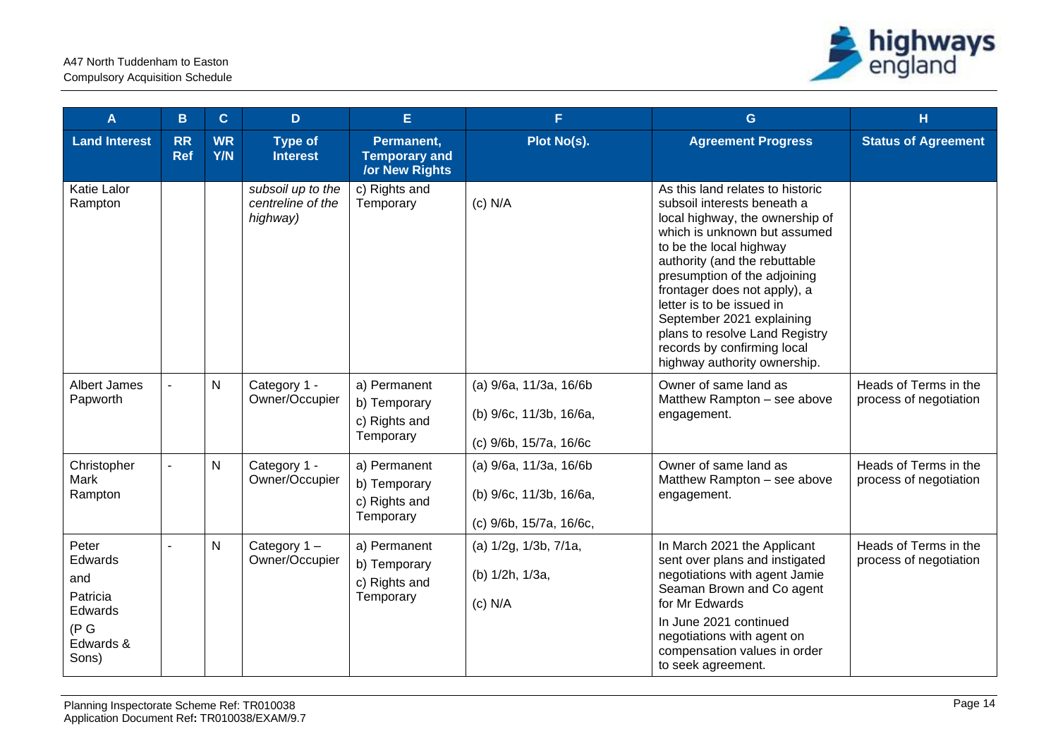| A | B | C | D | E | F | G | H |
|---|---|---|---|---|---|---|---|
| **Land Interest** | **RR Ref** | **WR Y/N** | **Type of Interest** | **Permanent, Temporary and /or New Rights** | **Plot No(s).** | **Agreement Progress** | **Status of Agreement** |
| Katie Lalor Rampton | | | *subsoil up to the centreline of the highway)* | c) Rights and Temporary | (c) N/A | As this land relates to historic subsoil interests beneath a local highway, the ownership of which is unknown but assumed to be the local highway authority (and the rebuttable presumption of the adjoining frontager does not apply), a letter is to be issued in September 2021 explaining plans to resolve Land Registry records by confirming local highway authority ownership. | |
| Albert James Papworth | - | N | Category 1 - Owner/Occupier | a) Permanent<br>b) Temporary<br>c) Rights and Temporary | (a) 9/6a, 11/3a, 16/6b<br>(b) 9/6c, 11/3b, 16/6a,<br>(c) 9/6b, 15/7a, 16/6c | Owner of same land as Matthew Rampton – see above engagement. | Heads of Terms in the process of negotiation |
| Christopher Mark Rampton | - | N | Category 1 - Owner/Occupier | a) Permanent<br>b) Temporary<br>c) Rights and Temporary | (a) 9/6a, 11/3a, 16/6b<br>(b) 9/6c, 11/3b, 16/6a,<br>(c) 9/6b, 15/7a, 16/6c, | Owner of same land as Matthew Rampton – see above engagement. | Heads of Terms in the process of negotiation |
| Peter Edwards and Patricia Edwards (P G Edwards & Sons) | - | N | Category 1 – Owner/Occupier | a) Permanent<br>b) Temporary<br>c) Rights and Temporary | (a) 1/2g, 1/3b, 7/1a,<br>(b) 1/2h, 1/3a,<br>(c) N/A | In March 2021 the Applicant sent over plans and instigated negotiations with agent Jamie Seaman Brown and Co agent for Mr Edwards<br>In June 2021 continued negotiations with agent on compensation values in order to seek agreement. | Heads of Terms in the process of negotiation |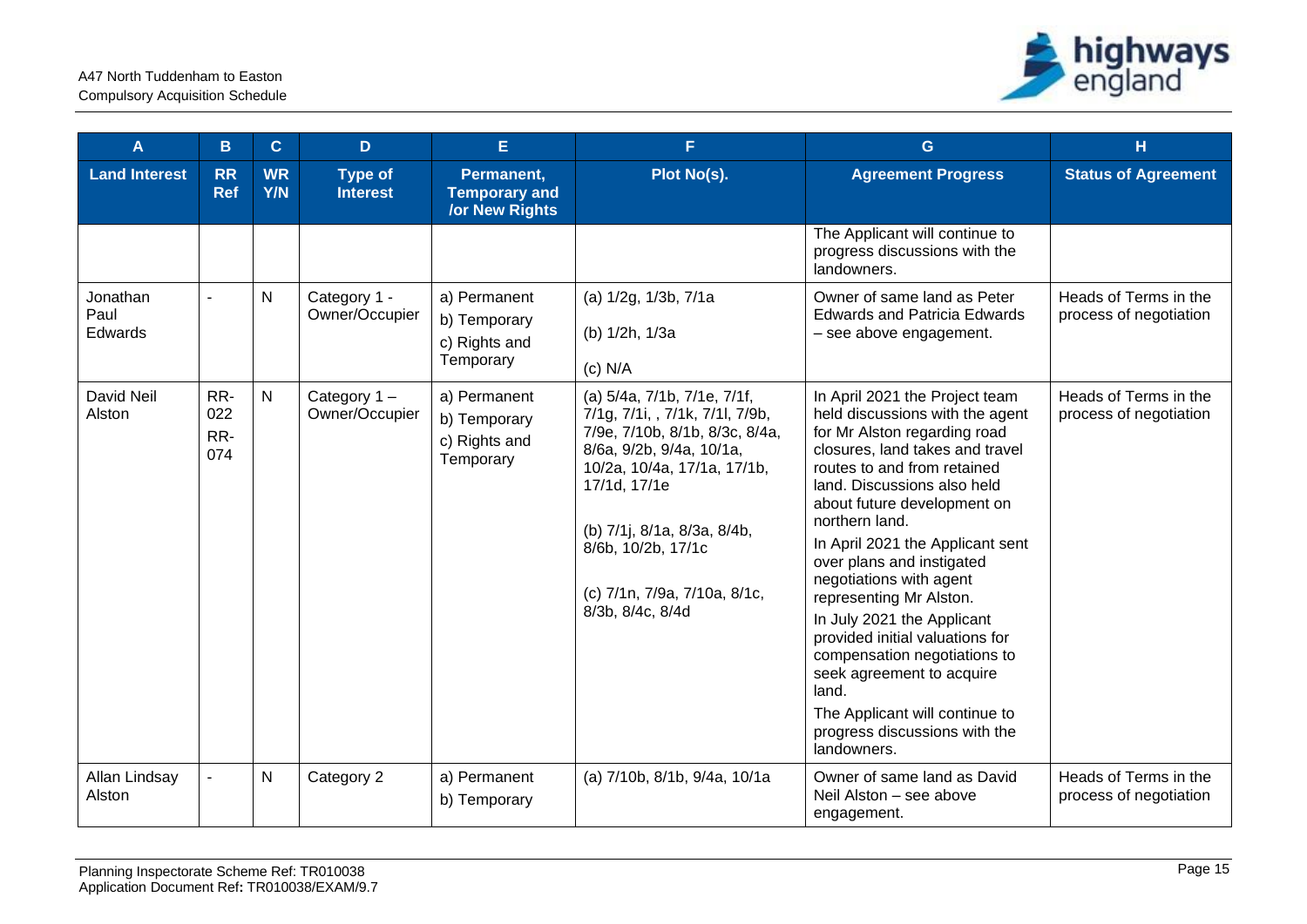| A | B | C | D | E | F | G | H |
|---|---|---|---|---|---|---|---|
| **Land Interest** | **RR Ref** | **WR Y/N** | **Type of Interest** | **Permanent, Temporary and /or New Rights** | **Plot No(s).** | **Agreement Progress** | **Status of Agreement** |
| | | | | | | The Applicant will continue to progress discussions with the landowners. | |
| Jonathan Paul Edwards | - | N | Category 1 - Owner/Occupier | a) Permanent<br>b) Temporary<br>c) Rights and Temporary | (a) 1/2g, 1/3b, 7/1a<br>(b) 1/2h, 1/3a<br>(c) N/A | Owner of same land as Peter Edwards and Patricia Edwards – see above engagement. | Heads of Terms in the process of negotiation |
| David Neil Alston | RR-022<br>RR-074 | N | Category 1 – Owner/Occupier | a) Permanent<br>b) Temporary<br>c) Rights and Temporary | (a) 5/4a, 7/1b, 7/1e, 7/1f, 7/1g, 7/1i, , 7/1k, 7/1l, 7/9b, 7/9e, 7/10b, 8/1b, 8/3c, 8/4a, 8/6a, 9/2b, 9/4a, 10/1a, 10/2a, 10/4a, 17/1a, 17/1b, 17/1d, 17/1e<br>(b) 7/1j, 8/1a, 8/3a, 8/4b, 8/6b, 10/2b, 17/1c<br>(c) 7/1n, 7/9a, 7/10a, 8/1c, 8/3b, 8/4c, 8/4d | In April 2021 the Project team held discussions with the agent for Mr Alston regarding road closures, land takes and travel routes to and from retained land. Discussions also held about future development on northern land.<br>In April 2021 the Applicant sent over plans and instigated negotiations with agent representing Mr Alston.<br>In July 2021 the Applicant provided initial valuations for compensation negotiations to seek agreement to acquire land.<br>The Applicant will continue to progress discussions with the landowners. | Heads of Terms in the process of negotiation |
| Allan Lindsay Alston | - | N | Category 2 | a) Permanent<br>b) Temporary | (a) 7/10b, 8/1b, 9/4a, 10/1a | Owner of same land as David Neil Alston – see above engagement. | Heads of Terms in the process of negotiation |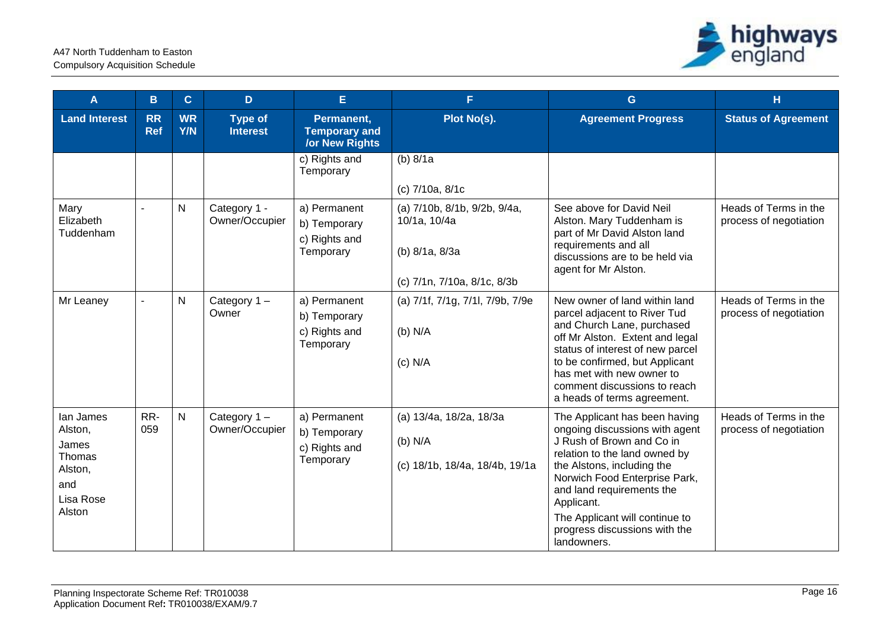| A | B | C | D | E | F | G | H |
|---|---|---|---|---|---|---|---|
| **Land Interest** | **RR Ref** | **WR Y/N** | **Type of Interest** | **Permanent, Temporary and /or New Rights** | **Plot No(s).** | **Agreement Progress** | **Status of Agreement** |
| | | | | c) Rights and Temporary | (b) 8/1a<br><br>(c) 7/10a, 8/1c | | |
| Mary Elizabeth Tuddenham | - | N | Category 1 - Owner/Occupier | a) Permanent<br>b) Temporary<br>c) Rights and Temporary | (a) 7/10b, 8/1b, 9/2b, 9/4a, 10/1a, 10/4a<br><br>(b) 8/1a, 8/3a<br><br>(c) 7/1n, 7/10a, 8/1c, 8/3b | See above for David Neil Alston. Mary Tuddenham is part of Mr David Alston land requirements and all discussions are to be held via agent for Mr Alston. | Heads of Terms in the process of negotiation |
| Mr Leaney | - | N | Category 1 – Owner | a) Permanent<br>b) Temporary<br>c) Rights and Temporary | (a) 7/1f, 7/1g, 7/1l, 7/9b, 7/9e<br><br>(b) N/A<br><br>(c) N/A | New owner of land within land parcel adjacent to River Tud and Church Lane, purchased off Mr Alston. Extent and legal status of interest of new parcel to be confirmed, but Applicant has met with new owner to comment discussions to reach a heads of terms agreement. | Heads of Terms in the process of negotiation |
| Ian James Alston,<br>James Thomas Alston,<br>and<br>Lisa Rose Alston | RR-059 | N | Category 1 – Owner/Occupier | a) Permanent<br>b) Temporary<br>c) Rights and Temporary | (a) 13/4a, 18/2a, 18/3a<br><br>(b) N/A<br><br>(c) 18/1b, 18/4a, 18/4b, 19/1a | The Applicant has been having ongoing discussions with agent J Rush of Brown and Co in relation to the land owned by the Alstons, including the Norwich Food Enterprise Park, and land requirements the Applicant.<br>The Applicant will continue to progress discussions with the landowners. | Heads of Terms in the process of negotiation |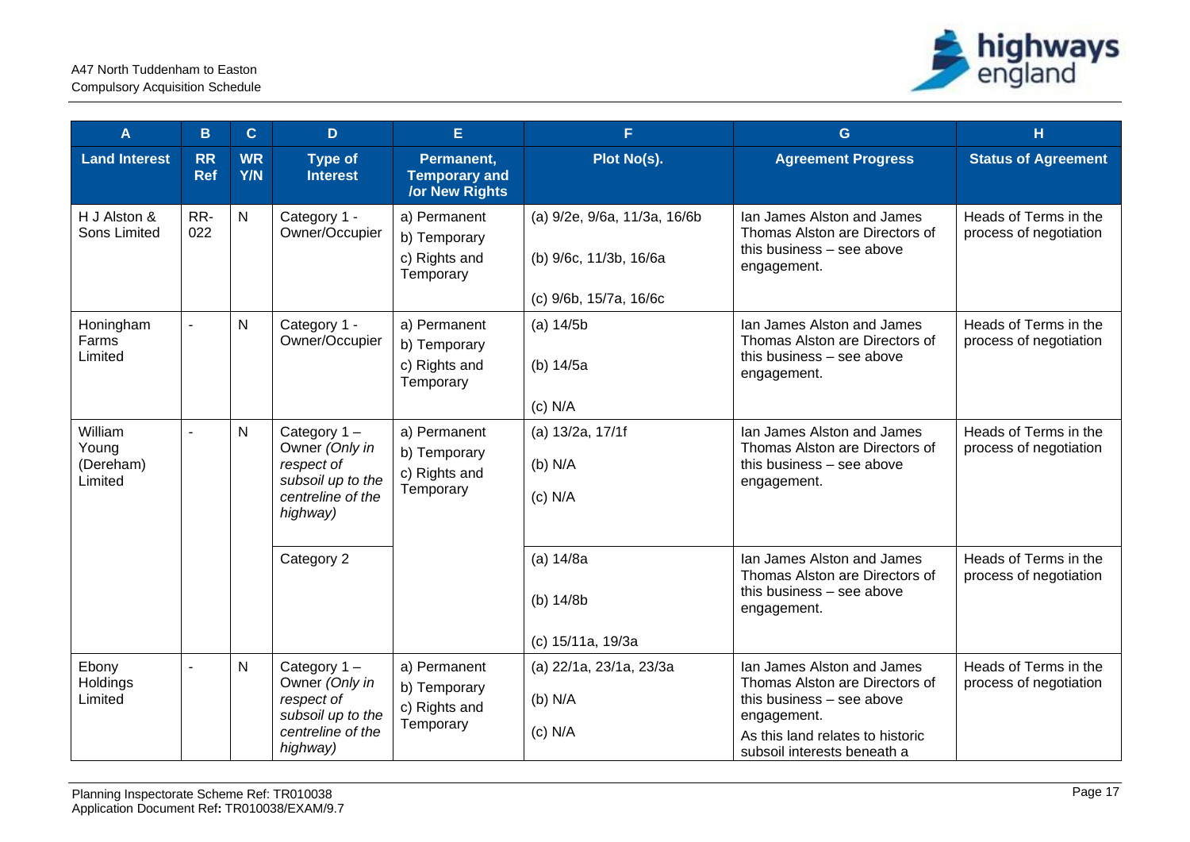| A | B | C | D | E | F | G | H |
|---|---|---|---|---|---|---|---|
| **Land Interest** | **RR Ref** | **WR Y/N** | **Type of Interest** | **Permanent, Temporary and /or New Rights** | **Plot No(s).** | **Agreement Progress** | **Status of Agreement** |
| H J Alston & Sons Limited | RR-022 | N | Category 1 - Owner/Occupier | a) Permanent<br>b) Temporary<br>c) Rights and Temporary | (a) 9/2e, 9/6a, 11/3a, 16/6b<br>(b) 9/6c, 11/3b, 16/6a<br>(c) 9/6b, 15/7a, 16/6c | Ian James Alston and James Thomas Alston are Directors of this business – see above engagement. | Heads of Terms in the process of negotiation |
| Honingham Farms Limited | - | N | Category 1 - Owner/Occupier | a) Permanent<br>b) Temporary<br>c) Rights and Temporary | (a) 14/5b<br>(b) 14/5a<br>(c) N/A | Ian James Alston and James Thomas Alston are Directors of this business – see above engagement. | Heads of Terms in the process of negotiation |
| William Young (Dereham) Limited | - | N | Category 1 – Owner *(Only in respect of subsoil up to the centreline of the highway)* | a) Permanent<br>b) Temporary<br>c) Rights and Temporary | (a) 13/2a, 17/1f<br>(b) N/A<br>(c) N/A | Ian James Alston and James Thomas Alston are Directors of this business – see above engagement. | Heads of Terms in the process of negotiation |
| | | | Category 2 | | (a) 14/8a<br>(b) 14/8b<br>(c) 15/11a, 19/3a | Ian James Alston and James Thomas Alston are Directors of this business – see above engagement. | Heads of Terms in the process of negotiation |
| Ebony Holdings Limited | - | N | Category 1 – Owner *(Only in respect of subsoil up to the centreline of the highway)* | a) Permanent<br>b) Temporary<br>c) Rights and Temporary | (a) 22/1a, 23/1a, 23/3a<br>(b) N/A<br>(c) N/A | Ian James Alston and James Thomas Alston are Directors of this business – see above engagement.<br>As this land relates to historic subsoil interests beneath a | Heads of Terms in the process of negotiation |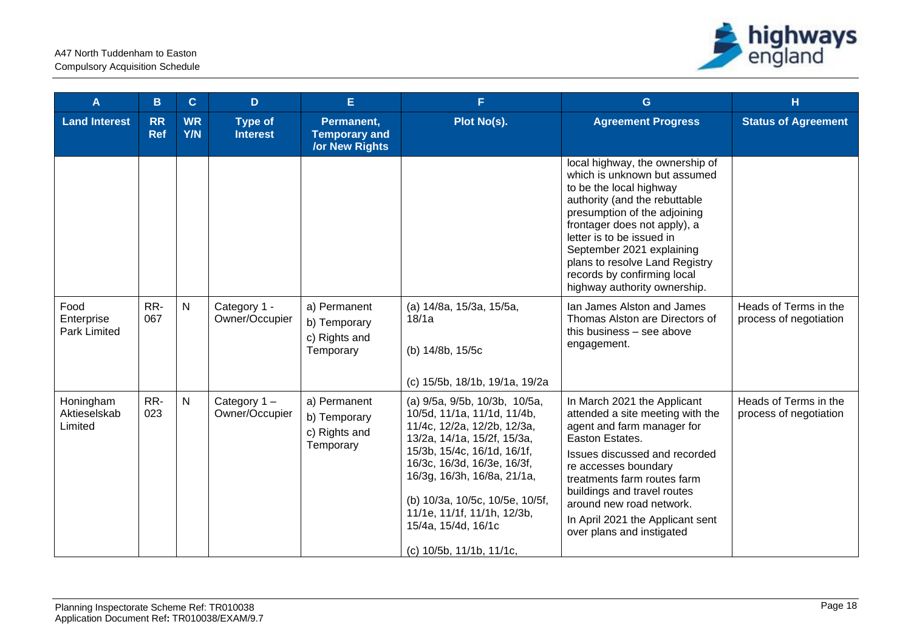| A | B | C | D | E | F | G | H |
|---|---|---|---|---|---|---|---|
| **Land Interest** | **RR Ref** | **WR Y/N** | **Type of Interest** | **Permanent, Temporary and /or New Rights** | **Plot No(s).** | **Agreement Progress** | **Status of Agreement** |
| | | | | | | local highway, the ownership of which is unknown but assumed to be the local highway authority (and the rebuttable presumption of the adjoining frontager does not apply), a letter is to be issued in September 2021 explaining plans to resolve Land Registry records by confirming local highway authority ownership. | |
| Food Enterprise Park Limited | RR-067 | N | Category 1 - Owner/Occupier | a) Permanent<br>b) Temporary<br>c) Rights and Temporary | (a) 14/8a, 15/3a, 15/5a, 18/1a<br><br>(b) 14/8b, 15/5c<br><br>(c) 15/5b, 18/1b, 19/1a, 19/2a | Ian James Alston and James Thomas Alston are Directors of this business – see above engagement. | Heads of Terms in the process of negotiation |
| Honingham Aktieselskab Limited | RR-023 | N | Category 1 – Owner/Occupier | a) Permanent<br>b) Temporary<br>c) Rights and Temporary | (a) 9/5a, 9/5b, 10/3b, 10/5a, 10/5d, 11/1a, 11/1d, 11/4b, 11/4c, 12/2a, 12/2b, 12/3a, 13/2a, 14/1a, 15/2f, 15/3a, 15/3b, 15/4c, 16/1d, 16/1f, 16/3c, 16/3d, 16/3e, 16/3f, 16/3g, 16/3h, 16/8a, 21/1a,<br><br>(b) 10/3a, 10/5c, 10/5e, 10/5f, 11/1e, 11/1f, 11/1h, 12/3b, 15/4a, 15/4d, 16/1c<br><br>(c) 10/5b, 11/1b, 11/1c, | In March 2021 the Applicant attended a site meeting with the agent and farm manager for Easton Estates.<br><br>Issues discussed and recorded re accesses boundary treatments farm routes farm buildings and travel routes around new road network.<br><br>In April 2021 the Applicant sent over plans and instigated | Heads of Terms in the process of negotiation |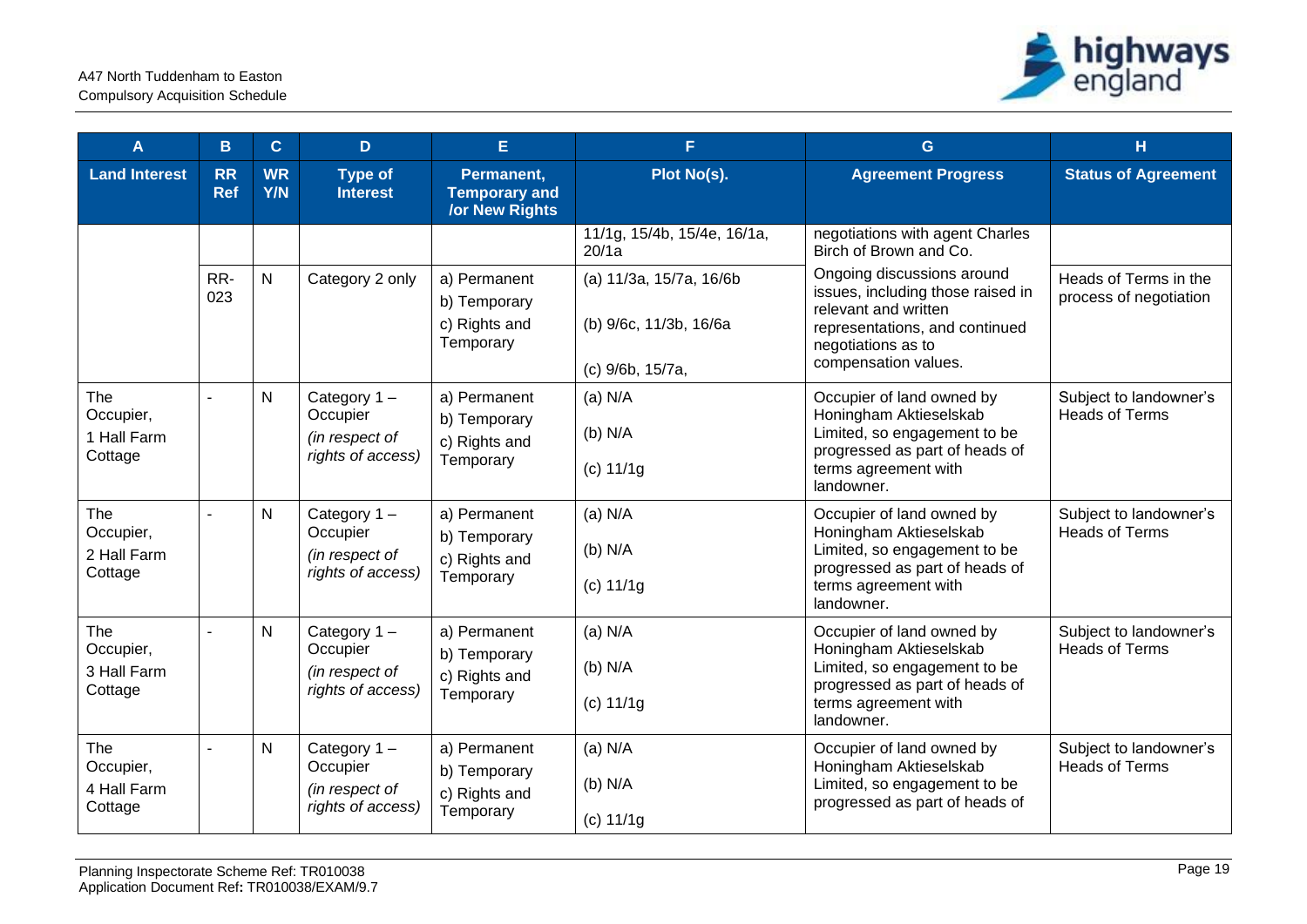| A | B | C | D | E | F | G | H |
|---|---|---|---|---|---|---|---|
| **Land Interest** | **RR Ref** | **WR Y/N** | **Type of Interest** | **Permanent, Temporary and /or New Rights** | **Plot No(s).** | **Agreement Progress** | **Status of Agreement** |
| | | | | | 11/1g, 15/4b, 15/4e, 16/1a, 20/1a | negotiations with agent Charles Birch of Brown and Co. | |
| | RR-023 | N | Category 2 only | a) Permanent<br>b) Temporary<br>c) Rights and Temporary | (a) 11/3a, 15/7a, 16/6b<br>(b) 9/6c, 11/3b, 16/6a<br>(c) 9/6b, 15/7a, | Ongoing discussions around issues, including those raised in relevant and written representations, and continued negotiations as to compensation values. | Heads of Terms in the process of negotiation |
| The Occupier, 1 Hall Farm Cottage | - | N | Category 1 – Occupier *(in respect of rights of access)* | a) Permanent<br>b) Temporary<br>c) Rights and Temporary | (a) N/A<br>(b) N/A<br>(c) 11/1g | Occupier of land owned by Honingham Aktieselskab Limited, so engagement to be progressed as part of heads of terms agreement with landowner. | Subject to landowner's Heads of Terms |
| The Occupier, 2 Hall Farm Cottage | - | N | Category 1 – Occupier *(in respect of rights of access)* | a) Permanent<br>b) Temporary<br>c) Rights and Temporary | (a) N/A<br>(b) N/A<br>(c) 11/1g | Occupier of land owned by Honingham Aktieselskab Limited, so engagement to be progressed as part of heads of terms agreement with landowner. | Subject to landowner's Heads of Terms |
| The Occupier, 3 Hall Farm Cottage | - | N | Category 1 – Occupier *(in respect of rights of access)* | a) Permanent<br>b) Temporary<br>c) Rights and Temporary | (a) N/A<br>(b) N/A<br>(c) 11/1g | Occupier of land owned by Honingham Aktieselskab Limited, so engagement to be progressed as part of heads of terms agreement with landowner. | Subject to landowner's Heads of Terms |
| The Occupier, 4 Hall Farm Cottage | - | N | Category 1 – Occupier *(in respect of rights of access)* | a) Permanent<br>b) Temporary<br>c) Rights and Temporary | (a) N/A<br>(b) N/A<br>(c) 11/1g | Occupier of land owned by Honingham Aktieselskab Limited, so engagement to be progressed as part of heads of | Subject to landowner's Heads of Terms |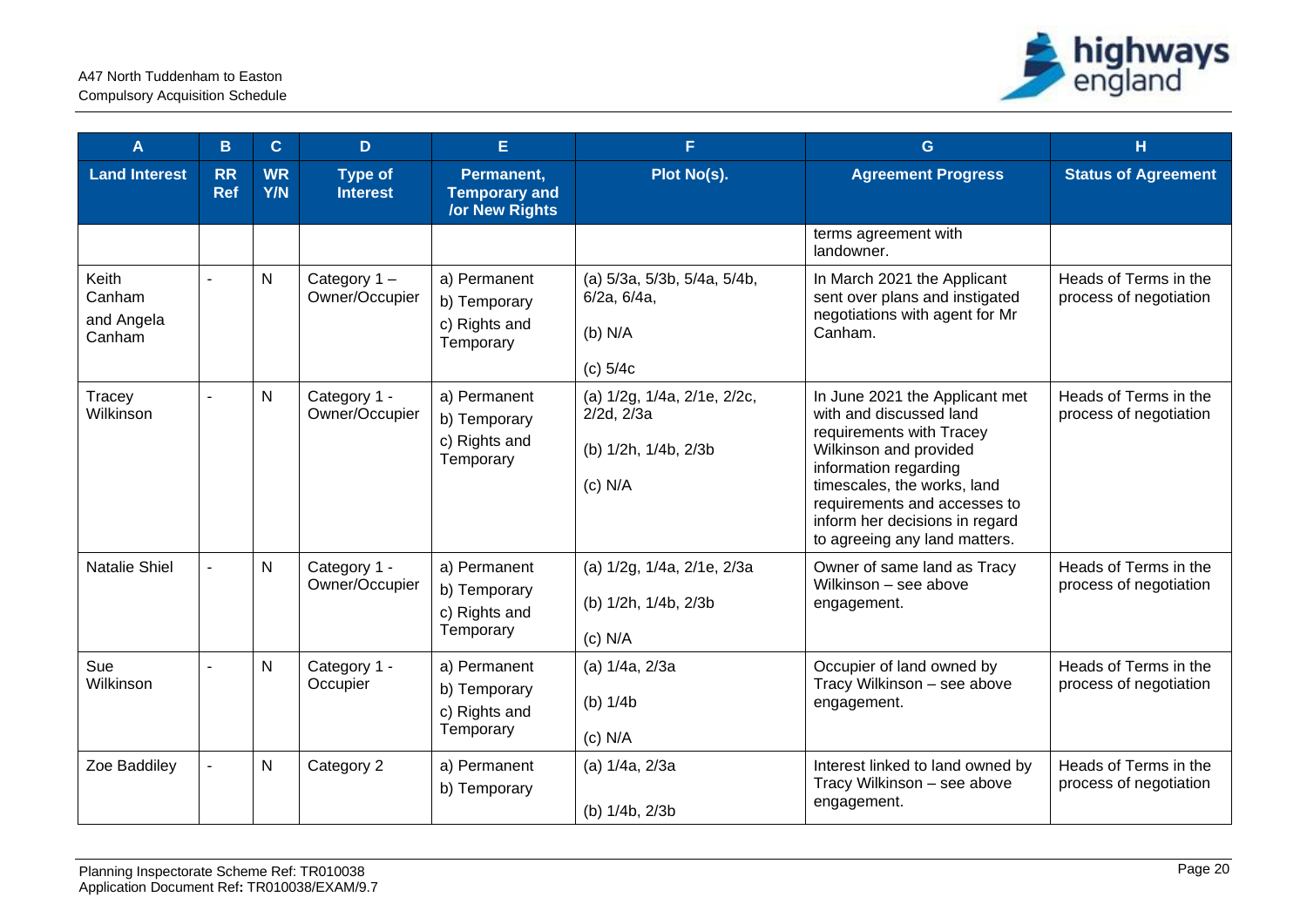| A | B | C | D | E | F | G | H |
|---|---|---|---|---|---|---|---|
| **Land Interest** | **RR Ref** | **WR Y/N** | **Type of Interest** | **Permanent, Temporary and /or New Rights** | **Plot No(s).** | **Agreement Progress** | **Status of Agreement** |
| | | | | | | terms agreement with landowner. | |
| Keith Canham and Angela Canham | - | N | Category 1 – Owner/Occupier | a) Permanent<br>b) Temporary<br>c) Rights and Temporary | (a) 5/3a, 5/3b, 5/4a, 5/4b, 6/2a, 6/4a,<br>(b) N/A<br>(c) 5/4c | In March 2021 the Applicant sent over plans and instigated negotiations with agent for Mr Canham. | Heads of Terms in the process of negotiation |
| Tracey Wilkinson | - | N | Category 1 - Owner/Occupier | a) Permanent<br>b) Temporary<br>c) Rights and Temporary | (a) 1/2g, 1/4a, 2/1e, 2/2c, 2/2d, 2/3a<br>(b) 1/2h, 1/4b, 2/3b<br>(c) N/A | In June 2021 the Applicant met with and discussed land requirements with Tracey Wilkinson and provided information regarding timescales, the works, land requirements and accesses to inform her decisions in regard to agreeing any land matters. | Heads of Terms in the process of negotiation |
| Natalie Shiel | - | N | Category 1 - Owner/Occupier | a) Permanent<br>b) Temporary<br>c) Rights and Temporary | (a) 1/2g, 1/4a, 2/1e, 2/3a<br>(b) 1/2h, 1/4b, 2/3b<br>(c) N/A | Owner of same land as Tracy Wilkinson – see above engagement. | Heads of Terms in the process of negotiation |
| Sue Wilkinson | - | N | Category 1 - Occupier | a) Permanent<br>b) Temporary<br>c) Rights and Temporary | (a) 1/4a, 2/3a<br>(b) 1/4b<br>(c) N/A | Occupier of land owned by Tracy Wilkinson – see above engagement. | Heads of Terms in the process of negotiation |
| Zoe Baddiley | - | N | Category 2 | a) Permanent<br>b) Temporary | (a) 1/4a, 2/3a<br>(b) 1/4b, 2/3b | Interest linked to land owned by Tracy Wilkinson – see above engagement. | Heads of Terms in the process of negotiation |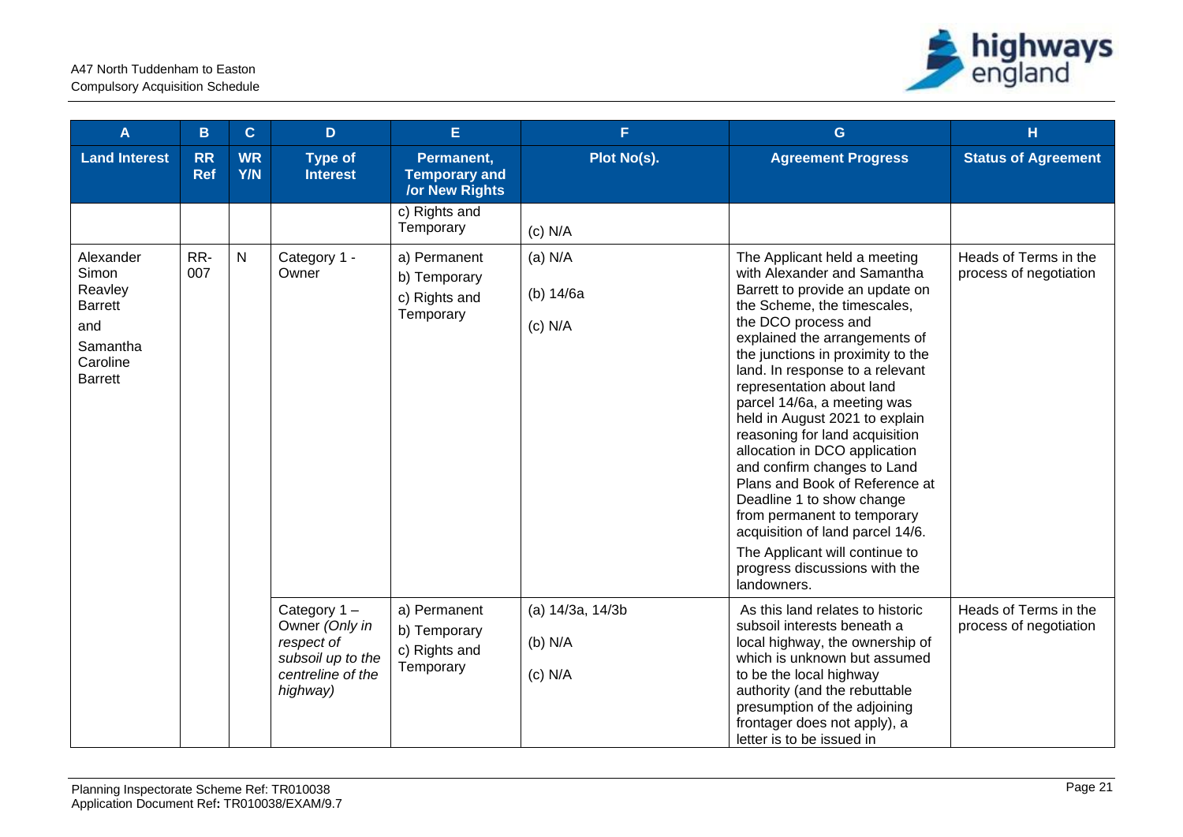| A | B | C | D | E | F | G | H |
|---|---|---|---|---|---|---|---|
| **Land Interest** | **RR Ref** | **WR Y/N** | **Type of Interest** | **Permanent, Temporary and /or New Rights** | **Plot No(s).** | **Agreement Progress** | **Status of Agreement** |
| | | | | c) Rights and Temporary | (c) N/A | | |
| Alexander Simon Reavley Barrett and Samantha Caroline Barrett | RR-007 | N | Category 1 - Owner | a) Permanent<br>b) Temporary<br>c) Rights and Temporary | (a) N/A<br>(b) 14/6a<br>(c) N/A | The Applicant held a meeting with Alexander and Samantha Barrett to provide an update on the Scheme, the timescales, the DCO process and explained the arrangements of the junctions in proximity to the land. In response to a relevant representation about land parcel 14/6a, a meeting was held in August 2021 to explain reasoning for land acquisition allocation in DCO application and confirm changes to Land Plans and Book of Reference at Deadline 1 to show change from permanent to temporary acquisition of land parcel 14/6.<br>The Applicant will continue to progress discussions with the landowners. | Heads of Terms in the process of negotiation |
| | | | Category 1 – Owner *(Only in respect of subsoil up to the centreline of the highway)* | a) Permanent<br>b) Temporary<br>c) Rights and Temporary | (a) 14/3a, 14/3b<br>(b) N/A<br>(c) N/A | As this land relates to historic subsoil interests beneath a local highway, the ownership of which is unknown but assumed to be the local highway authority (and the rebuttable presumption of the adjoining frontager does not apply), a letter is to be issued in | Heads of Terms in the process of negotiation |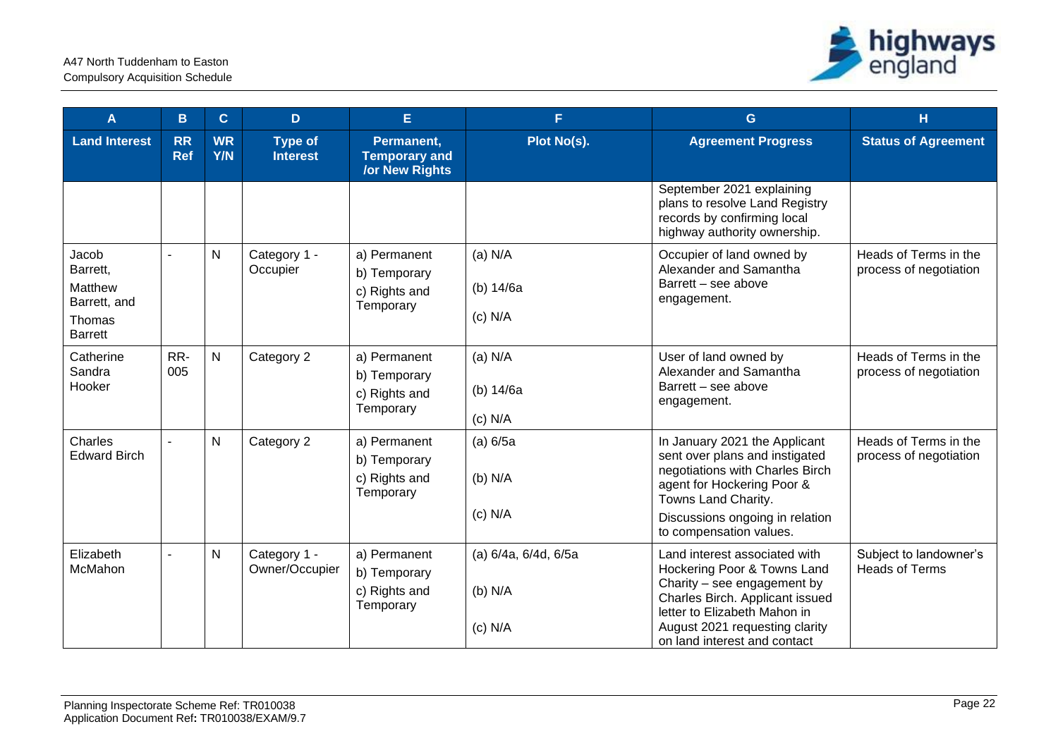| A | B | C | D | E | F | G | H |
|---|---|---|---|---|---|---|---|
| **Land Interest** | **RR Ref** | **WR Y/N** | **Type of Interest** | **Permanent, Temporary and /or New Rights** | **Plot No(s).** | **Agreement Progress** | **Status of Agreement** |
| | | | | | | September 2021 explaining plans to resolve Land Registry records by confirming local highway authority ownership. | |
| Jacob Barrett, Matthew Barrett, and Thomas Barrett | - | N | Category 1 - Occupier | a) Permanent<br>b) Temporary<br>c) Rights and Temporary | (a) N/A<br>(b) 14/6a<br>(c) N/A | Occupier of land owned by Alexander and Samantha Barrett – see above engagement. | Heads of Terms in the process of negotiation |
| Catherine Sandra Hooker | RR-005 | N | Category 2 | a) Permanent<br>b) Temporary<br>c) Rights and Temporary | (a) N/A<br>(b) 14/6a<br>(c) N/A | User of land owned by Alexander and Samantha Barrett – see above engagement. | Heads of Terms in the process of negotiation |
| Charles Edward Birch | - | N | Category 2 | a) Permanent<br>b) Temporary<br>c) Rights and Temporary | (a) 6/5a<br>(b) N/A<br>(c) N/A | In January 2021 the Applicant sent over plans and instigated negotiations with Charles Birch agent for Hockering Poor & Towns Land Charity.<br>Discussions ongoing in relation to compensation values. | Heads of Terms in the process of negotiation |
| Elizabeth McMahon | - | N | Category 1 - Owner/Occupier | a) Permanent<br>b) Temporary<br>c) Rights and Temporary | (a) 6/4a, 6/4d, 6/5a<br>(b) N/A<br>(c) N/A | Land interest associated with Hockering Poor & Towns Land Charity – see engagement by Charles Birch. Applicant issued letter to Elizabeth Mahon in August 2021 requesting clarity on land interest and contact | Subject to landowner's Heads of Terms |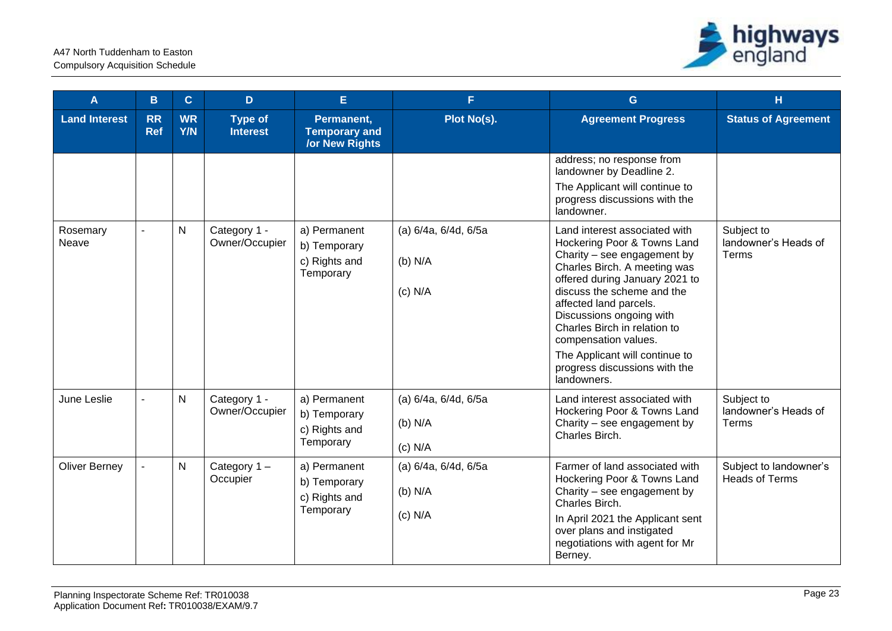| A | B | C | D | E | F | G | H |
|---|---|---|---|---|---|---|---|
| **Land Interest** | **RR Ref** | **WR Y/N** | **Type of Interest** | **Permanent, Temporary and /or New Rights** | **Plot No(s).** | **Agreement Progress** | **Status of Agreement** |
| | | | | | | address; no response from landowner by Deadline 2.<br><br>The Applicant will continue to progress discussions with the landowner. | |
| Rosemary Neave | - | N | Category 1 - Owner/Occupier | a) Permanent<br>b) Temporary<br>c) Rights and Temporary | (a) 6/4a, 6/4d, 6/5a<br>(b) N/A<br>(c) N/A | Land interest associated with Hockering Poor & Towns Land Charity – see engagement by Charles Birch. A meeting was offered during January 2021 to discuss the scheme and the affected land parcels. Discussions ongoing with Charles Birch in relation to compensation values.<br><br>The Applicant will continue to progress discussions with the landowners. | Subject to landowner's Heads of Terms |
| June Leslie | - | N | Category 1 - Owner/Occupier | a) Permanent<br>b) Temporary<br>c) Rights and Temporary | (a) 6/4a, 6/4d, 6/5a<br>(b) N/A<br>(c) N/A | Land interest associated with Hockering Poor & Towns Land Charity – see engagement by Charles Birch. | Subject to landowner's Heads of Terms |
| Oliver Berney | - | N | Category 1 – Occupier | a) Permanent<br>b) Temporary<br>c) Rights and Temporary | (a) 6/4a, 6/4d, 6/5a<br>(b) N/A<br>(c) N/A | Farmer of land associated with Hockering Poor & Towns Land Charity – see engagement by Charles Birch.<br><br>In April 2021 the Applicant sent over plans and instigated negotiations with agent for Mr Berney. | Subject to landowner's Heads of Terms |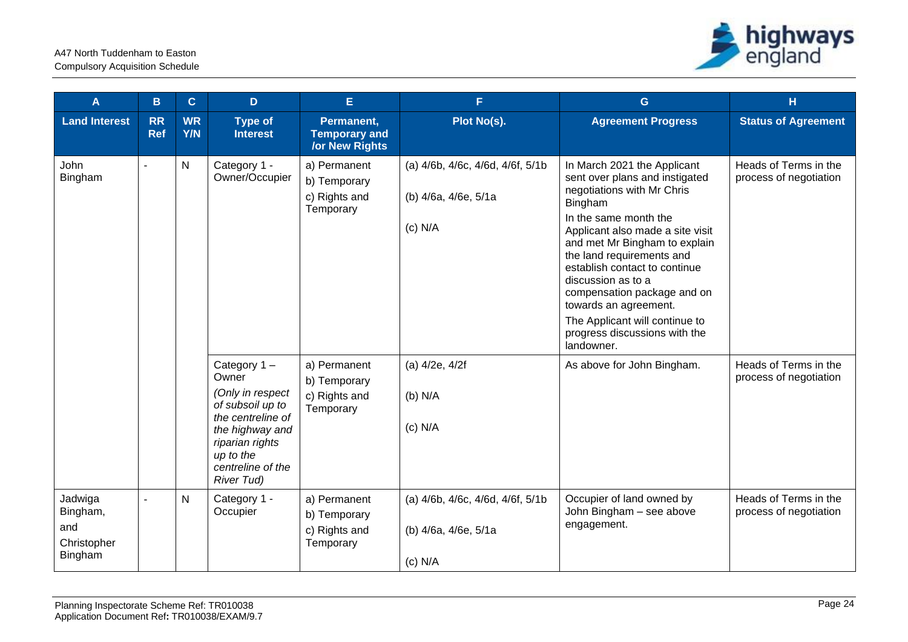| A | B | C | D | E | F | G | H |
|---|---|---|---|---|---|---|---|
| **Land Interest** | **RR Ref** | **WR Y/N** | **Type of Interest** | **Permanent, Temporary and /or New Rights** | **Plot No(s).** | **Agreement Progress** | **Status of Agreement** |
| John Bingham | - | N | Category 1 - Owner/Occupier | a) Permanent<br>b) Temporary<br>c) Rights and Temporary | (a) 4/6b, 4/6c, 4/6d, 4/6f, 5/1b<br>(b) 4/6a, 4/6e, 5/1a<br>(c) N/A | In March 2021 the Applicant sent over plans and instigated negotiations with Mr Chris Bingham<br>In the same month the Applicant also made a site visit and met Mr Bingham to explain the land requirements and establish contact to continue discussion as to a compensation package and on towards an agreement.<br>The Applicant will continue to progress discussions with the landowner. | Heads of Terms in the process of negotiation |
| | | | Category 1 – Owner<br>*(Only in respect of subsoil up to the centreline of the highway and riparian rights up to the centreline of the River Tud)* | a) Permanent<br>b) Temporary<br>c) Rights and Temporary | (a) 4/2e, 4/2f<br>(b) N/A<br>(c) N/A | As above for John Bingham. | Heads of Terms in the process of negotiation |
| Jadwiga Bingham, and Christopher Bingham | - | N | Category 1 - Occupier | a) Permanent<br>b) Temporary<br>c) Rights and Temporary | (a) 4/6b, 4/6c, 4/6d, 4/6f, 5/1b<br>(b) 4/6a, 4/6e, 5/1a<br>(c) N/A | Occupier of land owned by John Bingham – see above engagement. | Heads of Terms in the process of negotiation |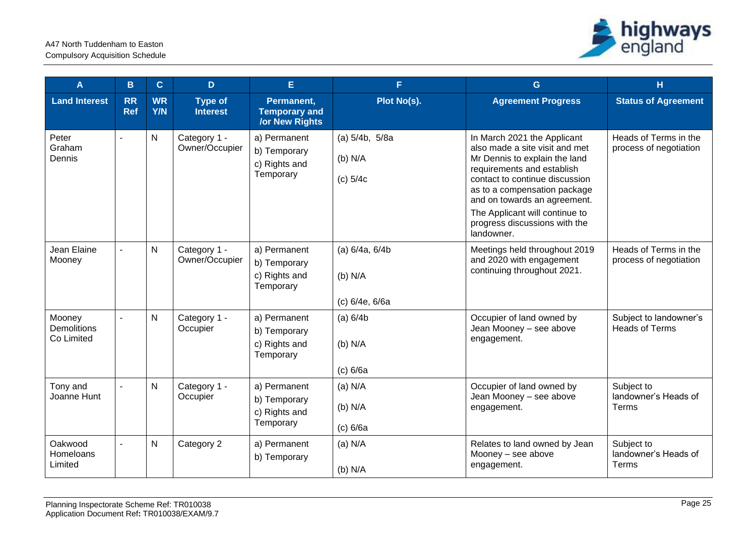| A | B | C | D | E | F | G | H |
|---|---|---|---|---|---|---|---|
| **Land Interest** | **RR Ref** | **WR Y/N** | **Type of Interest** | **Permanent, Temporary and /or New Rights** | **Plot No(s).** | **Agreement Progress** | **Status of Agreement** |
| Peter Graham Dennis | - | N | Category 1 - Owner/Occupier | a) Permanent<br>b) Temporary<br>c) Rights and Temporary | (a) 5/4b, 5/8a<br>(b) N/A<br>(c) 5/4c | In March 2021 the Applicant also made a site visit and met Mr Dennis to explain the land requirements and establish contact to continue discussion as to a compensation package and on towards an agreement.<br>The Applicant will continue to progress discussions with the landowner. | Heads of Terms in the process of negotiation |
| Jean Elaine Mooney | - | N | Category 1 - Owner/Occupier | a) Permanent<br>b) Temporary<br>c) Rights and Temporary | (a) 6/4a, 6/4b<br>(b) N/A<br>(c) 6/4e, 6/6a | Meetings held throughout 2019 and 2020 with engagement continuing throughout 2021. | Heads of Terms in the process of negotiation |
| Mooney Demolitions Co Limited | - | N | Category 1 - Occupier | a) Permanent<br>b) Temporary<br>c) Rights and Temporary | (a) 6/4b<br>(b) N/A<br>(c) 6/6a | Occupier of land owned by Jean Mooney – see above engagement. | Subject to landowner's Heads of Terms |
| Tony and Joanne Hunt | - | N | Category 1 - Occupier | a) Permanent<br>b) Temporary<br>c) Rights and Temporary | (a) N/A<br>(b) N/A<br>(c) 6/6a | Occupier of land owned by Jean Mooney – see above engagement. | Subject to landowner's Heads of Terms |
| Oakwood Homeloans Limited | - | N | Category 2 | a) Permanent<br>b) Temporary | (a) N/A<br>(b) N/A | Relates to land owned by Jean Mooney – see above engagement. | Subject to landowner's Heads of Terms |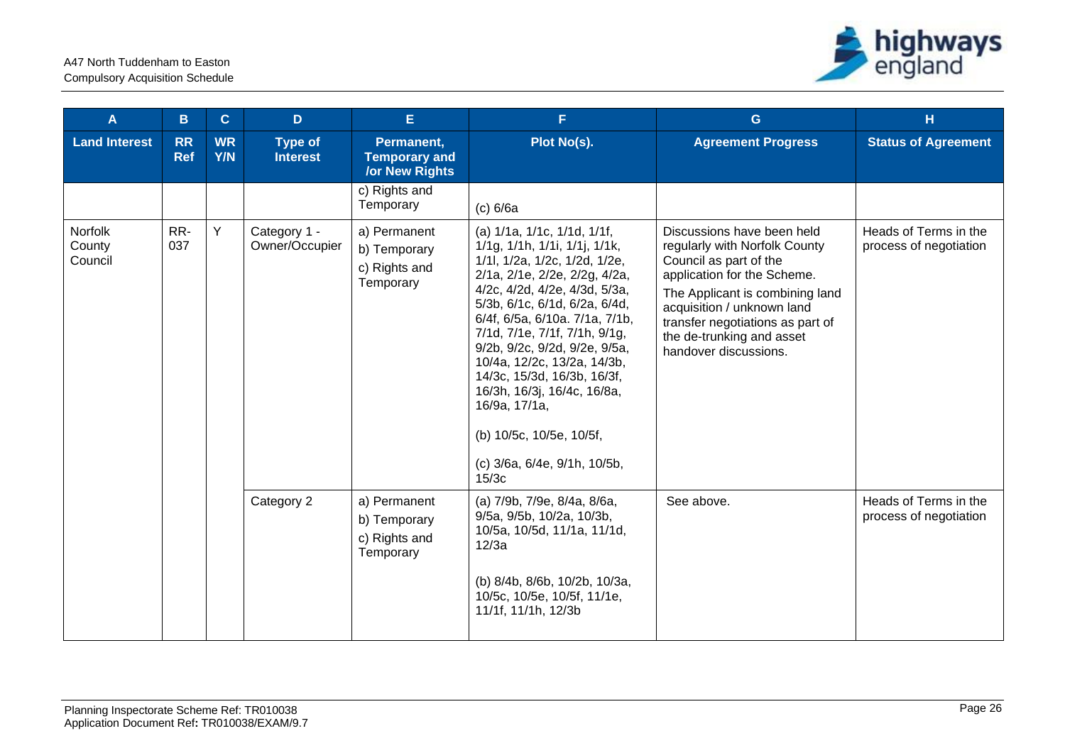| A | B | C | D | E | F | G | H |
|---|---|---|---|---|---|---|---|
| **Land Interest** | **RR Ref** | **WR Y/N** | **Type of Interest** | **Permanent, Temporary and /or New Rights** | **Plot No(s).** | **Agreement Progress** | **Status of Agreement** |
| | | | | c) Rights and Temporary | (c) 6/6a | | |
| Norfolk County Council | RR-037 | Y | Category 1 - Owner/Occupier | a) Permanent<br>b) Temporary<br>c) Rights and Temporary | (a) 1/1a, 1/1c, 1/1d, 1/1f, 1/1g, 1/1h, 1/1i, 1/1j, 1/1k, 1/1l, 1/2a, 1/2c, 1/2d, 1/2e, 2/1a, 2/1e, 2/2e, 2/2g, 4/2a, 4/2c, 4/2d, 4/2e, 4/3d, 5/3a, 5/3b, 6/1c, 6/1d, 6/2a, 6/4d, 6/4f, 6/5a, 6/10a. 7/1a, 7/1b, 7/1d, 7/1e, 7/1f, 7/1h, 9/1g, 9/2b, 9/2c, 9/2d, 9/2e, 9/5a, 10/4a, 12/2c, 13/2a, 14/3b, 14/3c, 15/3d, 16/3b, 16/3f, 16/3h, 16/3j, 16/4c, 16/8a, 16/9a, 17/1a,<br><br>(b) 10/5c, 10/5e, 10/5f,<br><br>(c) 3/6a, 6/4e, 9/1h, 10/5b, 15/3c | Discussions have been held regularly with Norfolk County Council as part of the application for the Scheme.<br>The Applicant is combining land acquisition / unknown land transfer negotiations as part of the de-trunking and asset handover discussions. | Heads of Terms in the process of negotiation |
| | | | Category 2 | a) Permanent<br>b) Temporary<br>c) Rights and Temporary | (a) 7/9b, 7/9e, 8/4a, 8/6a, 9/5a, 9/5b, 10/2a, 10/3b, 10/5a, 10/5d, 11/1a, 11/1d, 12/3a<br><br>(b) 8/4b, 8/6b, 10/2b, 10/3a, 10/5c, 10/5e, 10/5f, 11/1e, 11/1f, 11/1h, 12/3b | See above. | Heads of Terms in the process of negotiation |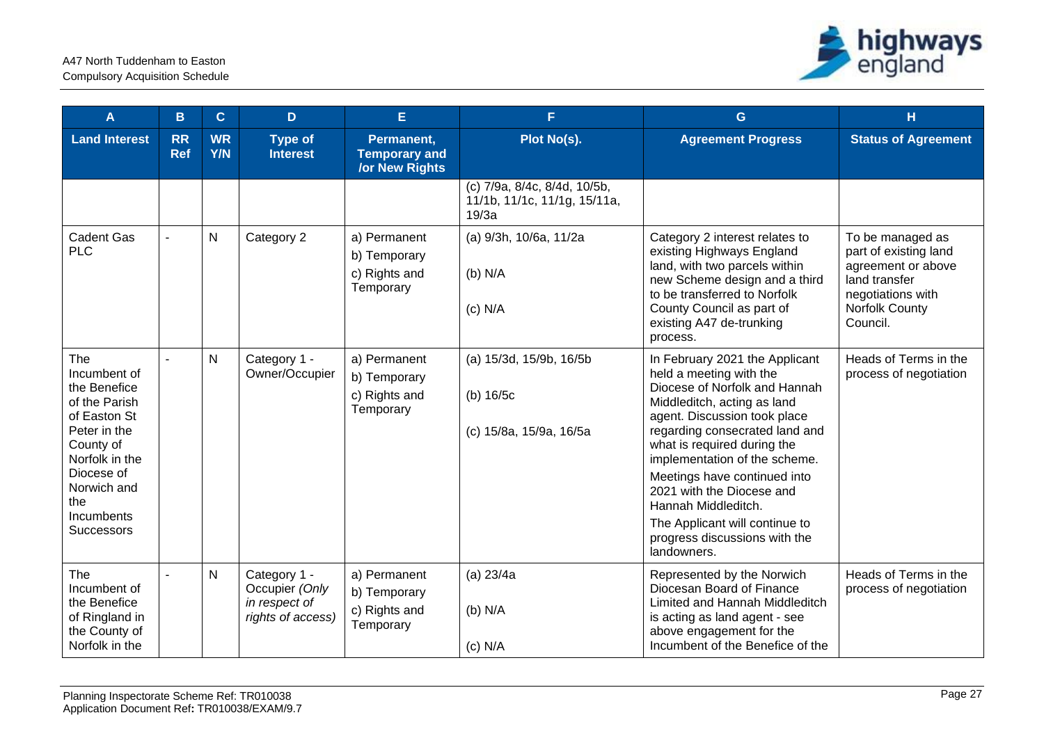| A | B | C | D | E | F | G | H |
|---|---|---|---|---|---|---|---|
| **Land Interest** | **RR Ref** | **WR Y/N** | **Type of Interest** | **Permanent, Temporary and /or New Rights** | **Plot No(s).** | **Agreement Progress** | **Status of Agreement** |
| | | | | | (c) 7/9a, 8/4c, 8/4d, 10/5b, 11/1b, 11/1c, 11/1g, 15/11a, 19/3a | | |
| Cadent Gas PLC | - | N | Category 2 | a) Permanent<br>b) Temporary<br>c) Rights and Temporary | (a) 9/3h, 10/6a, 11/2a<br>(b) N/A<br>(c) N/A | Category 2 interest relates to existing Highways England land, with two parcels within new Scheme design and a third to be transferred to Norfolk County Council as part of existing A47 de-trunking process. | To be managed as part of existing land agreement or above land transfer negotiations with Norfolk County Council. |
| The Incumbent of the Benefice of the Parish of Easton St Peter in the County of Norfolk in the Diocese of Norwich and the Incumbents Successors | - | N | Category 1 - Owner/Occupier | a) Permanent<br>b) Temporary<br>c) Rights and Temporary | (a) 15/3d, 15/9b, 16/5b<br>(b) 16/5c<br>(c) 15/8a, 15/9a, 16/5a | In February 2021 the Applicant held a meeting with the Diocese of Norfolk and Hannah Middleditch, acting as land agent. Discussion took place regarding consecrated land and what is required during the implementation of the scheme.<br>Meetings have continued into 2021 with the Diocese and Hannah Middleditch.<br>The Applicant will continue to progress discussions with the landowners. | Heads of Terms in the process of negotiation |
| The Incumbent of the Benefice of Ringland in the County of Norfolk in the | - | N | Category 1 - Occupier *(Only in respect of rights of access)* | a) Permanent<br>b) Temporary<br>c) Rights and Temporary | (a) 23/4a<br>(b) N/A<br>(c) N/A | Represented by the Norwich Diocesan Board of Finance Limited and Hannah Middleditch is acting as land agent - see above engagement for the Incumbent of the Benefice of the | Heads of Terms in the process of negotiation |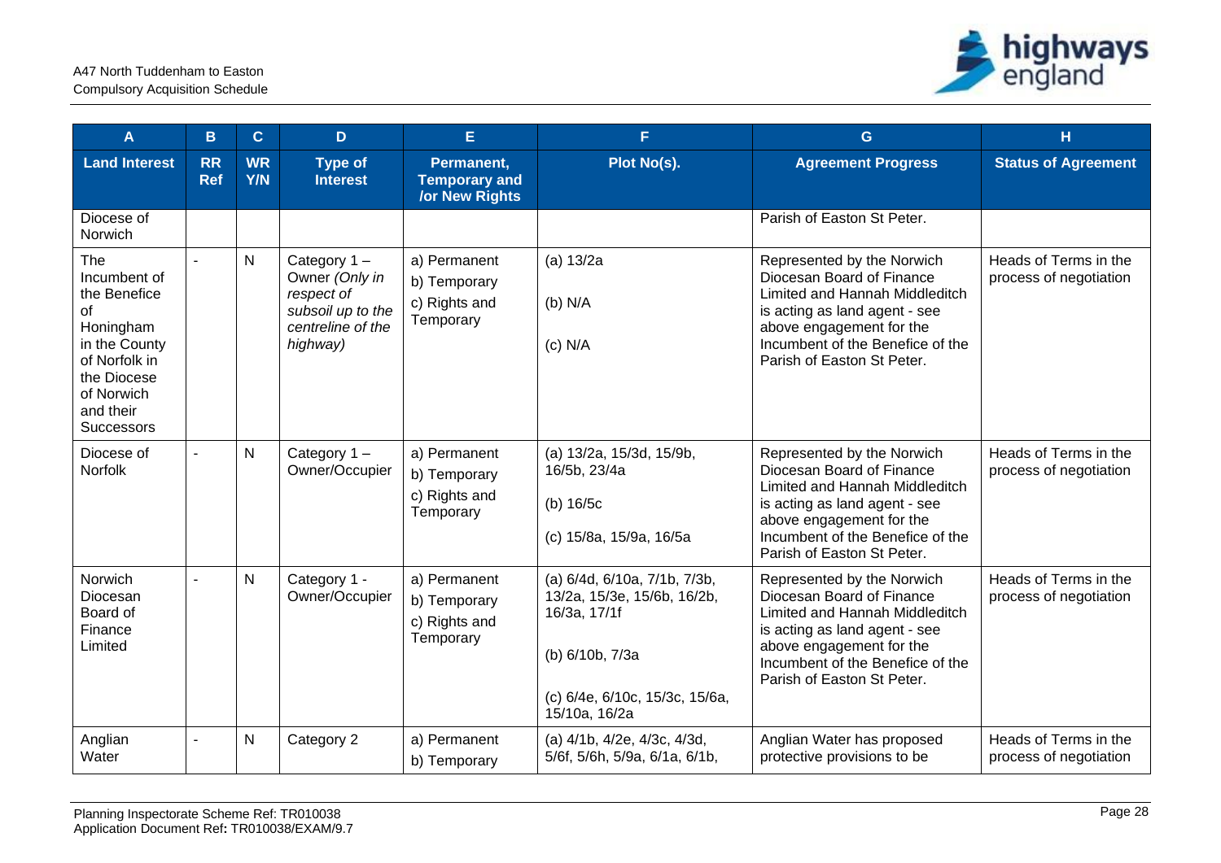| A | B | C | D | E | F | G | H |
|---|---|---|---|---|---|---|---|
| **Land Interest** | **RR Ref** | **WR Y/N** | **Type of Interest** | **Permanent, Temporary and /or New Rights** | **Plot No(s).** | **Agreement Progress** | **Status of Agreement** |
| Diocese of Norwich | | | | | | Parish of Easton St Peter. | |
| The Incumbent of the Benefice of Honingham in the County of Norfolk in the Diocese of Norwich and their Successors | - | N | Category 1 – Owner *(Only in respect of subsoil up to the centreline of the highway)* | a) Permanent<br>b) Temporary<br>c) Rights and Temporary | (a) 13/2a<br><br>(b) N/A<br><br>(c) N/A | Represented by the Norwich Diocesan Board of Finance Limited and Hannah Middleditch is acting as land agent - see above engagement for the Incumbent of the Benefice of the Parish of Easton St Peter. | Heads of Terms in the process of negotiation |
| Diocese of Norfolk | - | N | Category 1 – Owner/Occupier | a) Permanent<br>b) Temporary<br>c) Rights and Temporary | (a) 13/2a, 15/3d, 15/9b, 16/5b, 23/4a<br><br>(b) 16/5c<br><br>(c) 15/8a, 15/9a, 16/5a | Represented by the Norwich Diocesan Board of Finance Limited and Hannah Middleditch is acting as land agent - see above engagement for the Incumbent of the Benefice of the Parish of Easton St Peter. | Heads of Terms in the process of negotiation |
| Norwich Diocesan Board of Finance Limited | - | N | Category 1 - Owner/Occupier | a) Permanent<br>b) Temporary<br>c) Rights and Temporary | (a) 6/4d, 6/10a, 7/1b, 7/3b, 13/2a, 15/3e, 15/6b, 16/2b, 16/3a, 17/1f<br><br>(b) 6/10b, 7/3a<br><br>(c) 6/4e, 6/10c, 15/3c, 15/6a, 15/10a, 16/2a | Represented by the Norwich Diocesan Board of Finance Limited and Hannah Middleditch is acting as land agent - see above engagement for the Incumbent of the Benefice of the Parish of Easton St Peter. | Heads of Terms in the process of negotiation |
| Anglian Water | - | N | Category 2 | a) Permanent<br>b) Temporary | (a) 4/1b, 4/2e, 4/3c, 4/3d, 5/6f, 5/6h, 5/9a, 6/1a, 6/1b, | Anglian Water has proposed protective provisions to be | Heads of Terms in the process of negotiation |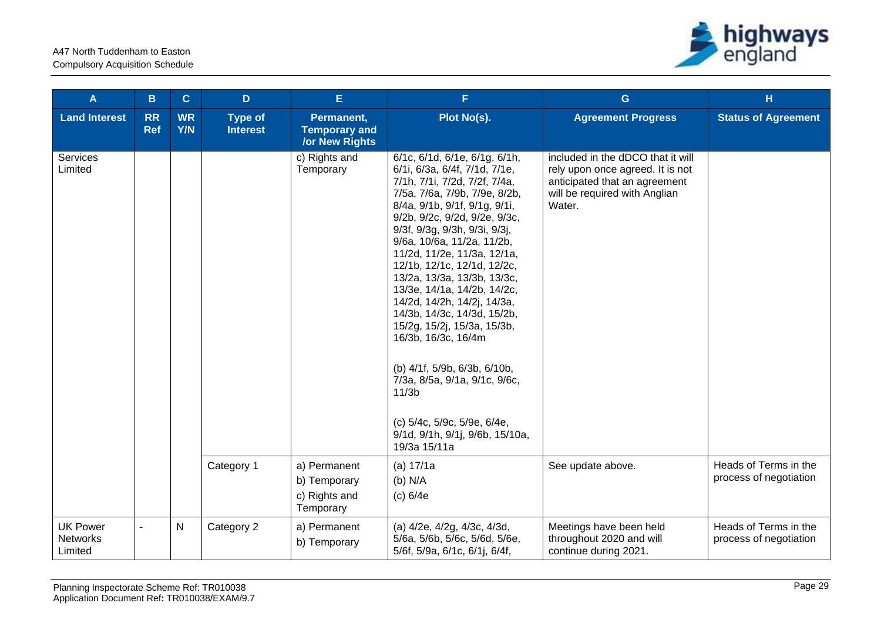| A | B | C | D | E | F | G | H |
|---|---|---|---|---|---|---|---|
| **Land Interest** | **RR Ref** | **WR Y/N** | **Type of Interest** | **Permanent, Temporary and /or New Rights** | **Plot No(s).** | **Agreement Progress** | **Status of Agreement** |
| Services Limited | | | | c) Rights and Temporary | 6/1c, 6/1d, 6/1e, 6/1g, 6/1h, 6/1i, 6/3a, 6/4f, 7/1d, 7/1e, 7/1h, 7/1i, 7/2d, 7/2f, 7/4a, 7/5a, 7/6a, 7/9b, 7/9e, 8/2b, 8/4a, 9/1b, 9/1f, 9/1g, 9/1i, 9/2b, 9/2c, 9/2d, 9/2e, 9/3c, 9/3f, 9/3g, 9/3h, 9/3i, 9/3j, 9/6a, 10/6a, 11/2a, 11/2b, 11/2d, 11/2e, 11/3a, 12/1a, 12/1b, 12/1c, 12/1d, 12/2c, 13/2a, 13/3a, 13/3b, 13/3c, 13/3e, 14/1a, 14/2b, 14/2c, 14/2d, 14/2h, 14/2j, 14/3a, 14/3b, 14/3c, 14/3d, 15/2b, 15/2g, 15/2j, 15/3a, 15/3b, 16/3b, 16/3c, 16/4m<br><br>(b) 4/1f, 5/9b, 6/3b, 6/10b, 7/3a, 8/5a, 9/1a, 9/1c, 9/6c, 11/3b<br><br>(c) 5/4c, 5/9c, 5/9e, 6/4e, 9/1d, 9/1h, 9/1j, 9/6b, 15/10a, 19/3a 15/11a | included in the dDCO that it will rely upon once agreed. It is not anticipated that an agreement will be required with Anglian Water. | |
| | | | Category 1 | a) Permanent<br>b) Temporary<br>c) Rights and Temporary | (a) 17/1a<br>(b) N/A<br>(c) 6/4e | See update above. | Heads of Terms in the process of negotiation |
| UK Power Networks Limited | - | N | Category 2 | a) Permanent<br>b) Temporary | (a) 4/2e, 4/2g, 4/3c, 4/3d, 5/6a, 5/6b, 5/6c, 5/6d, 5/6e, 5/6f, 5/9a, 6/1c, 6/1j, 6/4f, | Meetings have been held throughout 2020 and will continue during 2021. | Heads of Terms in the process of negotiation |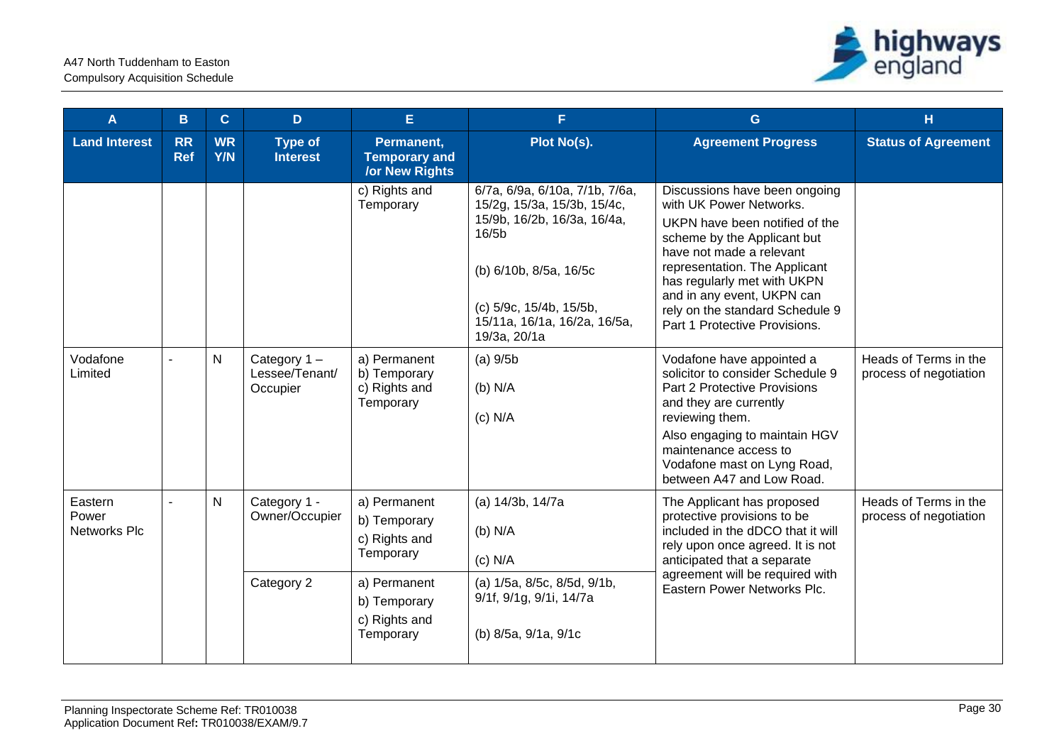| A | B | C | D | E | F | G | H |
|---|---|---|---|---|---|---|---|
| **Land Interest** | **RR Ref** | **WR Y/N** | **Type of Interest** | **Permanent, Temporary and /or New Rights** | **Plot No(s).** | **Agreement Progress** | **Status of Agreement** |
| | | | | c) Rights and Temporary | 6/7a, 6/9a, 6/10a, 7/1b, 7/6a, 15/2g, 15/3a, 15/3b, 15/4c, 15/9b, 16/2b, 16/3a, 16/4a, 16/5b<br><br>(b) 6/10b, 8/5a, 16/5c<br><br>(c) 5/9c, 15/4b, 15/5b, 15/11a, 16/1a, 16/2a, 16/5a, 19/3a, 20/1a | Discussions have been ongoing with UK Power Networks.<br>UKPN have been notified of the scheme by the Applicant but have not made a relevant representation. The Applicant has regularly met with UKPN and in any event, UKPN can rely on the standard Schedule 9 Part 1 Protective Provisions. | |
| Vodafone Limited | - | N | Category 1 – Lessee/Tenant/ Occupier | a) Permanent<br>b) Temporary<br>c) Rights and Temporary | (a) 9/5b<br><br>(b) N/A<br><br>(c) N/A | Vodafone have appointed a solicitor to consider Schedule 9 Part 2 Protective Provisions and they are currently reviewing them.<br>Also engaging to maintain HGV maintenance access to Vodafone mast on Lyng Road, between A47 and Low Road. | Heads of Terms in the process of negotiation |
| Eastern Power Networks Plc | - | N | Category 1 - Owner/Occupier | a) Permanent<br>b) Temporary<br>c) Rights and Temporary | (a) 14/3b, 14/7a<br><br>(b) N/A<br><br>(c) N/A | The Applicant has proposed protective provisions to be included in the dDCO that it will rely upon once agreed. It is not anticipated that a separate agreement will be required with Eastern Power Networks Plc. | Heads of Terms in the process of negotiation |
| | | | Category 2 | a) Permanent<br>b) Temporary<br>c) Rights and Temporary | (a) 1/5a, 8/5c, 8/5d, 9/1b, 9/1f, 9/1g, 9/1i, 14/7a<br><br>(b) 8/5a, 9/1a, 9/1c | | |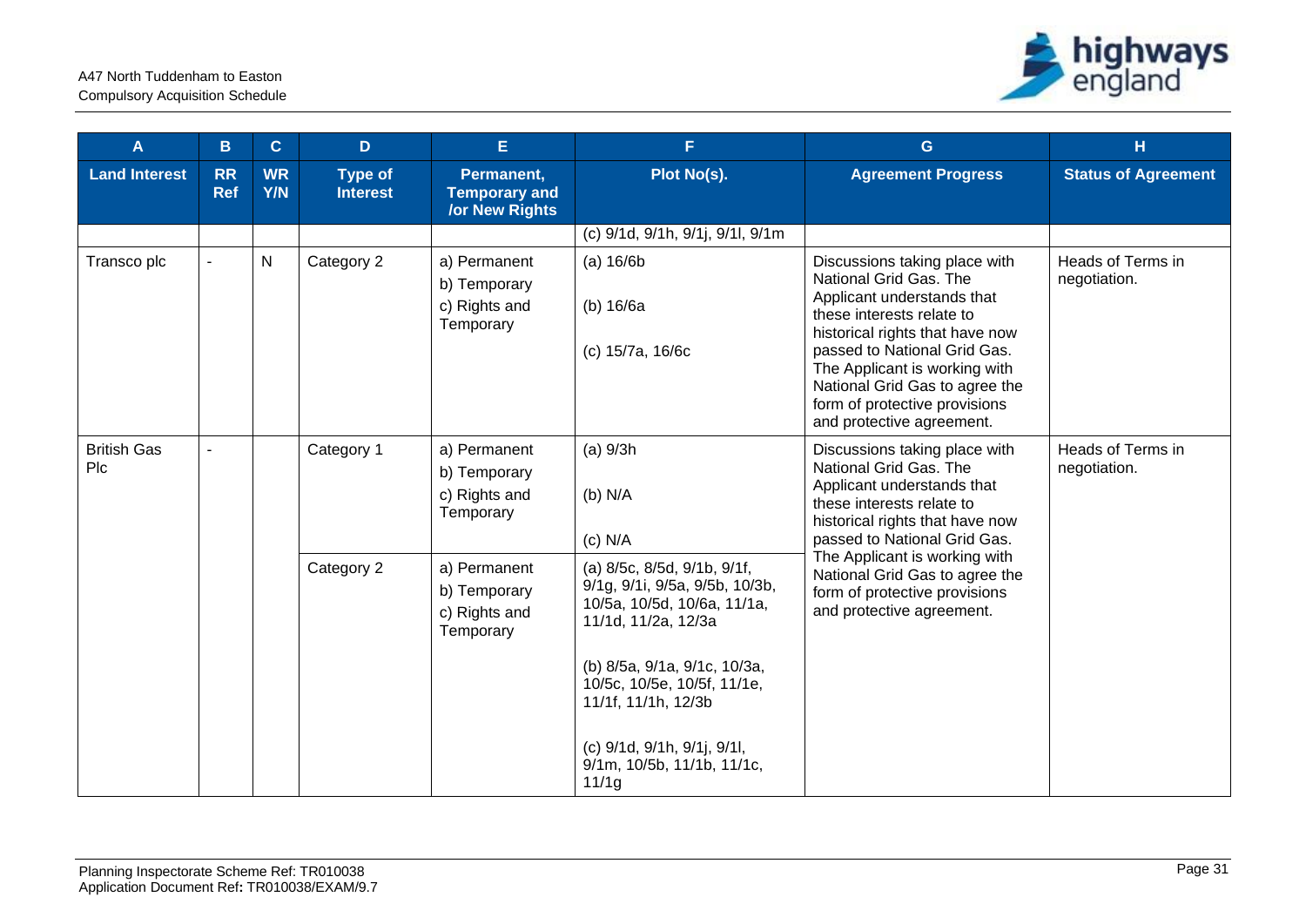| A | B | C | D | E | F | G | H |
|---|---|---|---|---|---|---|---|
| **Land Interest** | **RR Ref** | **WR Y/N** | **Type of Interest** | **Permanent, Temporary and /or New Rights** | **Plot No(s).** | **Agreement Progress** | **Status of Agreement** |
| | | | | | (c) 9/1d, 9/1h, 9/1j, 9/1l, 9/1m | | |
| Transco plc | - | N | Category 2 | a) Permanent<br>b) Temporary<br>c) Rights and Temporary | (a) 16/6b<br><br>(b) 16/6a<br><br>(c) 15/7a, 16/6c | Discussions taking place with National Grid Gas. The Applicant understands that these interests relate to historical rights that have now passed to National Grid Gas. The Applicant is working with National Grid Gas to agree the form of protective provisions and protective agreement. | Heads of Terms in negotiation. |
| British Gas Plc | - | | Category 1 | a) Permanent<br>b) Temporary<br>c) Rights and Temporary | (a) 9/3h<br><br>(b) N/A<br><br>(c) N/A | Discussions taking place with National Grid Gas. The Applicant understands that these interests relate to historical rights that have now passed to National Grid Gas. The Applicant is working with National Grid Gas to agree the form of protective provisions and protective agreement. | Heads of Terms in negotiation. |
| | | | Category 2 | a) Permanent<br>b) Temporary<br>c) Rights and Temporary | (a) 8/5c, 8/5d, 9/1b, 9/1f, 9/1g, 9/1i, 9/5a, 9/5b, 10/3b, 10/5a, 10/5d, 10/6a, 11/1a, 11/1d, 11/2a, 12/3a<br><br>(b) 8/5a, 9/1a, 9/1c, 10/3a, 10/5c, 10/5e, 10/5f, 11/1e, 11/1f, 11/1h, 12/3b<br><br>(c) 9/1d, 9/1h, 9/1j, 9/1l, 9/1m, 10/5b, 11/1b, 11/1c, 11/1g | | |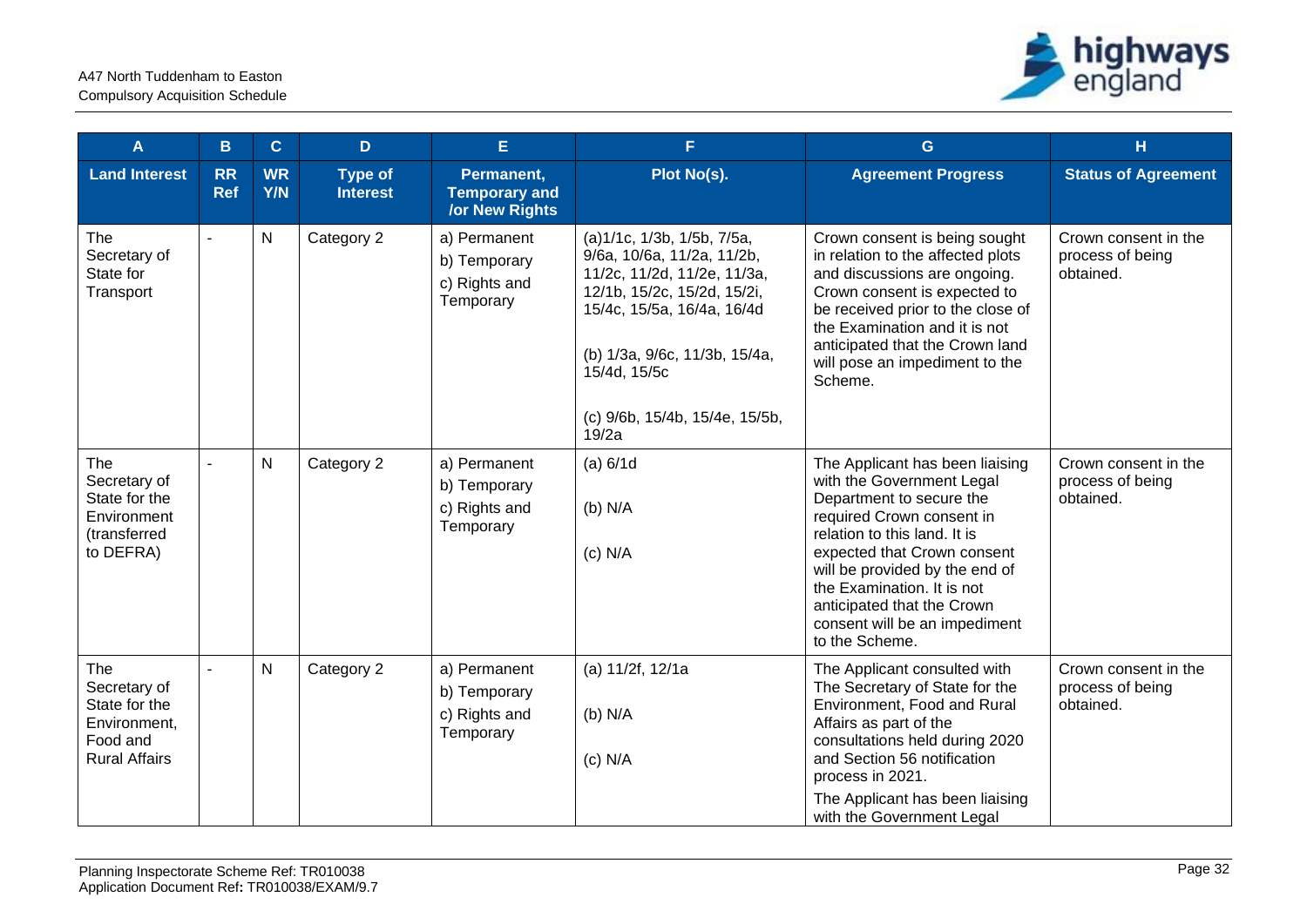| A | B | C | D | E | F | G | H |
| --- | --- | --- | --- | --- | --- | --- | --- |
| **Land Interest** | **RR Ref** | **WR Y/N** | **Type of Interest** | **Permanent, Temporary and /or New Rights** | **Plot No(s).** | **Agreement Progress** | **Status of Agreement** |
| The Secretary of State for Transport | - | N | Category 2 | a) Permanent<br>b) Temporary<br>c) Rights and Temporary | (a)1/1c, 1/3b, 1/5b, 7/5a, 9/6a, 10/6a, 11/2a, 11/2b, 11/2c, 11/2d, 11/2e, 11/3a, 12/1b, 15/2c, 15/2d, 15/2i, 15/4c, 15/5a, 16/4a, 16/4d<br><br>(b) 1/3a, 9/6c, 11/3b, 15/4a, 15/4d, 15/5c<br><br>(c) 9/6b, 15/4b, 15/4e, 15/5b, 19/2a | Crown consent is being sought in relation to the affected plots and discussions are ongoing. Crown consent is expected to be received prior to the close of the Examination and it is not anticipated that the Crown land will pose an impediment to the Scheme. | Crown consent in the process of being obtained. |
| The Secretary of State for the Environment (transferred to DEFRA) | - | N | Category 2 | a) Permanent<br>b) Temporary<br>c) Rights and Temporary | (a) 6/1d<br><br>(b) N/A<br><br>(c) N/A | The Applicant has been liaising with the Government Legal Department to secure the required Crown consent in relation to this land. It is expected that Crown consent will be provided by the end of the Examination. It is not anticipated that the Crown consent will be an impediment to the Scheme. | Crown consent in the process of being obtained. |
| The Secretary of State for the Environment, Food and Rural Affairs | - | N | Category 2 | a) Permanent<br>b) Temporary<br>c) Rights and Temporary | (a) 11/2f, 12/1a<br><br>(b) N/A<br><br>(c) N/A | The Applicant consulted with The Secretary of State for the Environment, Food and Rural Affairs as part of the consultations held during 2020 and Section 56 notification process in 2021.<br>The Applicant has been liaising with the Government Legal | Crown consent in the process of being obtained. |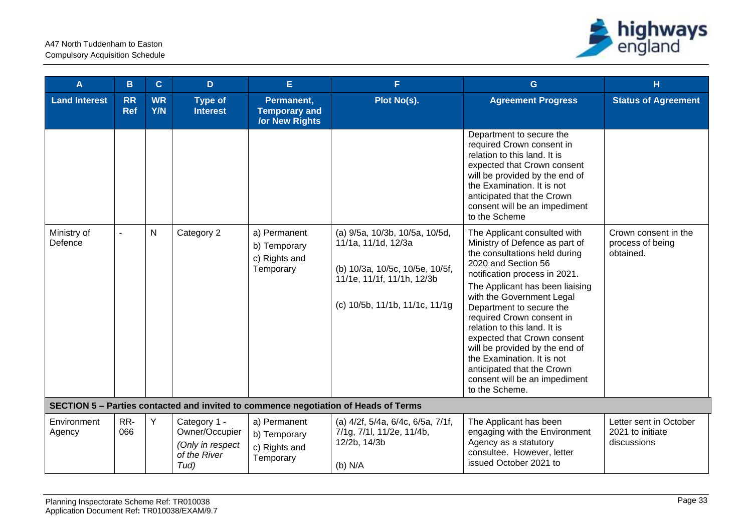| A | B | C | D | E | F | G | H |
|---|---|---|---|---|---|---|---|
| **Land Interest** | **RR Ref** | **WR Y/N** | **Type of Interest** | **Permanent, Temporary and /or New Rights** | **Plot No(s).** | **Agreement Progress** | **Status of Agreement** |
| | | | | | | Department to secure the required Crown consent in relation to this land. It is expected that Crown consent will be provided by the end of the Examination. It is not anticipated that the Crown consent will be an impediment to the Scheme | |
| Ministry of Defence | - | N | Category 2 | a) Permanent<br>b) Temporary<br>c) Rights and Temporary | (a) 9/5a, 10/3b, 10/5a, 10/5d, 11/1a, 11/1d, 12/3a<br><br>(b) 10/3a, 10/5c, 10/5e, 10/5f, 11/1e, 11/1f, 11/1h, 12/3b<br><br>(c) 10/5b, 11/1b, 11/1c, 11/1g | The Applicant consulted with Ministry of Defence as part of the consultations held during 2020 and Section 56 notification process in 2021.<br>The Applicant has been liaising with the Government Legal Department to secure the required Crown consent in relation to this land. It is expected that Crown consent will be provided by the end of the Examination. It is not anticipated that the Crown consent will be an impediment to the Scheme. | Crown consent in the process of being obtained. |
| **SECTION 5 – Parties contacted and invited to commence negotiation of Heads of Terms** | | | | | | | |
| Environment Agency | RR-066 | Y | Category 1 - Owner/Occupier<br>*(Only in respect of the River Tud)* | a) Permanent<br>b) Temporary<br>c) Rights and Temporary | (a) 4/2f, 5/4a, 6/4c, 6/5a, 7/1f, 7/1g, 7/1l, 11/2e, 11/4b, 12/2b, 14/3b<br><br>(b) N/A | The Applicant has been engaging with the Environment Agency as a statutory consultee. However, letter issued October 2021 to | Letter sent in October 2021 to initiate discussions |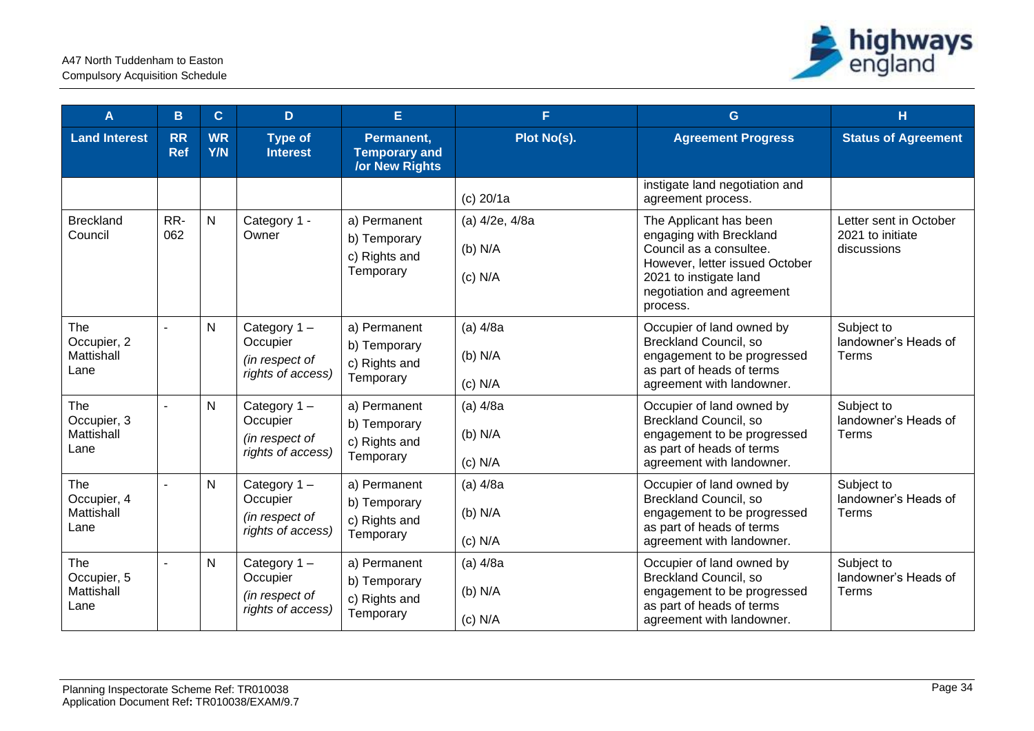| A | B | C | D | E | F | G | H |
|---|---|---|---|---|---|---|---|
| **Land Interest** | **RR Ref** | **WR Y/N** | **Type of Interest** | **Permanent, Temporary and /or New Rights** | **Plot No(s).** | **Agreement Progress** | **Status of Agreement** |
| | | | | | (c) 20/1a | instigate land negotiation and agreement process. | |
| Breckland Council | RR-062 | N | Category 1 - Owner | a) Permanent<br>b) Temporary<br>c) Rights and Temporary | (a) 4/2e, 4/8a<br>(b) N/A<br>(c) N/A | The Applicant has been engaging with Breckland Council as a consultee. However, letter issued October 2021 to instigate land negotiation and agreement process. | Letter sent in October 2021 to initiate discussions |
| The Occupier, 2 Mattishall Lane | - | N | Category 1 – Occupier<br>*(in respect of rights of access)* | a) Permanent<br>b) Temporary<br>c) Rights and Temporary | (a) 4/8a<br>(b) N/A<br>(c) N/A | Occupier of land owned by Breckland Council, so engagement to be progressed as part of heads of terms agreement with landowner. | Subject to landowner's Heads of Terms |
| The Occupier, 3 Mattishall Lane | - | N | Category 1 – Occupier<br>*(in respect of rights of access)* | a) Permanent<br>b) Temporary<br>c) Rights and Temporary | (a) 4/8a<br>(b) N/A<br>(c) N/A | Occupier of land owned by Breckland Council, so engagement to be progressed as part of heads of terms agreement with landowner. | Subject to landowner's Heads of Terms |
| The Occupier, 4 Mattishall Lane | - | N | Category 1 – Occupier<br>*(in respect of rights of access)* | a) Permanent<br>b) Temporary<br>c) Rights and Temporary | (a) 4/8a<br>(b) N/A<br>(c) N/A | Occupier of land owned by Breckland Council, so engagement to be progressed as part of heads of terms agreement with landowner. | Subject to landowner's Heads of Terms |
| The Occupier, 5 Mattishall Lane | - | N | Category 1 – Occupier<br>*(in respect of rights of access)* | a) Permanent<br>b) Temporary<br>c) Rights and Temporary | (a) 4/8a<br>(b) N/A<br>(c) N/A | Occupier of land owned by Breckland Council, so engagement to be progressed as part of heads of terms agreement with landowner. | Subject to landowner's Heads of Terms |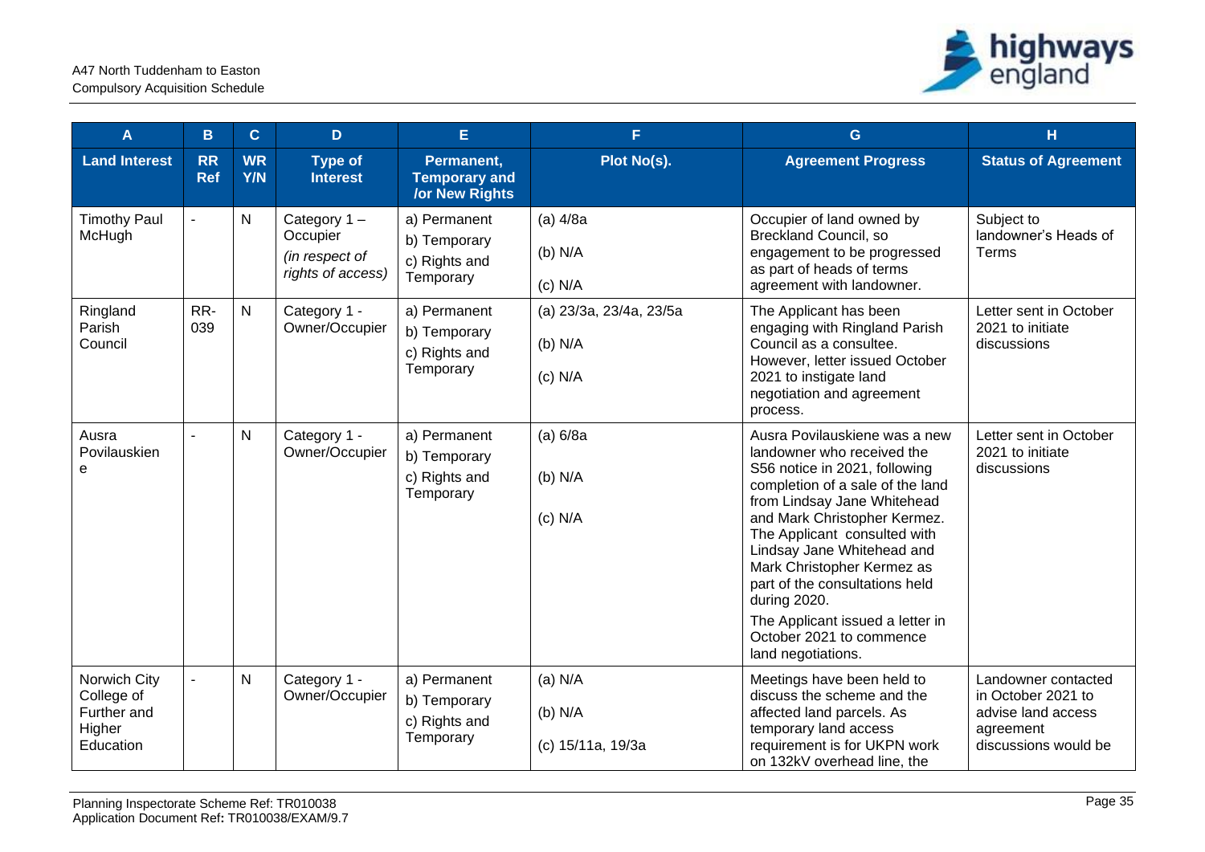| A | B | C | D | E | F | G | H |
|---|---|---|---|---|---|---|---|
| **Land Interest** | **RR Ref** | **WR Y/N** | **Type of Interest** | **Permanent, Temporary and /or New Rights** | **Plot No(s).** | **Agreement Progress** | **Status of Agreement** |
| Timothy Paul McHugh | - | N | Category 1 – Occupier *(in respect of rights of access)* | a) Permanent<br>b) Temporary<br>c) Rights and Temporary | (a) 4/8a<br>(b) N/A<br>(c) N/A | Occupier of land owned by Breckland Council, so engagement to be progressed as part of heads of terms agreement with landowner. | Subject to landowner's Heads of Terms |
| Ringland Parish Council | RR-039 | N | Category 1 - Owner/Occupier | a) Permanent<br>b) Temporary<br>c) Rights and Temporary | (a) 23/3a, 23/4a, 23/5a<br>(b) N/A<br>(c) N/A | The Applicant has been engaging with Ringland Parish Council as a consultee. However, letter issued October 2021 to instigate land negotiation and agreement process. | Letter sent in October 2021 to initiate discussions |
| Ausra Povilauskiene | - | N | Category 1 - Owner/Occupier | a) Permanent<br>b) Temporary<br>c) Rights and Temporary | (a) 6/8a<br>(b) N/A<br>(c) N/A | Ausra Povilauskiene was a new landowner who received the S56 notice in 2021, following completion of a sale of the land from Lindsay Jane Whitehead and Mark Christopher Kermez. The Applicant consulted with Lindsay Jane Whitehead and Mark Christopher Kermez as part of the consultations held during 2020.<br>The Applicant issued a letter in October 2021 to commence land negotiations. | Letter sent in October 2021 to initiate discussions |
| Norwich City College of Further and Higher Education | - | N | Category 1 - Owner/Occupier | a) Permanent<br>b) Temporary<br>c) Rights and Temporary | (a) N/A<br>(b) N/A<br>(c) 15/11a, 19/3a | Meetings have been held to discuss the scheme and the affected land parcels. As temporary land access requirement is for UKPN work on 132kV overhead line, the | Landowner contacted in October 2021 to advise land access agreement discussions would be |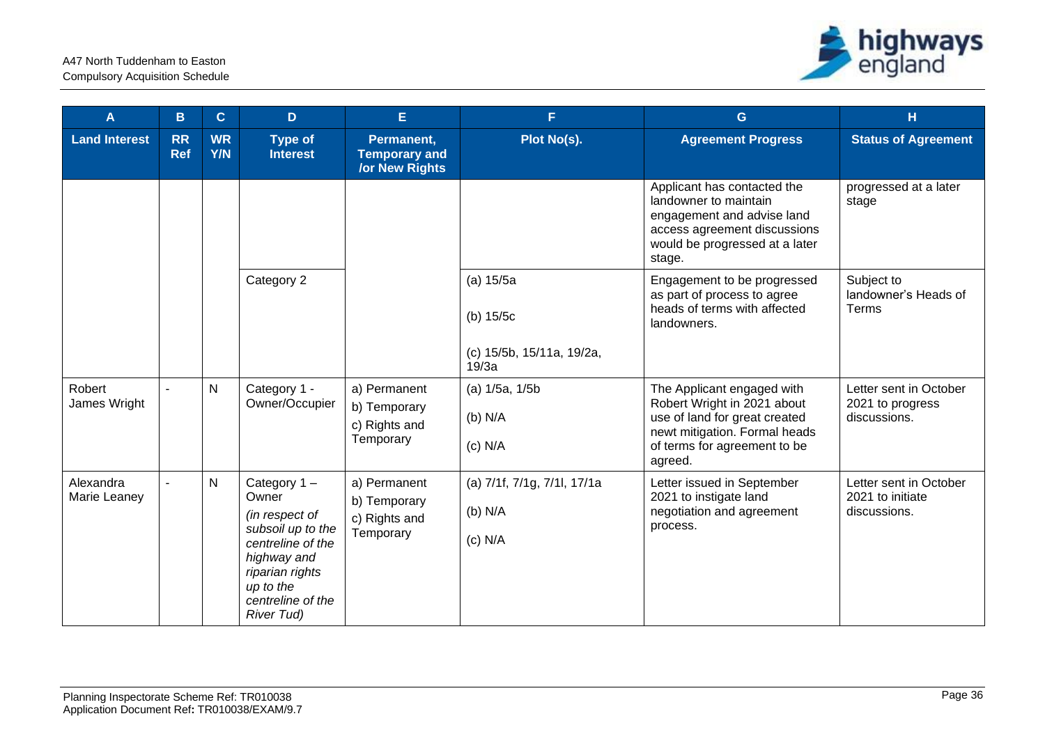| A | B | C | D | E | F | G | H |
|---|---|---|---|---|---|---|---|
| **Land Interest** | **RR Ref** | **WR Y/N** | **Type of Interest** | **Permanent, Temporary and /or New Rights** | **Plot No(s).** | **Agreement Progress** | **Status of Agreement** |
| | | | | | | Applicant has contacted the landowner to maintain engagement and advise land access agreement discussions would be progressed at a later stage. | progressed at a later stage |
| | | | Category 2 | | (a) 15/5a<br>(b) 15/5c<br>(c) 15/5b, 15/11a, 19/2a, 19/3a | Engagement to be progressed as part of process to agree heads of terms with affected landowners. | Subject to landowner's Heads of Terms |
| Robert James Wright | - | N | Category 1 - Owner/Occupier | a) Permanent<br>b) Temporary<br>c) Rights and Temporary | (a) 1/5a, 1/5b<br>(b) N/A<br>(c) N/A | The Applicant engaged with Robert Wright in 2021 about use of land for great created newt mitigation. Formal heads of terms for agreement to be agreed. | Letter sent in October 2021 to progress discussions. |
| Alexandra Marie Leaney | - | N | Category 1 – Owner<br>*(in respect of subsoil up to the centreline of the highway and riparian rights up to the centreline of the River Tud)* | a) Permanent<br>b) Temporary<br>c) Rights and Temporary | (a) 7/1f, 7/1g, 7/1l, 17/1a<br>(b) N/A<br>(c) N/A | Letter issued in September 2021 to instigate land negotiation and agreement process. | Letter sent in October 2021 to initiate discussions. |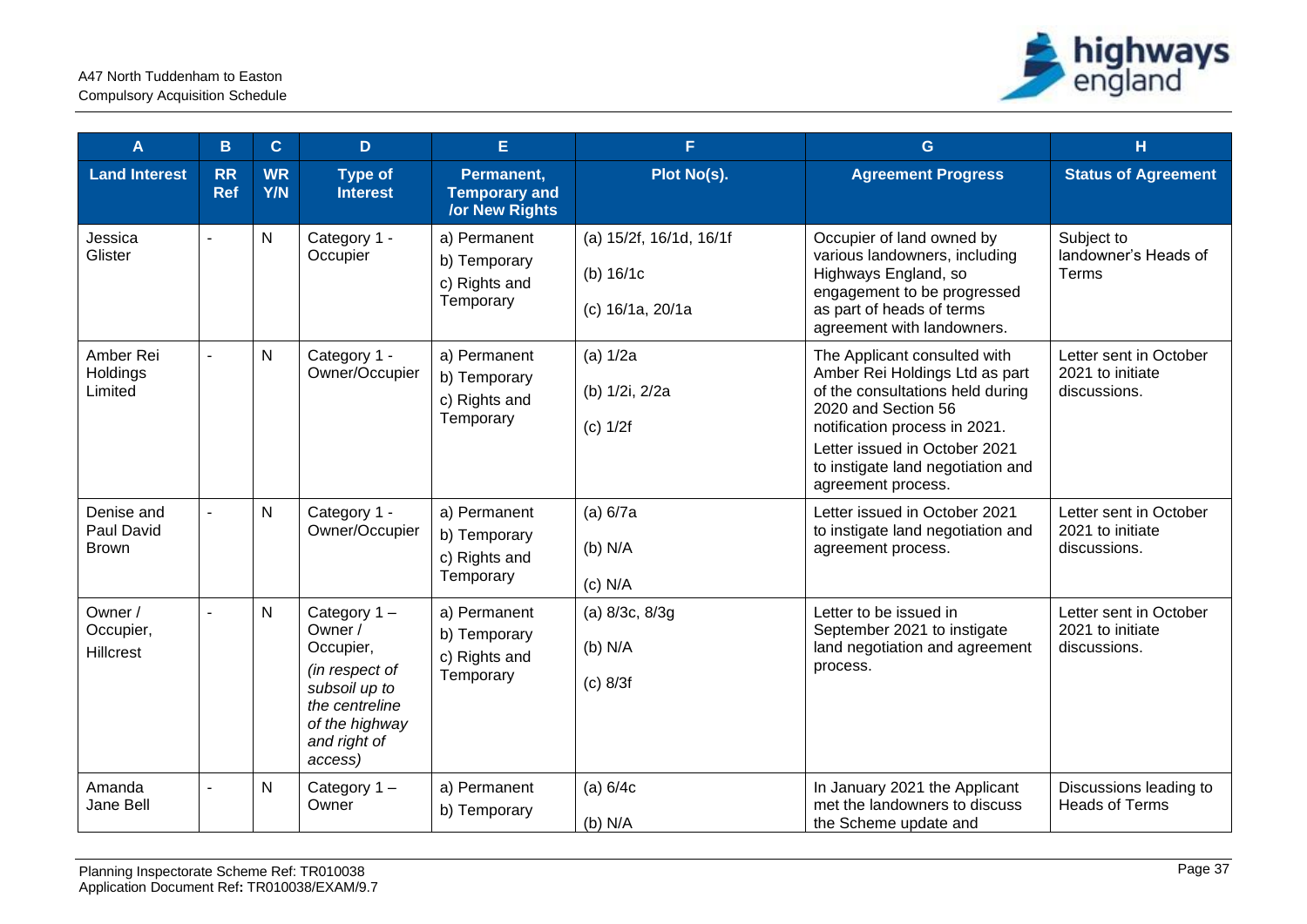| A | B | C | D | E | F | G | H |
|---|---|---|---|---|---|---|---|
| **Land Interest** | **RR Ref** | **WR Y/N** | **Type of Interest** | **Permanent, Temporary and /or New Rights** | **Plot No(s).** | **Agreement Progress** | **Status of Agreement** |
| Jessica Glister | - | N | Category 1 - Occupier | a) Permanent<br>b) Temporary<br>c) Rights and Temporary | (a) 15/2f, 16/1d, 16/1f<br>(b) 16/1c<br>(c) 16/1a, 20/1a | Occupier of land owned by various landowners, including Highways England, so engagement to be progressed as part of heads of terms agreement with landowners. | Subject to landowner's Heads of Terms |
| Amber Rei Holdings Limited | - | N | Category 1 - Owner/Occupier | a) Permanent<br>b) Temporary<br>c) Rights and Temporary | (a) 1/2a<br>(b) 1/2i, 2/2a<br>(c) 1/2f | The Applicant consulted with Amber Rei Holdings Ltd as part of the consultations held during 2020 and Section 56 notification process in 2021.<br>Letter issued in October 2021 to instigate land negotiation and agreement process. | Letter sent in October 2021 to initiate discussions. |
| Denise and Paul David Brown | - | N | Category 1 - Owner/Occupier | a) Permanent<br>b) Temporary<br>c) Rights and Temporary | (a) 6/7a<br>(b) N/A<br>(c) N/A | Letter issued in October 2021 to instigate land negotiation and agreement process. | Letter sent in October 2021 to initiate discussions. |
| Owner / Occupier, Hillcrest | - | N | Category 1 – Owner / Occupier, *(in respect of subsoil up to the centreline of the highway and right of access)* | a) Permanent<br>b) Temporary<br>c) Rights and Temporary | (a) 8/3c, 8/3g<br>(b) N/A<br>(c) 8/3f | Letter to be issued in September 2021 to instigate land negotiation and agreement process. | Letter sent in October 2021 to initiate discussions. |
| Amanda Jane Bell | - | N | Category 1 – Owner | a) Permanent<br>b) Temporary | (a) 6/4c<br>(b) N/A | In January 2021 the Applicant met the landowners to discuss the Scheme update and | Discussions leading to Heads of Terms |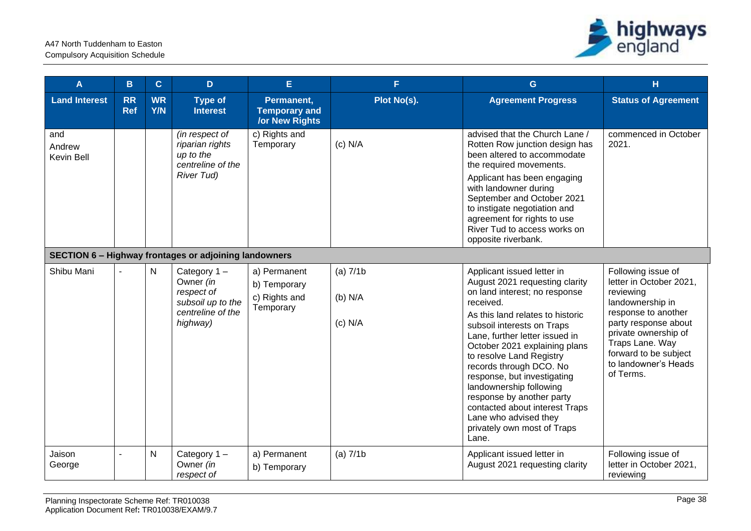| A | B | C | D | E | F | G | H |
|---|---|---|---|---|---|---|---|
| **Land Interest** | **RR Ref** | **WR Y/N** | **Type of Interest** | **Permanent, Temporary and /or New Rights** | **Plot No(s).** | **Agreement Progress** | **Status of Agreement** |
| and Andrew Kevin Bell | | | *(in respect of riparian rights up to the centreline of the River Tud)* | c) Rights and Temporary | (c) N/A | advised that the Church Lane / Rotten Row junction design has been altered to accommodate the required movements.<br>Applicant has been engaging with landowner during September and October 2021 to instigate negotiation and agreement for rights to use River Tud to access works on opposite riverbank. | commenced in October 2021. |
| **SECTION 6 – Highway frontages or adjoining landowners** | | | | | | | |
| Shibu Mani | - | N | Category 1 – Owner *(in respect of subsoil up to the centreline of the highway)* | a) Permanent<br>b) Temporary<br>c) Rights and Temporary | (a) 7/1b<br>(b) N/A<br>(c) N/A | Applicant issued letter in August 2021 requesting clarity on land interest; no response received.<br>As this land relates to historic subsoil interests on Traps Lane, further letter issued in October 2021 explaining plans to resolve Land Registry records through DCO. No response, but investigating landownership following response by another party contacted about interest Traps Lane who advised they privately own most of Traps Lane. | Following issue of letter in October 2021, reviewing landownership in response to another party response about private ownership of Traps Lane. Way forward to be subject to landowner's Heads of Terms. |
| Jaison George | - | N | Category 1 – Owner *(in respect of* | a) Permanent<br>b) Temporary | (a) 7/1b | Applicant issued letter in August 2021 requesting clarity | Following issue of letter in October 2021, reviewing |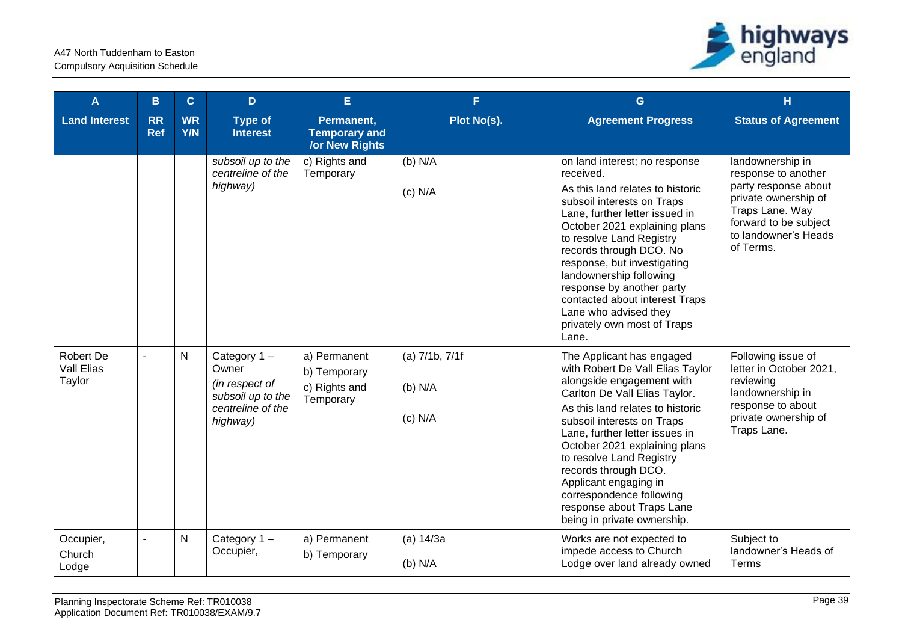| A | B | C | D | E | F | G | H |
|---|---|---|---|---|---|---|---|
| **Land Interest** | **RR Ref** | **WR Y/N** | **Type of Interest** | **Permanent, Temporary and /or New Rights** | **Plot No(s).** | **Agreement Progress** | **Status of Agreement** |
| | | | *subsoil up to the centreline of the highway)* | c) Rights and Temporary | (b) N/A<br><br>(c) N/A | on land interest; no response received.<br>As this land relates to historic subsoil interests on Traps Lane, further letter issued in October 2021 explaining plans to resolve Land Registry records through DCO. No response, but investigating landownership following response by another party contacted about interest Traps Lane who advised they privately own most of Traps Lane. | landownership in response to another party response about private ownership of Traps Lane. Way forward to be subject to landowner's Heads of Terms. |
| Robert De Vall Elias Taylor | - | N | Category 1 – Owner<br>*(in respect of subsoil up to the centreline of the highway)* | a) Permanent<br>b) Temporary<br>c) Rights and Temporary | (a) 7/1b, 7/1f<br><br>(b) N/A<br><br>(c) N/A | The Applicant has engaged with Robert De Vall Elias Taylor alongside engagement with Carlton De Vall Elias Taylor.<br>As this land relates to historic subsoil interests on Traps Lane, further letter issues in October 2021 explaining plans to resolve Land Registry records through DCO. Applicant engaging in correspondence following response about Traps Lane being in private ownership. | Following issue of letter in October 2021, reviewing landownership in response to about private ownership of Traps Lane. |
| Occupier, Church Lodge | - | N | Category 1 – Occupier, | a) Permanent<br>b) Temporary | (a) 14/3a<br><br>(b) N/A | Works are not expected to impede access to Church Lodge over land already owned | Subject to landowner's Heads of Terms |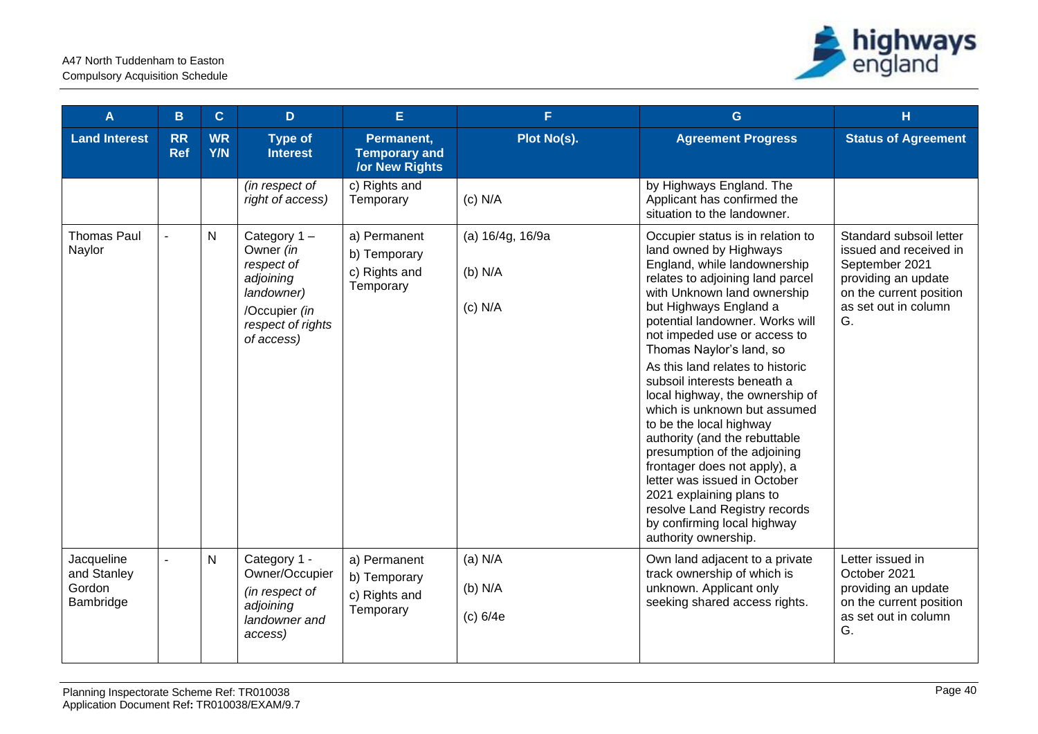| A | B | C | D | E | F | G | H |
|---|---|---|---|---|---|---|---|
| **Land Interest** | **RR Ref** | **WR Y/N** | **Type of Interest** | **Permanent, Temporary and /or New Rights** | **Plot No(s).** | **Agreement Progress** | **Status of Agreement** |
| | | | *(in respect of right of access)* | c) Rights and Temporary | (c) N/A | by Highways England. The Applicant has confirmed the situation to the landowner. | |
| Thomas Paul Naylor | - | N | Category 1 – Owner *(in respect of adjoining landowner)* /Occupier *(in respect of rights of access)* | a) Permanent<br>b) Temporary<br>c) Rights and Temporary | (a) 16/4g, 16/9a<br>(b) N/A<br>(c) N/A | Occupier status is in relation to land owned by Highways England, while landownership relates to adjoining land parcel with Unknown land ownership but Highways England a potential landowner. Works will not impeded use or access to Thomas Naylor's land, so<br>As this land relates to historic subsoil interests beneath a local highway, the ownership of which is unknown but assumed to be the local highway authority (and the rebuttable presumption of the adjoining frontager does not apply), a letter was issued in October 2021 explaining plans to resolve Land Registry records by confirming local highway authority ownership. | Standard subsoil letter issued and received in September 2021 providing an update on the current position as set out in column G. |
| Jacqueline and Stanley Gordon Bambridge | - | N | Category 1 - Owner/Occupier *(in respect of adjoining landowner and access)* | a) Permanent<br>b) Temporary<br>c) Rights and Temporary | (a) N/A<br>(b) N/A<br>(c) 6/4e | Own land adjacent to a private track ownership of which is unknown. Applicant only seeking shared access rights. | Letter issued in October 2021 providing an update on the current position as set out in column G. |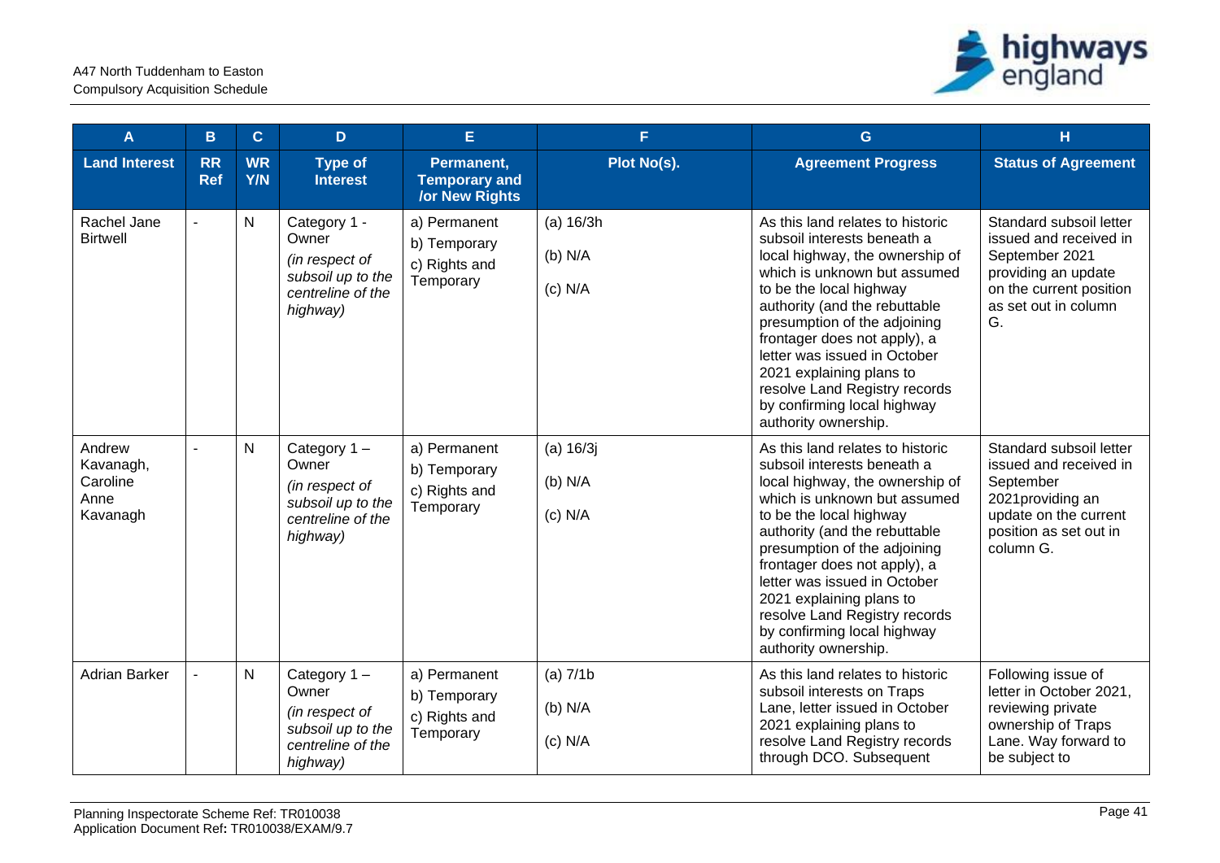| A | B | C | D | E | F | G | H |
|---|---|---|---|---|---|---|---|
| **Land Interest** | **RR Ref** | **WR Y/N** | **Type of Interest** | **Permanent, Temporary and /or New Rights** | **Plot No(s).** | **Agreement Progress** | **Status of Agreement** |
| Rachel Jane Birtwell | - | N | Category 1 - Owner *(in respect of subsoil up to the centreline of the highway)* | a) Permanent<br>b) Temporary<br>c) Rights and Temporary | (a) 16/3h<br>(b) N/A<br>(c) N/A | As this land relates to historic subsoil interests beneath a local highway, the ownership of which is unknown but assumed to be the local highway authority (and the rebuttable presumption of the adjoining frontager does not apply), a letter was issued in October 2021 explaining plans to resolve Land Registry records by confirming local highway authority ownership. | Standard subsoil letter issued and received in September 2021 providing an update on the current position as set out in column G. |
| Andrew Kavanagh, Caroline Anne Kavanagh | - | N | Category 1 – Owner *(in respect of subsoil up to the centreline of the highway)* | a) Permanent<br>b) Temporary<br>c) Rights and Temporary | (a) 16/3j<br>(b) N/A<br>(c) N/A | As this land relates to historic subsoil interests beneath a local highway, the ownership of which is unknown but assumed to be the local highway authority (and the rebuttable presumption of the adjoining frontager does not apply), a letter was issued in October 2021 explaining plans to resolve Land Registry records by confirming local highway authority ownership. | Standard subsoil letter issued and received in September 2021providing an update on the current position as set out in column G. |
| Adrian Barker | - | N | Category 1 – Owner *(in respect of subsoil up to the centreline of the highway)* | a) Permanent<br>b) Temporary<br>c) Rights and Temporary | (a) 7/1b<br>(b) N/A<br>(c) N/A | As this land relates to historic subsoil interests on Traps Lane, letter issued in October 2021 explaining plans to resolve Land Registry records through DCO. Subsequent | Following issue of letter in October 2021, reviewing private ownership of Traps Lane. Way forward to be subject to |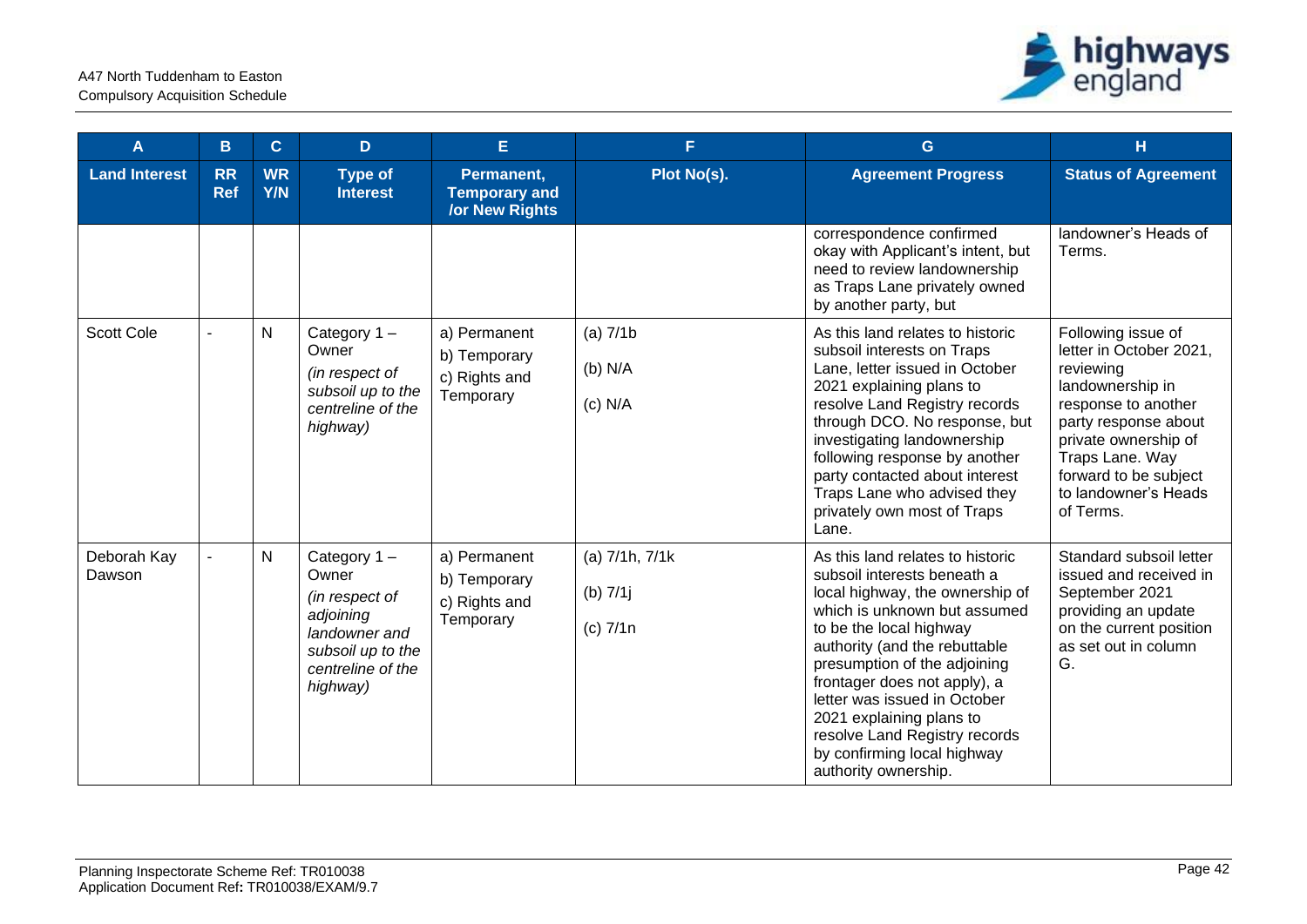| A | B | C | D | E | F | G | H |
|---|---|---|---|---|---|---|---|
| **Land Interest** | **RR Ref** | **WR Y/N** | **Type of Interest** | **Permanent, Temporary and /or New Rights** | **Plot No(s).** | **Agreement Progress** | **Status of Agreement** |
| | | | | | | correspondence confirmed okay with Applicant's intent, but need to review landownership as Traps Lane privately owned by another party, but | landowner's Heads of Terms. |
| Scott Cole | - | N | Category 1 – Owner *(in respect of subsoil up to the centreline of the highway)* | a) Permanent<br>b) Temporary<br>c) Rights and Temporary | (a) 7/1b<br>(b) N/A<br>(c) N/A | As this land relates to historic subsoil interests on Traps Lane, letter issued in October 2021 explaining plans to resolve Land Registry records through DCO. No response, but investigating landownership following response by another party contacted about interest Traps Lane who advised they privately own most of Traps Lane. | Following issue of letter in October 2021, reviewing landownership in response to another party response about private ownership of Traps Lane. Way forward to be subject to landowner's Heads of Terms. |
| Deborah Kay Dawson | - | N | Category 1 – Owner *(in respect of adjoining landowner and subsoil up to the centreline of the highway)* | a) Permanent<br>b) Temporary<br>c) Rights and Temporary | (a) 7/1h, 7/1k<br>(b) 7/1j<br>(c) 7/1n | As this land relates to historic subsoil interests beneath a local highway, the ownership of which is unknown but assumed to be the local highway authority (and the rebuttable presumption of the adjoining frontager does not apply), a letter was issued in October 2021 explaining plans to resolve Land Registry records by confirming local highway authority ownership. | Standard subsoil letter issued and received in September 2021 providing an update on the current position as set out in column G. |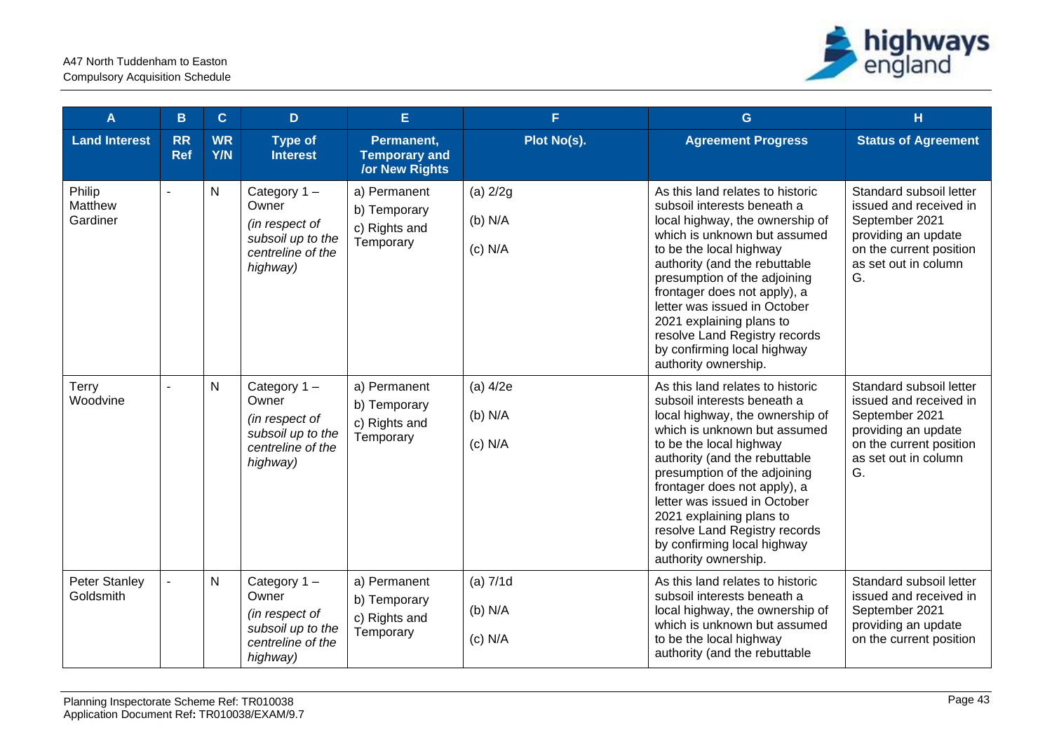| A | B | C | D | E | F | G | H |
|---|---|---|---|---|---|---|---|
| **Land Interest** | **RR Ref** | **WR Y/N** | **Type of Interest** | **Permanent, Temporary and /or New Rights** | **Plot No(s).** | **Agreement Progress** | **Status of Agreement** |
| Philip Matthew Gardiner | - | N | Category 1 – Owner *(in respect of subsoil up to the centreline of the highway)* | a) Permanent b) Temporary c) Rights and Temporary | (a) 2/2g (b) N/A (c) N/A | As this land relates to historic subsoil interests beneath a local highway, the ownership of which is unknown but assumed to be the local highway authority (and the rebuttable presumption of the adjoining frontager does not apply), a letter was issued in October 2021 explaining plans to resolve Land Registry records by confirming local highway authority ownership. | Standard subsoil letter issued and received in September 2021 providing an update on the current position as set out in column G. |
| Terry Woodvine | - | N | Category 1 – Owner *(in respect of subsoil up to the centreline of the highway)* | a) Permanent b) Temporary c) Rights and Temporary | (a) 4/2e (b) N/A (c) N/A | As this land relates to historic subsoil interests beneath a local highway, the ownership of which is unknown but assumed to be the local highway authority (and the rebuttable presumption of the adjoining frontager does not apply), a letter was issued in October 2021 explaining plans to resolve Land Registry records by confirming local highway authority ownership. | Standard subsoil letter issued and received in September 2021 providing an update on the current position as set out in column G. |
| Peter Stanley Goldsmith | - | N | Category 1 – Owner *(in respect of subsoil up to the centreline of the highway)* | a) Permanent b) Temporary c) Rights and Temporary | (a) 7/1d (b) N/A (c) N/A | As this land relates to historic subsoil interests beneath a local highway, the ownership of which is unknown but assumed to be the local highway authority (and the rebuttable | Standard subsoil letter issued and received in September 2021 providing an update on the current position |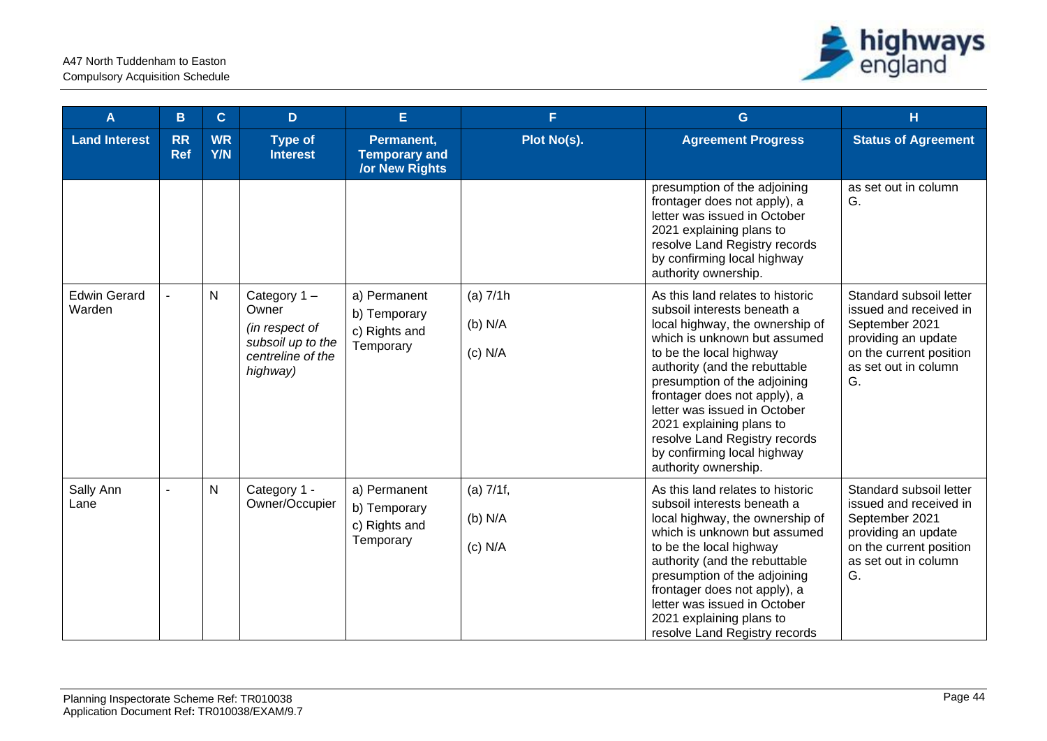| A | B | C | D | E | F | G | H |
|---|---|---|---|---|---|---|---|
| **Land Interest** | **RR Ref** | **WR Y/N** | **Type of Interest** | **Permanent, Temporary and /or New Rights** | **Plot No(s).** | **Agreement Progress** | **Status of Agreement** |
| | | | | | | presumption of the adjoining frontager does not apply), a letter was issued in October 2021 explaining plans to resolve Land Registry records by confirming local highway authority ownership. | as set out in column G. |
| Edwin Gerard Warden | - | N | Category 1 – Owner *(in respect of subsoil up to the centreline of the highway)* | a) Permanent b) Temporary c) Rights and Temporary | (a) 7/1h (b) N/A (c) N/A | As this land relates to historic subsoil interests beneath a local highway, the ownership of which is unknown but assumed to be the local highway authority (and the rebuttable presumption of the adjoining frontager does not apply), a letter was issued in October 2021 explaining plans to resolve Land Registry records by confirming local highway authority ownership. | Standard subsoil letter issued and received in September 2021 providing an update on the current position as set out in column G. |
| Sally Ann Lane | - | N | Category 1 - Owner/Occupier | a) Permanent b) Temporary c) Rights and Temporary | (a) 7/1f, (b) N/A (c) N/A | As this land relates to historic subsoil interests beneath a local highway, the ownership of which is unknown but assumed to be the local highway authority (and the rebuttable presumption of the adjoining frontager does not apply), a letter was issued in October 2021 explaining plans to resolve Land Registry records | Standard subsoil letter issued and received in September 2021 providing an update on the current position as set out in column G. |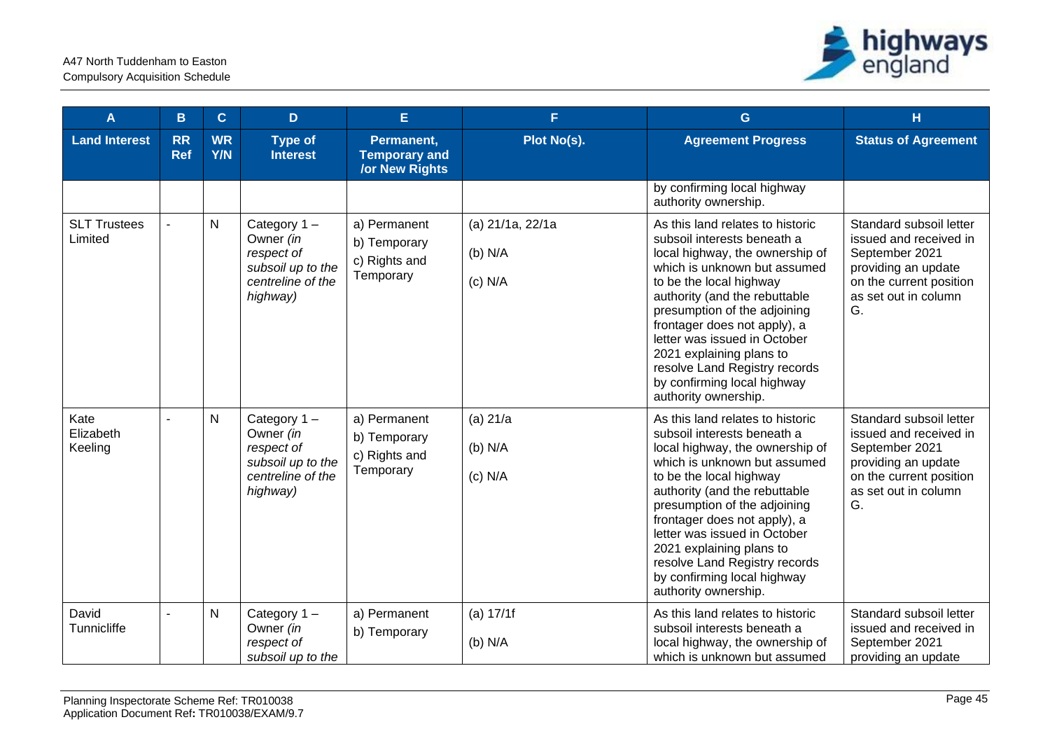| A | B | C | D | E | F | G | H |
|---|---|---|---|---|---|---|---|
| **Land Interest** | **RR Ref** | **WR Y/N** | **Type of Interest** | **Permanent, Temporary and /or New Rights** | **Plot No(s).** | **Agreement Progress** | **Status of Agreement** |
| | | | | | | by confirming local highway authority ownership. | |
| SLT Trustees Limited | - | N | Category 1 – Owner *(in respect of subsoil up to the centreline of the highway)* | a) Permanent<br>b) Temporary<br>c) Rights and Temporary | (a) 21/1a, 22/1a<br>(b) N/A<br>(c) N/A | As this land relates to historic subsoil interests beneath a local highway, the ownership of which is unknown but assumed to be the local highway authority (and the rebuttable presumption of the adjoining frontager does not apply), a letter was issued in October 2021 explaining plans to resolve Land Registry records by confirming local highway authority ownership. | Standard subsoil letter issued and received in September 2021 providing an update on the current position as set out in column G. |
| Kate Elizabeth Keeling | - | N | Category 1 – Owner *(in respect of subsoil up to the centreline of the highway)* | a) Permanent<br>b) Temporary<br>c) Rights and Temporary | (a) 21/a<br>(b) N/A<br>(c) N/A | As this land relates to historic subsoil interests beneath a local highway, the ownership of which is unknown but assumed to be the local highway authority (and the rebuttable presumption of the adjoining frontager does not apply), a letter was issued in October 2021 explaining plans to resolve Land Registry records by confirming local highway authority ownership. | Standard subsoil letter issued and received in September 2021 providing an update on the current position as set out in column G. |
| David Tunnicliffe | - | N | Category 1 – Owner *(in respect of subsoil up to the* | a) Permanent<br>b) Temporary | (a) 17/1f<br>(b) N/A | As this land relates to historic subsoil interests beneath a local highway, the ownership of which is unknown but assumed | Standard subsoil letter issued and received in September 2021 providing an update |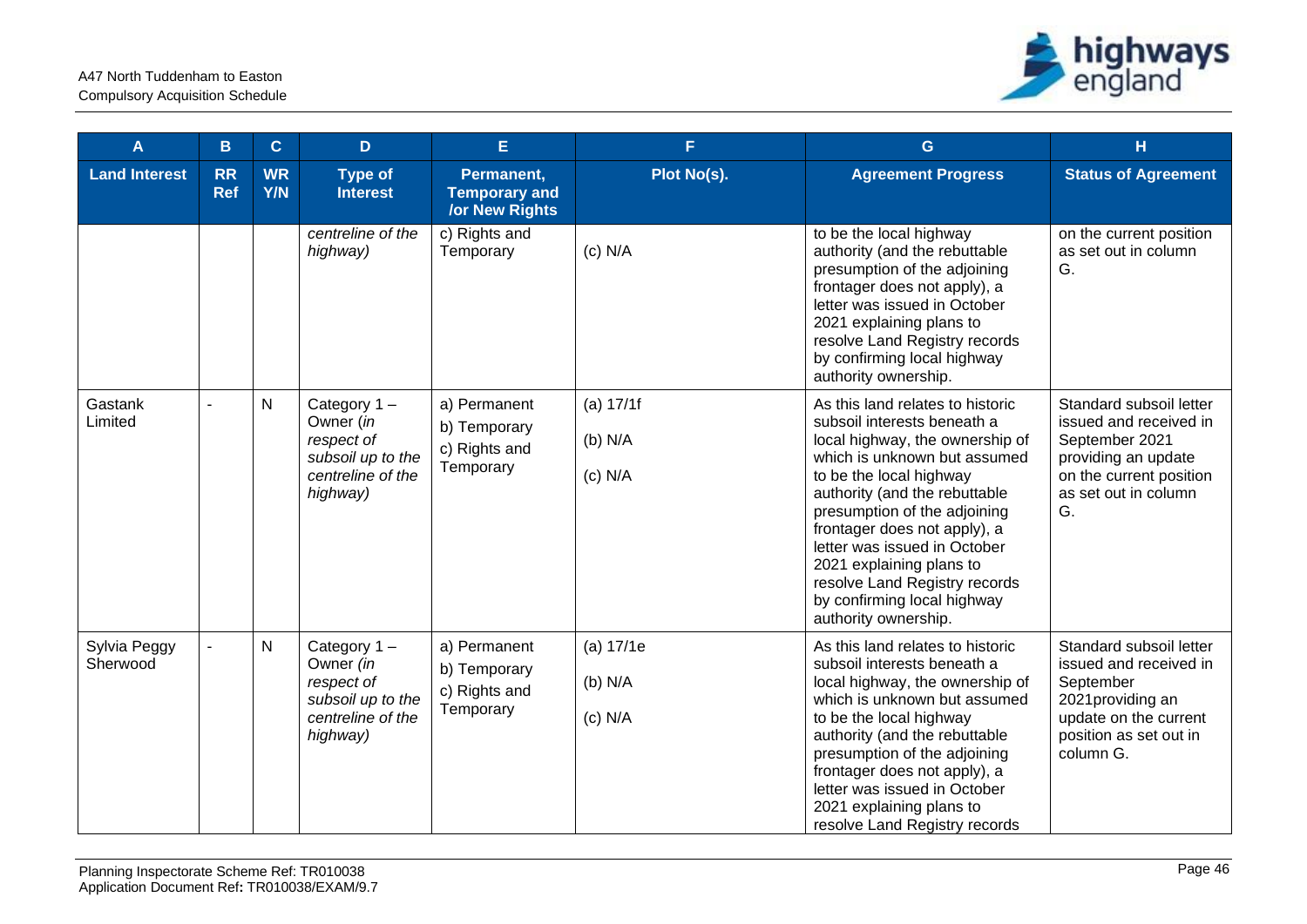| A | B | C | D | E | F | G | H |
|---|---|---|---|---|---|---|---|
| **Land Interest** | **RR Ref** | **WR Y/N** | **Type of Interest** | **Permanent, Temporary and /or New Rights** | **Plot No(s).** | **Agreement Progress** | **Status of Agreement** |
| | | | *centreline of the highway)* | c) Rights and Temporary | (c) N/A | to be the local highway authority (and the rebuttable presumption of the adjoining frontager does not apply), a letter was issued in October 2021 explaining plans to resolve Land Registry records by confirming local highway authority ownership. | on the current position as set out in column G. |
| Gastank Limited | - | N | Category 1 – Owner *(in respect of subsoil up to the centreline of the highway)* | a) Permanent<br>b) Temporary<br>c) Rights and Temporary | (a) 17/1f<br>(b) N/A<br>(c) N/A | As this land relates to historic subsoil interests beneath a local highway, the ownership of which is unknown but assumed to be the local highway authority (and the rebuttable presumption of the adjoining frontager does not apply), a letter was issued in October 2021 explaining plans to resolve Land Registry records by confirming local highway authority ownership. | Standard subsoil letter issued and received in September 2021 providing an update on the current position as set out in column G. |
| Sylvia Peggy Sherwood | - | N | Category 1 – Owner *(in respect of subsoil up to the centreline of the highway)* | a) Permanent<br>b) Temporary<br>c) Rights and Temporary | (a) 17/1e<br>(b) N/A<br>(c) N/A | As this land relates to historic subsoil interests beneath a local highway, the ownership of which is unknown but assumed to be the local highway authority (and the rebuttable presumption of the adjoining frontager does not apply), a letter was issued in October 2021 explaining plans to resolve Land Registry records | Standard subsoil letter issued and received in September 2021providing an update on the current position as set out in column G. |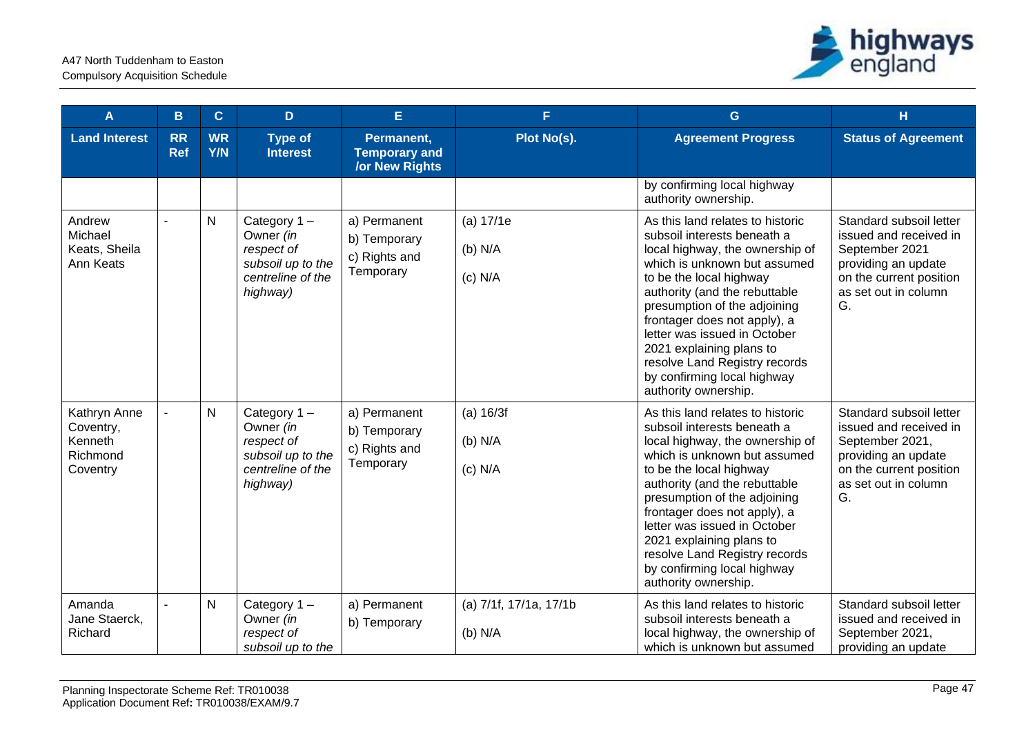| A | B | C | D | E | F | G | H |
|---|---|---|---|---|---|---|---|
| **Land Interest** | **RR Ref** | **WR Y/N** | **Type of Interest** | **Permanent, Temporary and /or New Rights** | **Plot No(s).** | **Agreement Progress** | **Status of Agreement** |
| | | | | | | by confirming local highway authority ownership. | |
| Andrew Michael Keats, Sheila Ann Keats | - | N | Category 1 – Owner *(in respect of subsoil up to the centreline of the highway)* | a) Permanent<br>b) Temporary<br>c) Rights and Temporary | (a) 17/1e<br>(b) N/A<br>(c) N/A | As this land relates to historic subsoil interests beneath a local highway, the ownership of which is unknown but assumed to be the local highway authority (and the rebuttable presumption of the adjoining frontager does not apply), a letter was issued in October 2021 explaining plans to resolve Land Registry records by confirming local highway authority ownership. | Standard subsoil letter issued and received in September 2021 providing an update on the current position as set out in column G. |
| Kathryn Anne Coventry, Kenneth Richmond Coventry | - | N | Category 1 – Owner *(in respect of subsoil up to the centreline of the highway)* | a) Permanent<br>b) Temporary<br>c) Rights and Temporary | (a) 16/3f<br>(b) N/A<br>(c) N/A | As this land relates to historic subsoil interests beneath a local highway, the ownership of which is unknown but assumed to be the local highway authority (and the rebuttable presumption of the adjoining frontager does not apply), a letter was issued in October 2021 explaining plans to resolve Land Registry records by confirming local highway authority ownership. | Standard subsoil letter issued and received in September 2021, providing an update on the current position as set out in column G. |
| Amanda Jane Staerck, Richard | - | N | Category 1 – Owner *(in respect of subsoil up to the* | a) Permanent<br>b) Temporary | (a) 7/1f, 17/1a, 17/1b<br>(b) N/A | As this land relates to historic subsoil interests beneath a local highway, the ownership of which is unknown but assumed | Standard subsoil letter issued and received in September 2021, providing an update |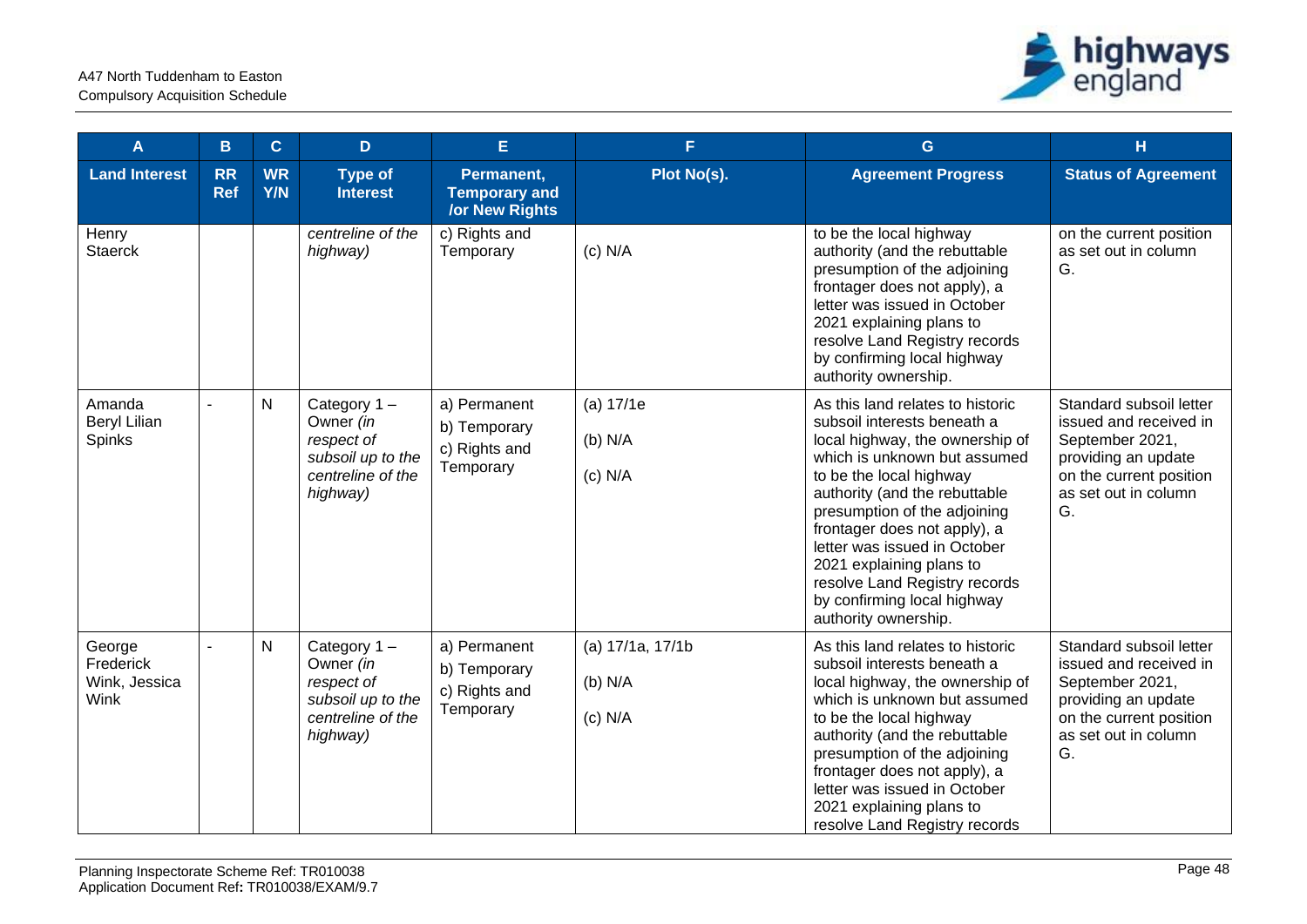| A | B | C | D | E | F | G | H |
|---|---|---|---|---|---|---|---|
| **Land Interest** | **RR Ref** | **WR Y/N** | **Type of Interest** | **Permanent, Temporary and /or New Rights** | **Plot No(s).** | **Agreement Progress** | **Status of Agreement** |
| Henry Staerck | | | *centreline of the highway)* | c) Rights and Temporary | (c) N/A | to be the local highway authority (and the rebuttable presumption of the adjoining frontager does not apply), a letter was issued in October 2021 explaining plans to resolve Land Registry records by confirming local highway authority ownership. | on the current position as set out in column G. |
| Amanda Beryl Lilian Spinks | - | N | Category 1 – Owner *(in respect of subsoil up to the centreline of the highway)* | a) Permanent<br>b) Temporary<br>c) Rights and Temporary | (a) 17/1e<br>(b) N/A<br>(c) N/A | As this land relates to historic subsoil interests beneath a local highway, the ownership of which is unknown but assumed to be the local highway authority (and the rebuttable presumption of the adjoining frontager does not apply), a letter was issued in October 2021 explaining plans to resolve Land Registry records by confirming local highway authority ownership. | Standard subsoil letter issued and received in September 2021, providing an update on the current position as set out in column G. |
| George Frederick Wink, Jessica Wink | - | N | Category 1 – Owner *(in respect of subsoil up to the centreline of the highway)* | a) Permanent<br>b) Temporary<br>c) Rights and Temporary | (a) 17/1a, 17/1b<br>(b) N/A<br>(c) N/A | As this land relates to historic subsoil interests beneath a local highway, the ownership of which is unknown but assumed to be the local highway authority (and the rebuttable presumption of the adjoining frontager does not apply), a letter was issued in October 2021 explaining plans to resolve Land Registry records | Standard subsoil letter issued and received in September 2021, providing an update on the current position as set out in column G. |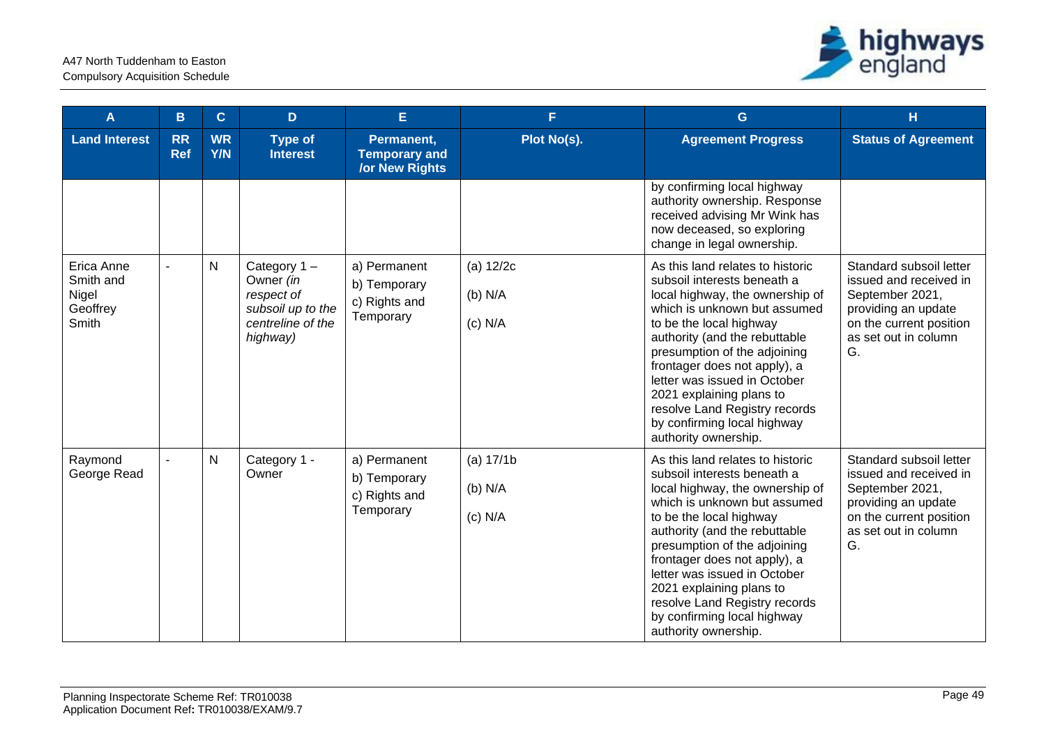| A | B | C | D | E | F | G | H |
|---|---|---|---|---|---|---|---|
| **Land Interest** | **RR Ref** | **WR Y/N** | **Type of Interest** | **Permanent, Temporary and /or New Rights** | **Plot No(s).** | **Agreement Progress** | **Status of Agreement** |
| | | | | | | by confirming local highway authority ownership. Response received advising Mr Wink has now deceased, so exploring change in legal ownership. | |
| Erica Anne Smith and Nigel Geoffrey Smith | - | N | Category 1 – Owner *(in respect of subsoil up to the centreline of the highway)* | a) Permanent<br>b) Temporary<br>c) Rights and Temporary | (a) 12/2c<br>(b) N/A<br>(c) N/A | As this land relates to historic subsoil interests beneath a local highway, the ownership of which is unknown but assumed to be the local highway authority (and the rebuttable presumption of the adjoining frontager does not apply), a letter was issued in October 2021 explaining plans to resolve Land Registry records by confirming local highway authority ownership. | Standard subsoil letter issued and received in September 2021, providing an update on the current position as set out in column G. |
| Raymond George Read | - | N | Category 1 - Owner | a) Permanent<br>b) Temporary<br>c) Rights and Temporary | (a) 17/1b<br>(b) N/A<br>(c) N/A | As this land relates to historic subsoil interests beneath a local highway, the ownership of which is unknown but assumed to be the local highway authority (and the rebuttable presumption of the adjoining frontager does not apply), a letter was issued in October 2021 explaining plans to resolve Land Registry records by confirming local highway authority ownership. | Standard subsoil letter issued and received in September 2021, providing an update on the current position as set out in column G. |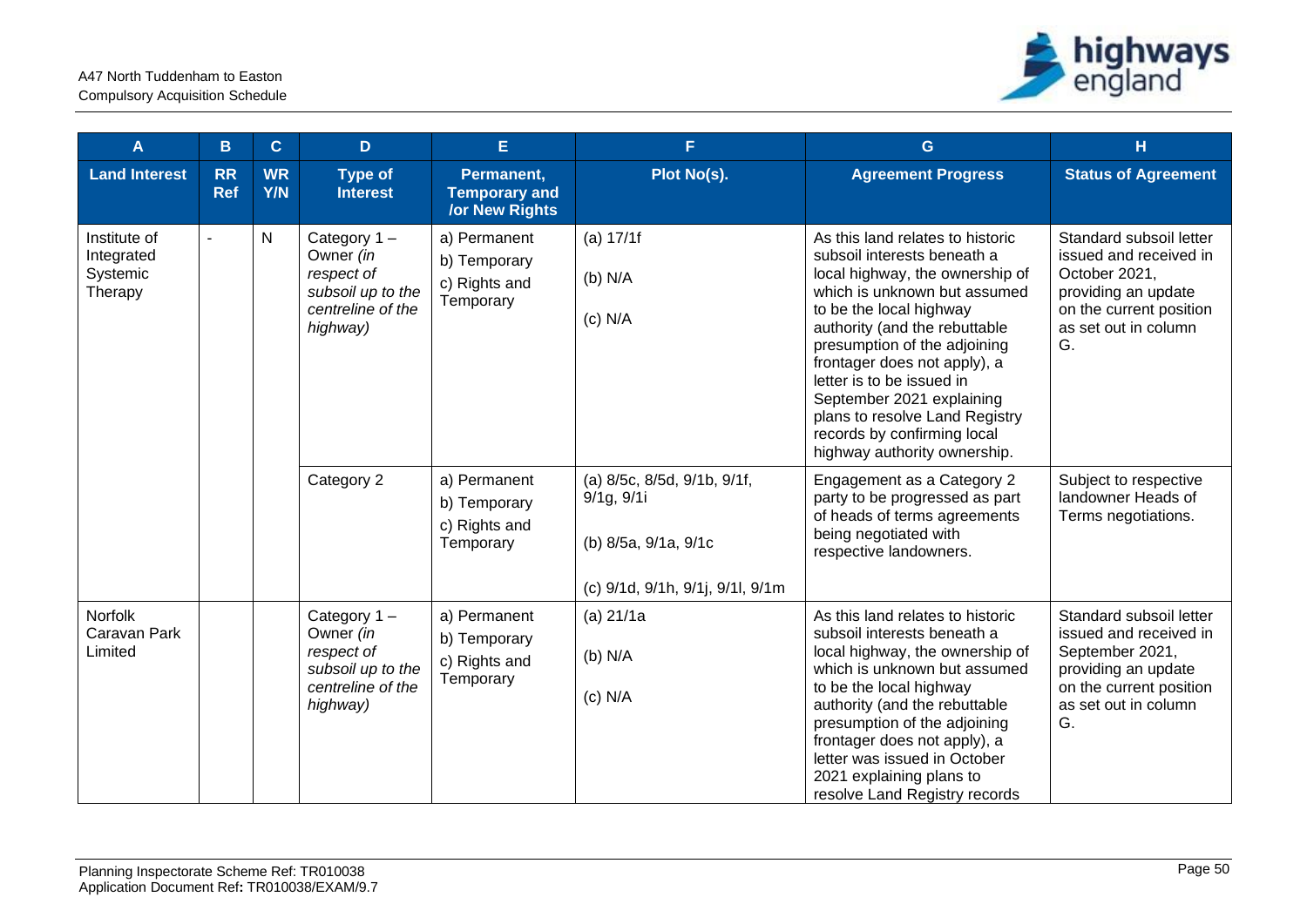| A | B | C | D | E | F | G | H |
|---|---|---|---|---|---|---|---|
| **Land Interest** | **RR Ref** | **WR Y/N** | **Type of Interest** | **Permanent, Temporary and /or New Rights** | **Plot No(s).** | **Agreement Progress** | **Status of Agreement** |
| Institute of Integrated Systemic Therapy | - | N | Category 1 – Owner *(in respect of subsoil up to the centreline of the highway)* | a) Permanent<br>b) Temporary<br>c) Rights and Temporary | (a) 17/1f<br>(b) N/A<br>(c) N/A | As this land relates to historic subsoil interests beneath a local highway, the ownership of which is unknown but assumed to be the local highway authority (and the rebuttable presumption of the adjoining frontager does not apply), a letter is to be issued in September 2021 explaining plans to resolve Land Registry records by confirming local highway authority ownership. | Standard subsoil letter issued and received in October 2021, providing an update on the current position as set out in column G. |
| | | | Category 2 | a) Permanent<br>b) Temporary<br>c) Rights and Temporary | (a) 8/5c, 8/5d, 9/1b, 9/1f, 9/1g, 9/1i<br>(b) 8/5a, 9/1a, 9/1c<br>(c) 9/1d, 9/1h, 9/1j, 9/1l, 9/1m | Engagement as a Category 2 party to be progressed as part of heads of terms agreements being negotiated with respective landowners. | Subject to respective landowner Heads of Terms negotiations. |
| Norfolk Caravan Park Limited | | | Category 1 – Owner *(in respect of subsoil up to the centreline of the highway)* | a) Permanent<br>b) Temporary<br>c) Rights and Temporary | (a) 21/1a<br>(b) N/A<br>(c) N/A | As this land relates to historic subsoil interests beneath a local highway, the ownership of which is unknown but assumed to be the local highway authority (and the rebuttable presumption of the adjoining frontager does not apply), a letter was issued in October 2021 explaining plans to resolve Land Registry records | Standard subsoil letter issued and received in September 2021, providing an update on the current position as set out in column G. |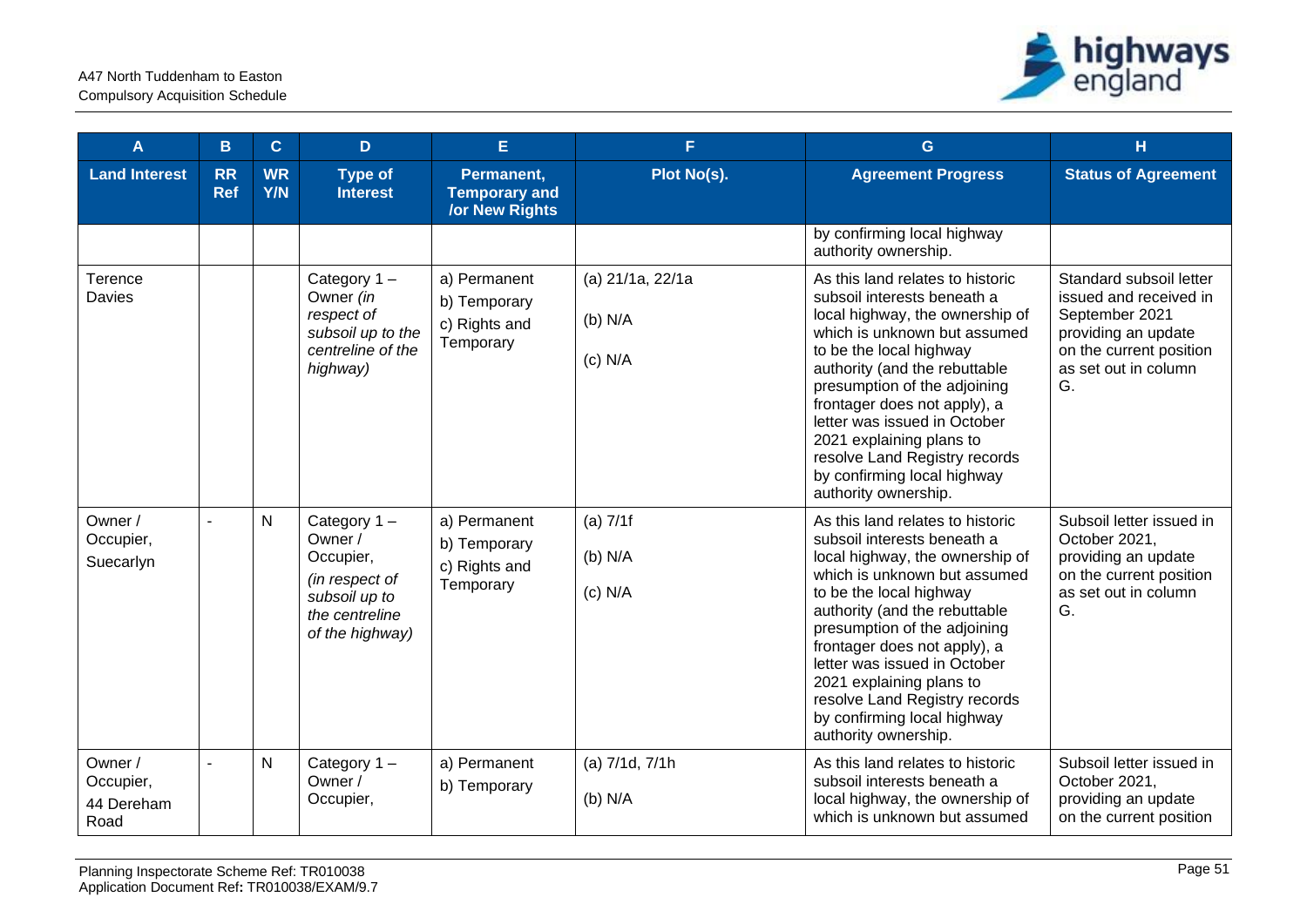| A | B | C | D | E | F | G | H |
|---|---|---|---|---|---|---|---|
| **Land Interest** | **RR Ref** | **WR Y/N** | **Type of Interest** | **Permanent, Temporary and /or New Rights** | **Plot No(s).** | **Agreement Progress** | **Status of Agreement** |
| | | | | | | by confirming local highway authority ownership. | |
| Terence Davies | | | Category 1 – Owner *(in respect of subsoil up to the centreline of the highway)* | a) Permanent<br>b) Temporary<br>c) Rights and Temporary | (a) 21/1a, 22/1a<br>(b) N/A<br>(c) N/A | As this land relates to historic subsoil interests beneath a local highway, the ownership of which is unknown but assumed to be the local highway authority (and the rebuttable presumption of the adjoining frontager does not apply), a letter was issued in October 2021 explaining plans to resolve Land Registry records by confirming local highway authority ownership. | Standard subsoil letter issued and received in September 2021 providing an update on the current position as set out in column G. |
| Owner / Occupier, Suecarlyn | - | N | Category 1 – Owner / Occupier, *(in respect of subsoil up to the centreline of the highway)* | a) Permanent<br>b) Temporary<br>c) Rights and Temporary | (a) 7/1f<br>(b) N/A<br>(c) N/A | As this land relates to historic subsoil interests beneath a local highway, the ownership of which is unknown but assumed to be the local highway authority (and the rebuttable presumption of the adjoining frontager does not apply), a letter was issued in October 2021 explaining plans to resolve Land Registry records by confirming local highway authority ownership. | Subsoil letter issued in October 2021, providing an update on the current position as set out in column G. |
| Owner / Occupier, 44 Dereham Road | - | N | Category 1 – Owner / Occupier, | a) Permanent<br>b) Temporary | (a) 7/1d, 7/1h<br>(b) N/A | As this land relates to historic subsoil interests beneath a local highway, the ownership of which is unknown but assumed | Subsoil letter issued in October 2021, providing an update on the current position |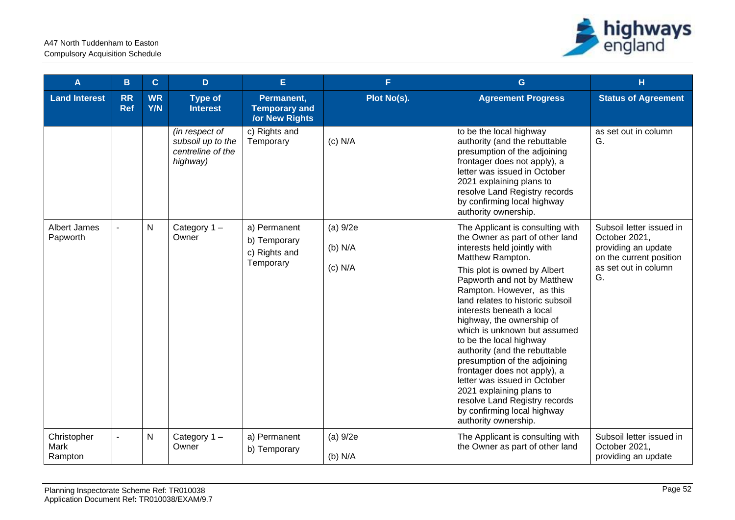| A | B | C | D | E | F | G | H |
|---|---|---|---|---|---|---|---|
| **Land Interest** | **RR Ref** | **WR Y/N** | **Type of Interest** | **Permanent, Temporary and /or New Rights** | **Plot No(s).** | **Agreement Progress** | **Status of Agreement** |
| | | | *(in respect of subsoil up to the centreline of the highway)* | c) Rights and Temporary | (c) N/A | to be the local highway authority (and the rebuttable presumption of the adjoining frontager does not apply), a letter was issued in October 2021 explaining plans to resolve Land Registry records by confirming local highway authority ownership. | as set out in column G. |
| Albert James Papworth | - | N | Category 1 – Owner | a) Permanent<br>b) Temporary<br>c) Rights and Temporary | (a) 9/2e<br>(b) N/A<br>(c) N/A | The Applicant is consulting with the Owner as part of other land interests held jointly with Matthew Rampton.<br>This plot is owned by Albert Papworth and not by Matthew Rampton. However, as this land relates to historic subsoil interests beneath a local highway, the ownership of which is unknown but assumed to be the local highway authority (and the rebuttable presumption of the adjoining frontager does not apply), a letter was issued in October 2021 explaining plans to resolve Land Registry records by confirming local highway authority ownership. | Subsoil letter issued in October 2021, providing an update on the current position as set out in column G. |
| Christopher Mark Rampton | - | N | Category 1 – Owner | a) Permanent<br>b) Temporary | (a) 9/2e<br>(b) N/A | The Applicant is consulting with the Owner as part of other land | Subsoil letter issued in October 2021, providing an update |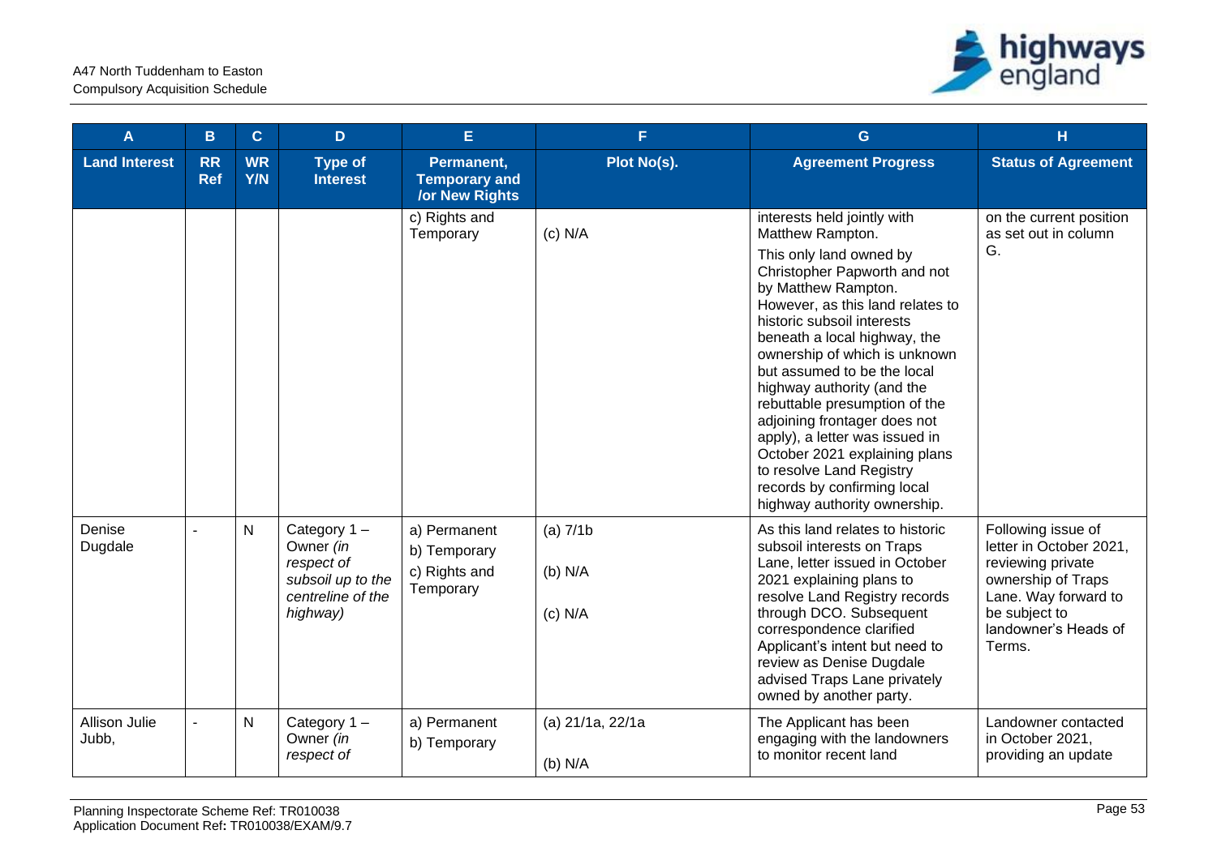| A | B | C | D | E | F | G | H |
|---|---|---|---|---|---|---|---|
| **Land Interest** | **RR Ref** | **WR Y/N** | **Type of Interest** | **Permanent, Temporary and /or New Rights** | **Plot No(s).** | **Agreement Progress** | **Status of Agreement** |
| | | | | c) Rights and Temporary | (c) N/A | interests held jointly with Matthew Rampton.<br>This only land owned by Christopher Papworth and not by Matthew Rampton. However, as this land relates to historic subsoil interests beneath a local highway, the ownership of which is unknown but assumed to be the local highway authority (and the rebuttable presumption of the adjoining frontager does not apply), a letter was issued in October 2021 explaining plans to resolve Land Registry records by confirming local highway authority ownership. | on the current position as set out in column G. |
| Denise Dugdale | - | N | Category 1 – Owner *(in respect of subsoil up to the centreline of the highway)* | a) Permanent<br>b) Temporary<br>c) Rights and Temporary | (a) 7/1b<br>(b) N/A<br>(c) N/A | As this land relates to historic subsoil interests on Traps Lane, letter issued in October 2021 explaining plans to resolve Land Registry records through DCO. Subsequent correspondence clarified Applicant's intent but need to review as Denise Dugdale advised Traps Lane privately owned by another party. | Following issue of letter in October 2021, reviewing private ownership of Traps Lane. Way forward to be subject to landowner's Heads of Terms. |
| Allison Julie Jubb, | - | N | Category 1 – Owner *(in respect of* | a) Permanent<br>b) Temporary | (a) 21/1a, 22/1a<br>(b) N/A | The Applicant has been engaging with the landowners to monitor recent land | Landowner contacted in October 2021, providing an update |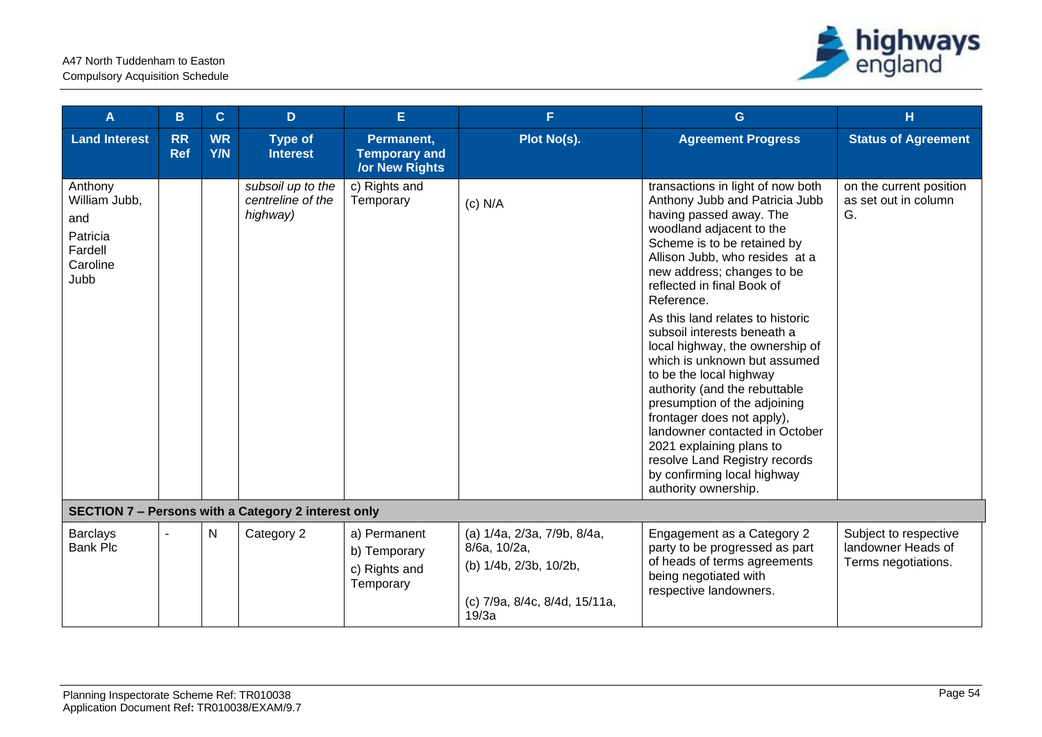| A | B | C | D | E | F | G | H |
|---|---|---|---|---|---|---|---|
| **Land Interest** | **RR Ref** | **WR Y/N** | **Type of Interest** | **Permanent, Temporary and /or New Rights** | **Plot No(s).** | **Agreement Progress** | **Status of Agreement** |
| Anthony William Jubb, and Patricia Fardell Caroline Jubb | | | *subsoil up to the centreline of the highway)* | c) Rights and Temporary | (c) N/A | transactions in light of now both Anthony Jubb and Patricia Jubb having passed away. The woodland adjacent to the Scheme is to be retained by Allison Jubb, who resides at a new address; changes to be reflected in final Book of Reference.<br><br>As this land relates to historic subsoil interests beneath a local highway, the ownership of which is unknown but assumed to be the local highway authority (and the rebuttable presumption of the adjoining frontager does not apply), landowner contacted in October 2021 explaining plans to resolve Land Registry records by confirming local highway authority ownership. | on the current position as set out in column G. |
| **SECTION 7 – Persons with a Category 2 interest only** | | | | | | | |
| Barclays Bank Plc | - | N | Category 2 | a) Permanent<br>b) Temporary<br>c) Rights and Temporary | (a) 1/4a, 2/3a, 7/9b, 8/4a, 8/6a, 10/2a,<br>(b) 1/4b, 2/3b, 10/2b,<br><br>(c) 7/9a, 8/4c, 8/4d, 15/11a, 19/3a | Engagement as a Category 2 party to be progressed as part of heads of terms agreements being negotiated with respective landowners. | Subject to respective landowner Heads of Terms negotiations. |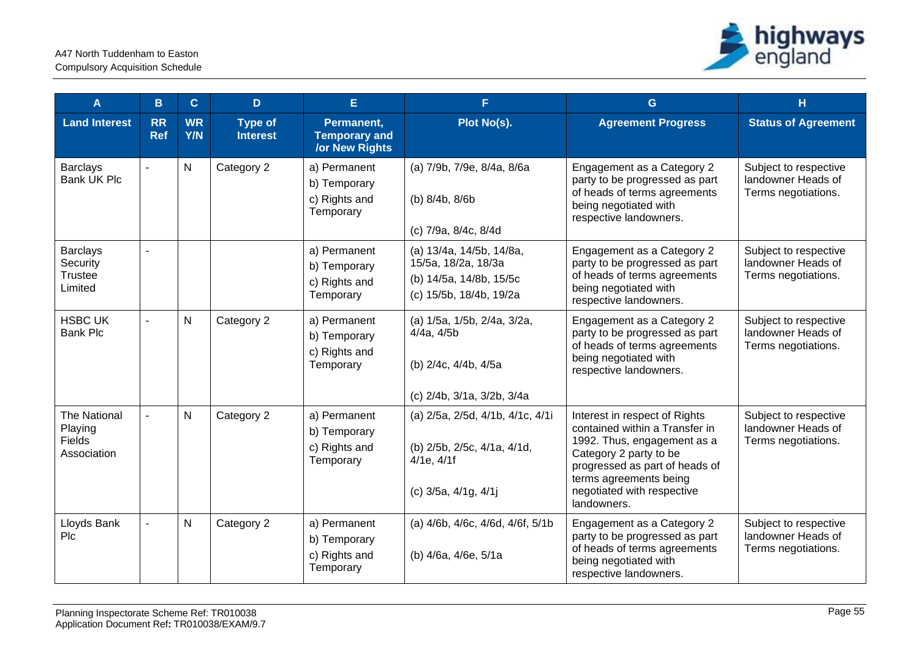| A | B | C | D | E | F | G | H |
|---|---|---|---|---|---|---|---|
| **Land Interest** | **RR Ref** | **WR Y/N** | **Type of Interest** | **Permanent, Temporary and /or New Rights** | **Plot No(s).** | **Agreement Progress** | **Status of Agreement** |
| Barclays Bank UK Plc | - | N | Category 2 | a) Permanent<br>b) Temporary<br>c) Rights and Temporary | (a) 7/9b, 7/9e, 8/4a, 8/6a<br>(b) 8/4b, 8/6b<br>(c) 7/9a, 8/4c, 8/4d | Engagement as a Category 2 party to be progressed as part of heads of terms agreements being negotiated with respective landowners. | Subject to respective landowner Heads of Terms negotiations. |
| Barclays Security Trustee Limited | - | | | a) Permanent<br>b) Temporary<br>c) Rights and Temporary | (a) 13/4a, 14/5b, 14/8a, 15/5a, 18/2a, 18/3a<br>(b) 14/5a, 14/8b, 15/5c<br>(c) 15/5b, 18/4b, 19/2a | Engagement as a Category 2 party to be progressed as part of heads of terms agreements being negotiated with respective landowners. | Subject to respective landowner Heads of Terms negotiations. |
| HSBC UK Bank Plc | - | N | Category 2 | a) Permanent<br>b) Temporary<br>c) Rights and Temporary | (a) 1/5a, 1/5b, 2/4a, 3/2a, 4/4a, 4/5b<br>(b) 2/4c, 4/4b, 4/5a<br>(c) 2/4b, 3/1a, 3/2b, 3/4a | Engagement as a Category 2 party to be progressed as part of heads of terms agreements being negotiated with respective landowners. | Subject to respective landowner Heads of Terms negotiations. |
| The National Playing Fields Association | - | N | Category 2 | a) Permanent<br>b) Temporary<br>c) Rights and Temporary | (a) 2/5a, 2/5d, 4/1b, 4/1c, 4/1i<br>(b) 2/5b, 2/5c, 4/1a, 4/1d, 4/1e, 4/1f<br>(c) 3/5a, 4/1g, 4/1j | Interest in respect of Rights contained within a Transfer in 1992. Thus, engagement as a Category 2 party to be progressed as part of heads of terms agreements being negotiated with respective landowners. | Subject to respective landowner Heads of Terms negotiations. |
| Lloyds Bank Plc | - | N | Category 2 | a) Permanent<br>b) Temporary<br>c) Rights and Temporary | (a) 4/6b, 4/6c, 4/6d, 4/6f, 5/1b<br>(b) 4/6a, 4/6e, 5/1a | Engagement as a Category 2 party to be progressed as part of heads of terms agreements being negotiated with respective landowners. | Subject to respective landowner Heads of Terms negotiations. |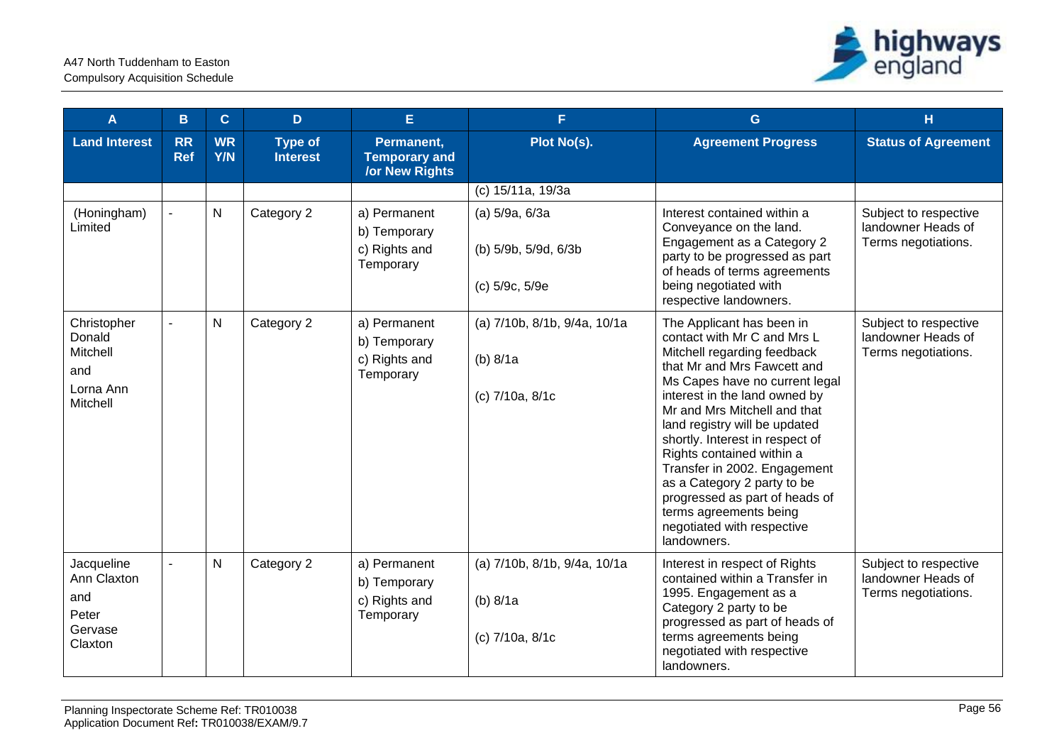| A | B | C | D | E | F | G | H |
|---|---|---|---|---|---|---|---|
| **Land Interest** | **RR Ref** | **WR Y/N** | **Type of Interest** | **Permanent, Temporary and /or New Rights** | **Plot No(s).** | **Agreement Progress** | **Status of Agreement** |
| | | | | | (c) 15/11a, 19/3a | | |
| (Honingham) Limited | - | N | Category 2 | a) Permanent<br>b) Temporary<br>c) Rights and Temporary | (a) 5/9a, 6/3a<br>(b) 5/9b, 5/9d, 6/3b<br>(c) 5/9c, 5/9e | Interest contained within a Conveyance on the land. Engagement as a Category 2 party to be progressed as part of heads of terms agreements being negotiated with respective landowners. | Subject to respective landowner Heads of Terms negotiations. |
| Christopher Donald Mitchell<br>and<br>Lorna Ann Mitchell | - | N | Category 2 | a) Permanent<br>b) Temporary<br>c) Rights and Temporary | (a) 7/10b, 8/1b, 9/4a, 10/1a<br>(b) 8/1a<br>(c) 7/10a, 8/1c | The Applicant has been in contact with Mr C and Mrs L Mitchell regarding feedback that Mr and Mrs Fawcett and Ms Capes have no current legal interest in the land owned by Mr and Mrs Mitchell and that land registry will be updated shortly. Interest in respect of Rights contained within a Transfer in 2002. Engagement as a Category 2 party to be progressed as part of heads of terms agreements being negotiated with respective landowners. | Subject to respective landowner Heads of Terms negotiations. |
| Jacqueline Ann Claxton<br>and<br>Peter Gervase Claxton | - | N | Category 2 | a) Permanent<br>b) Temporary<br>c) Rights and Temporary | (a) 7/10b, 8/1b, 9/4a, 10/1a<br>(b) 8/1a<br>(c) 7/10a, 8/1c | Interest in respect of Rights contained within a Transfer in 1995. Engagement as a Category 2 party to be progressed as part of heads of terms agreements being negotiated with respective landowners. | Subject to respective landowner Heads of Terms negotiations. |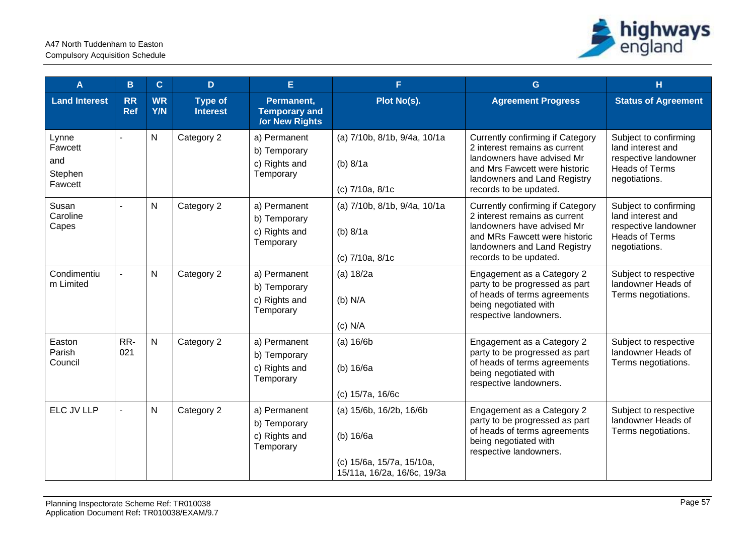| A | B | C | D | E | F | G | H |
|---|---|---|---|---|---|---|---|
| **Land Interest** | **RR Ref** | **WR Y/N** | **Type of Interest** | **Permanent, Temporary and /or New Rights** | **Plot No(s).** | **Agreement Progress** | **Status of Agreement** |
| Lynne Fawcett and Stephen Fawcett | - | N | Category 2 | a) Permanent<br>b) Temporary<br>c) Rights and Temporary | (a) 7/10b, 8/1b, 9/4a, 10/1a<br><br>(b) 8/1a<br><br>(c) 7/10a, 8/1c | Currently confirming if Category 2 interest remains as current landowners have advised Mr and Mrs Fawcett were historic landowners and Land Registry records to be updated. | Subject to confirming land interest and respective landowner Heads of Terms negotiations. |
| Susan Caroline Capes | - | N | Category 2 | a) Permanent<br>b) Temporary<br>c) Rights and Temporary | (a) 7/10b, 8/1b, 9/4a, 10/1a<br><br>(b) 8/1a<br><br>(c) 7/10a, 8/1c | Currently confirming if Category 2 interest remains as current landowners have advised Mr and MRs Fawcett were historic landowners and Land Registry records to be updated. | Subject to confirming land interest and respective landowner Heads of Terms negotiations. |
| Condimentium Limited | - | N | Category 2 | a) Permanent<br>b) Temporary<br>c) Rights and Temporary | (a) 18/2a<br><br>(b) N/A<br><br>(c) N/A | Engagement as a Category 2 party to be progressed as part of heads of terms agreements being negotiated with respective landowners. | Subject to respective landowner Heads of Terms negotiations. |
| Easton Parish Council | RR-021 | N | Category 2 | a) Permanent<br>b) Temporary<br>c) Rights and Temporary | (a) 16/6b<br><br>(b) 16/6a<br><br>(c) 15/7a, 16/6c | Engagement as a Category 2 party to be progressed as part of heads of terms agreements being negotiated with respective landowners. | Subject to respective landowner Heads of Terms negotiations. |
| ELC JV LLP | - | N | Category 2 | a) Permanent<br>b) Temporary<br>c) Rights and Temporary | (a) 15/6b, 16/2b, 16/6b<br><br>(b) 16/6a<br><br>(c) 15/6a, 15/7a, 15/10a, 15/11a, 16/2a, 16/6c, 19/3a | Engagement as a Category 2 party to be progressed as part of heads of terms agreements being negotiated with respective landowners. | Subject to respective landowner Heads of Terms negotiations. |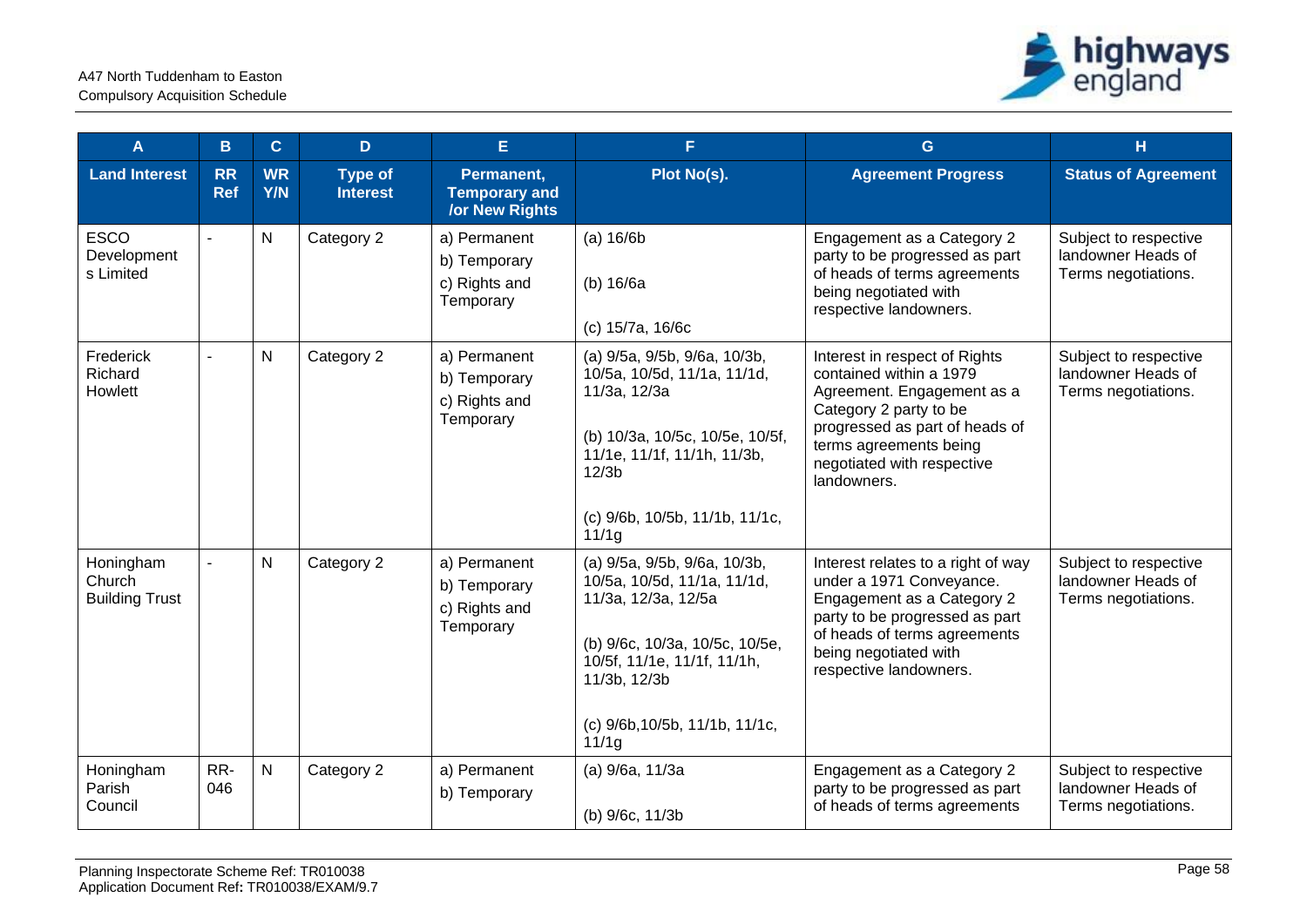| A | B | C | D | E | F | G | H |
|---|---|---|---|---|---|---|---|
| **Land Interest** | **RR Ref** | **WR Y/N** | **Type of Interest** | **Permanent, Temporary and /or New Rights** | **Plot No(s).** | **Agreement Progress** | **Status of Agreement** |
| ESCO Developments Limited | - | N | Category 2 | a) Permanent<br>b) Temporary<br>c) Rights and Temporary | (a) 16/6b<br><br>(b) 16/6a<br><br>(c) 15/7a, 16/6c | Engagement as a Category 2 party to be progressed as part of heads of terms agreements being negotiated with respective landowners. | Subject to respective landowner Heads of Terms negotiations. |
| Frederick Richard Howlett | - | N | Category 2 | a) Permanent<br>b) Temporary<br>c) Rights and Temporary | (a) 9/5a, 9/5b, 9/6a, 10/3b, 10/5a, 10/5d, 11/1a, 11/1d, 11/3a, 12/3a<br><br>(b) 10/3a, 10/5c, 10/5e, 10/5f, 11/1e, 11/1f, 11/1h, 11/3b, 12/3b<br><br>(c) 9/6b, 10/5b, 11/1b, 11/1c, 11/1g | Interest in respect of Rights contained within a 1979 Agreement. Engagement as a Category 2 party to be progressed as part of heads of terms agreements being negotiated with respective landowners. | Subject to respective landowner Heads of Terms negotiations. |
| Honingham Church Building Trust | - | N | Category 2 | a) Permanent<br>b) Temporary<br>c) Rights and Temporary | (a) 9/5a, 9/5b, 9/6a, 10/3b, 10/5a, 10/5d, 11/1a, 11/1d, 11/3a, 12/3a, 12/5a<br><br>(b) 9/6c, 10/3a, 10/5c, 10/5e, 10/5f, 11/1e, 11/1f, 11/1h, 11/3b, 12/3b<br><br>(c) 9/6b,10/5b, 11/1b, 11/1c, 11/1g | Interest relates to a right of way under a 1971 Conveyance. Engagement as a Category 2 party to be progressed as part of heads of terms agreements being negotiated with respective landowners. | Subject to respective landowner Heads of Terms negotiations. |
| Honingham Parish Council | RR-046 | N | Category 2 | a) Permanent<br>b) Temporary | (a) 9/6a, 11/3a<br><br>(b) 9/6c, 11/3b | Engagement as a Category 2 party to be progressed as part of heads of terms agreements | Subject to respective landowner Heads of Terms negotiations. |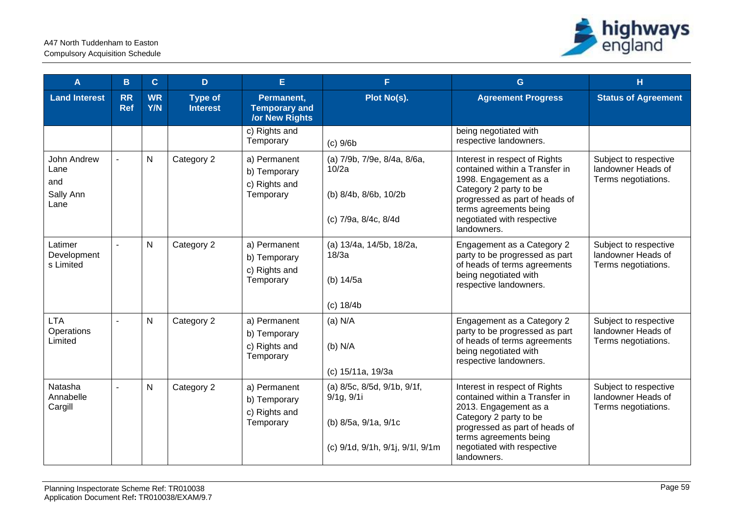| A | B | C | D | E | F | G | H |
|---|---|---|---|---|---|---|---|
| **Land Interest** | **RR Ref** | **WR Y/N** | **Type of Interest** | **Permanent, Temporary and /or New Rights** | **Plot No(s).** | **Agreement Progress** | **Status of Agreement** |
| | | | | c) Rights and Temporary | (c) 9/6b | being negotiated with respective landowners. | |
| John Andrew Lane and Sally Ann Lane | - | N | Category 2 | a) Permanent<br>b) Temporary<br>c) Rights and Temporary | (a) 7/9b, 7/9e, 8/4a, 8/6a, 10/2a<br>(b) 8/4b, 8/6b, 10/2b<br>(c) 7/9a, 8/4c, 8/4d | Interest in respect of Rights contained within a Transfer in 1998. Engagement as a Category 2 party to be progressed as part of heads of terms agreements being negotiated with respective landowners. | Subject to respective landowner Heads of Terms negotiations. |
| Latimer Developments Limited | - | N | Category 2 | a) Permanent<br>b) Temporary<br>c) Rights and Temporary | (a) 13/4a, 14/5b, 18/2a, 18/3a<br>(b) 14/5a<br>(c) 18/4b | Engagement as a Category 2 party to be progressed as part of heads of terms agreements being negotiated with respective landowners. | Subject to respective landowner Heads of Terms negotiations. |
| LTA Operations Limited | - | N | Category 2 | a) Permanent<br>b) Temporary<br>c) Rights and Temporary | (a) N/A<br>(b) N/A<br>(c) 15/11a, 19/3a | Engagement as a Category 2 party to be progressed as part of heads of terms agreements being negotiated with respective landowners. | Subject to respective landowner Heads of Terms negotiations. |
| Natasha Annabelle Cargill | - | N | Category 2 | a) Permanent<br>b) Temporary<br>c) Rights and Temporary | (a) 8/5c, 8/5d, 9/1b, 9/1f, 9/1g, 9/1i<br>(b) 8/5a, 9/1a, 9/1c<br>(c) 9/1d, 9/1h, 9/1j, 9/1l, 9/1m | Interest in respect of Rights contained within a Transfer in 2013. Engagement as a Category 2 party to be progressed as part of heads of terms agreements being negotiated with respective landowners. | Subject to respective landowner Heads of Terms negotiations. |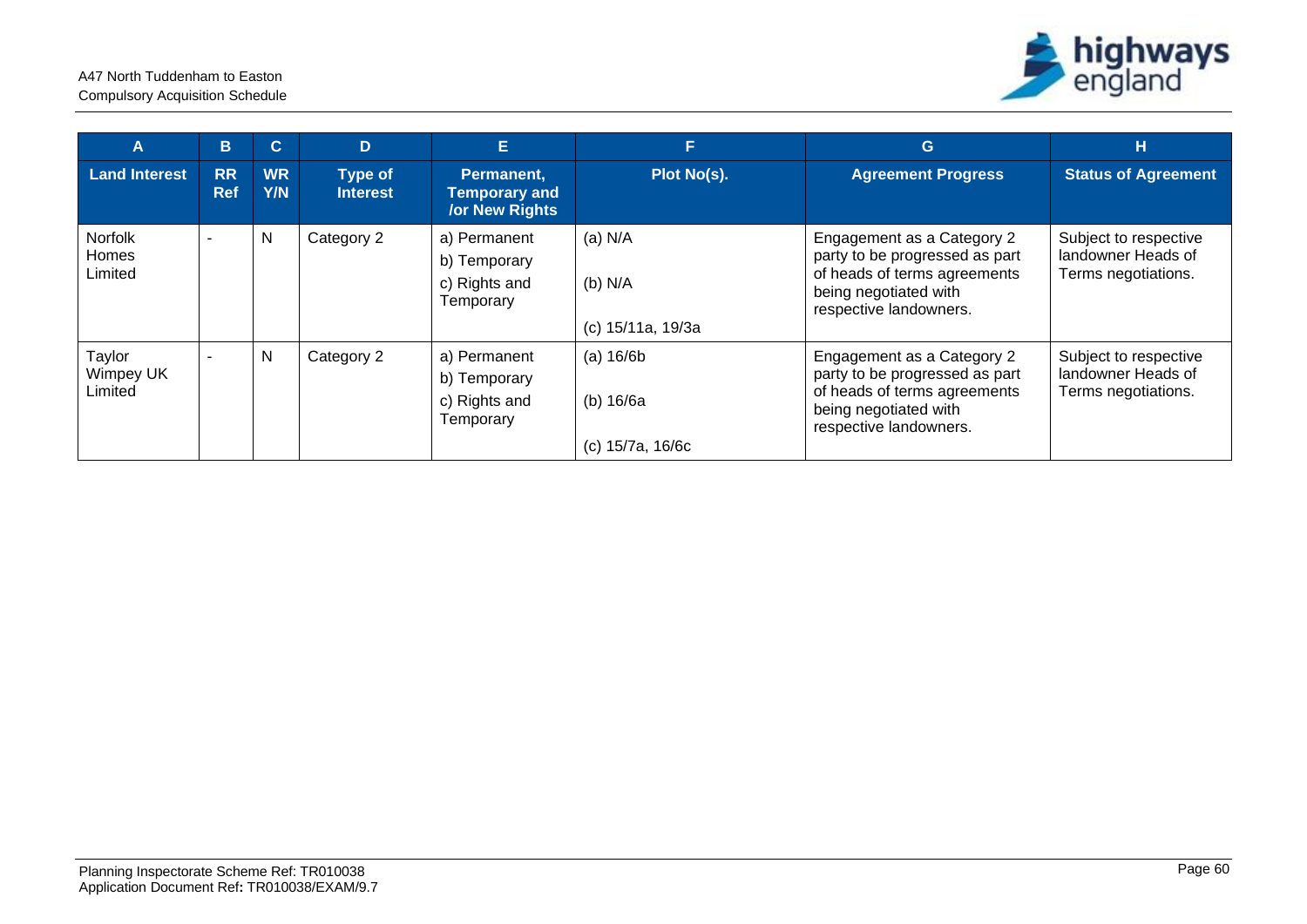| A | B | C | D | E | F | G | H |
|---|---|---|---|---|---|---|---|
| **Land Interest** | **RR Ref** | **WR Y/N** | **Type of Interest** | **Permanent, Temporary and /or New Rights** | **Plot No(s).** | **Agreement Progress** | **Status of Agreement** |
| Norfolk Homes Limited | - | N | Category 2 | a) Permanent<br>b) Temporary<br>c) Rights and Temporary | (a) N/A<br>(b) N/A<br>(c) 15/11a, 19/3a | Engagement as a Category 2 party to be progressed as part of heads of terms agreements being negotiated with respective landowners. | Subject to respective landowner Heads of Terms negotiations. |
| Taylor Wimpey UK Limited | - | N | Category 2 | a) Permanent<br>b) Temporary<br>c) Rights and Temporary | (a) 16/6b<br>(b) 16/6a<br>(c) 15/7a, 16/6c | Engagement as a Category 2 party to be progressed as part of heads of terms agreements being negotiated with respective landowners. | Subject to respective landowner Heads of Terms negotiations. |